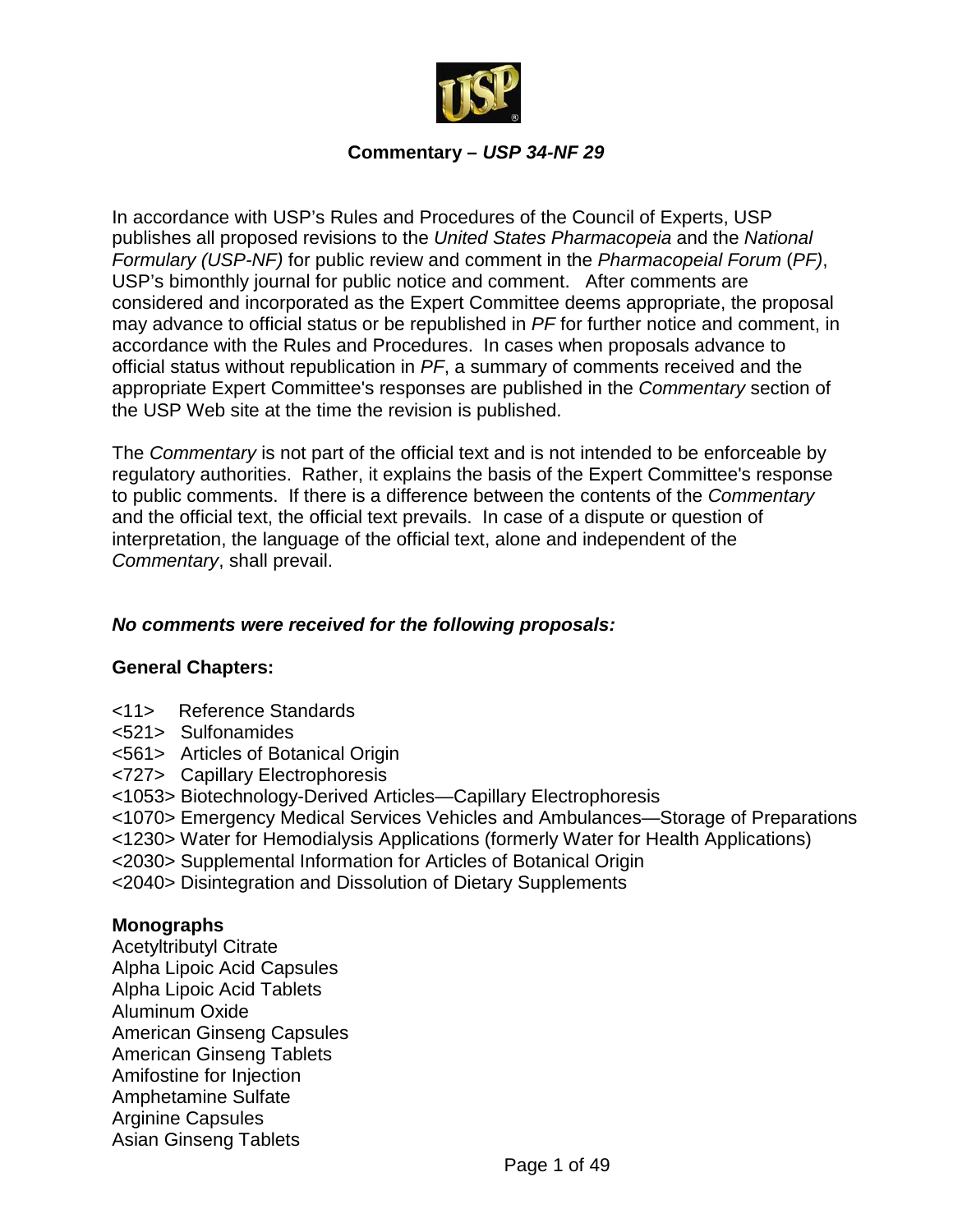# Commentary – *USP 34-NF 29*

In accordance with USP's Rules and Procedures of the Council of Experts, USP publishes all proposed revisions to the *United States Pharmacopeia* and the *National Formulary (USP-NF)* for public review and comment in the *Pharmacopeial Forum* (*PF)*, USP's bimonthly journal for public notice and comment. After comments are considered and incorporated as the Expert Committee deems appropriate, the proposal may advance to official status or be republished in *PF* for further notice and comment, in accordance with the Rules and Procedures. In cases when proposals advance to official status without republication in *PF*, a summary of comments received and the appropriate Expert Committee's responses are published in the *Commentary* section of the USP Web site at the time the revision is published.

The *Commentary* is not part of the official text and is not intended to be enforceable by regulatory authorities. Rather, it explains the basis of the Expert Committee's response to public comments. If there is a difference between the contents of the *Commentary* and the official text, the official text prevails. In case of a dispute or question of interpretation, the language of the official text, alone and independent of the *Commentary*, shall prevail.

***No comments were received for the following proposals:***

**General Chapters:**

<11> Reference Standards
<521> Sulfonamides
<561> Articles of Botanical Origin
<727> Capillary Electrophoresis
<1053> Biotechnology-Derived Articles—Capillary Electrophoresis
<1070> Emergency Medical Services Vehicles and Ambulances—Storage of Preparations
<1230> Water for Hemodialysis Applications (formerly Water for Health Applications)
<2030> Supplemental Information for Articles of Botanical Origin
<2040> Disintegration and Dissolution of Dietary Supplements

**Monographs**

Acetyltributyl Citrate
Alpha Lipoic Acid Capsules
Alpha Lipoic Acid Tablets
Aluminum Oxide
American Ginseng Capsules
American Ginseng Tablets
Amifostine for Injection
Amphetamine Sulfate
Arginine Capsules
Asian Ginseng Tablets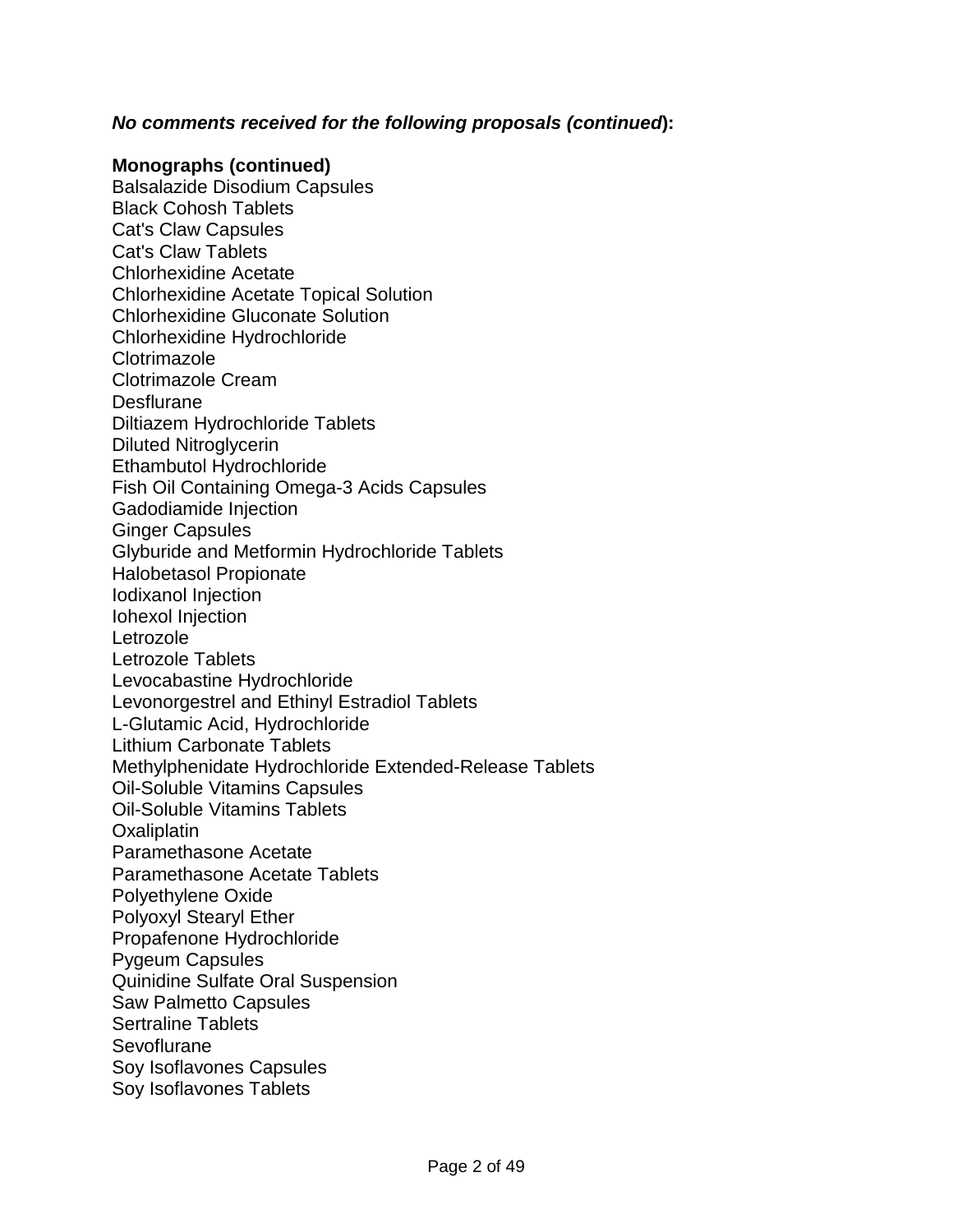***No comments received for the following proposals (continued*):**

**Monographs (continued)**

Balsalazide Disodium Capsules
Black Cohosh Tablets
Cat's Claw Capsules
Cat's Claw Tablets
Chlorhexidine Acetate
Chlorhexidine Acetate Topical Solution
Chlorhexidine Gluconate Solution
Chlorhexidine Hydrochloride
Clotrimazole
Clotrimazole Cream
Desflurane
Diltiazem Hydrochloride Tablets
Diluted Nitroglycerin
Ethambutol Hydrochloride
Fish Oil Containing Omega-3 Acids Capsules
Gadodiamide Injection
Ginger Capsules
Glyburide and Metformin Hydrochloride Tablets
Halobetasol Propionate
Iodixanol Injection
Iohexol Injection
Letrozole
Letrozole Tablets
Levocabastine Hydrochloride
Levonorgestrel and Ethinyl Estradiol Tablets
L-Glutamic Acid, Hydrochloride
Lithium Carbonate Tablets
Methylphenidate Hydrochloride Extended-Release Tablets
Oil-Soluble Vitamins Capsules
Oil-Soluble Vitamins Tablets
Oxaliplatin
Paramethasone Acetate
Paramethasone Acetate Tablets
Polyethylene Oxide
Polyoxyl Stearyl Ether
Propafenone Hydrochloride
Pygeum Capsules
Quinidine Sulfate Oral Suspension
Saw Palmetto Capsules
Sertraline Tablets
Sevoflurane
Soy Isoflavones Capsules
Soy Isoflavones Tablets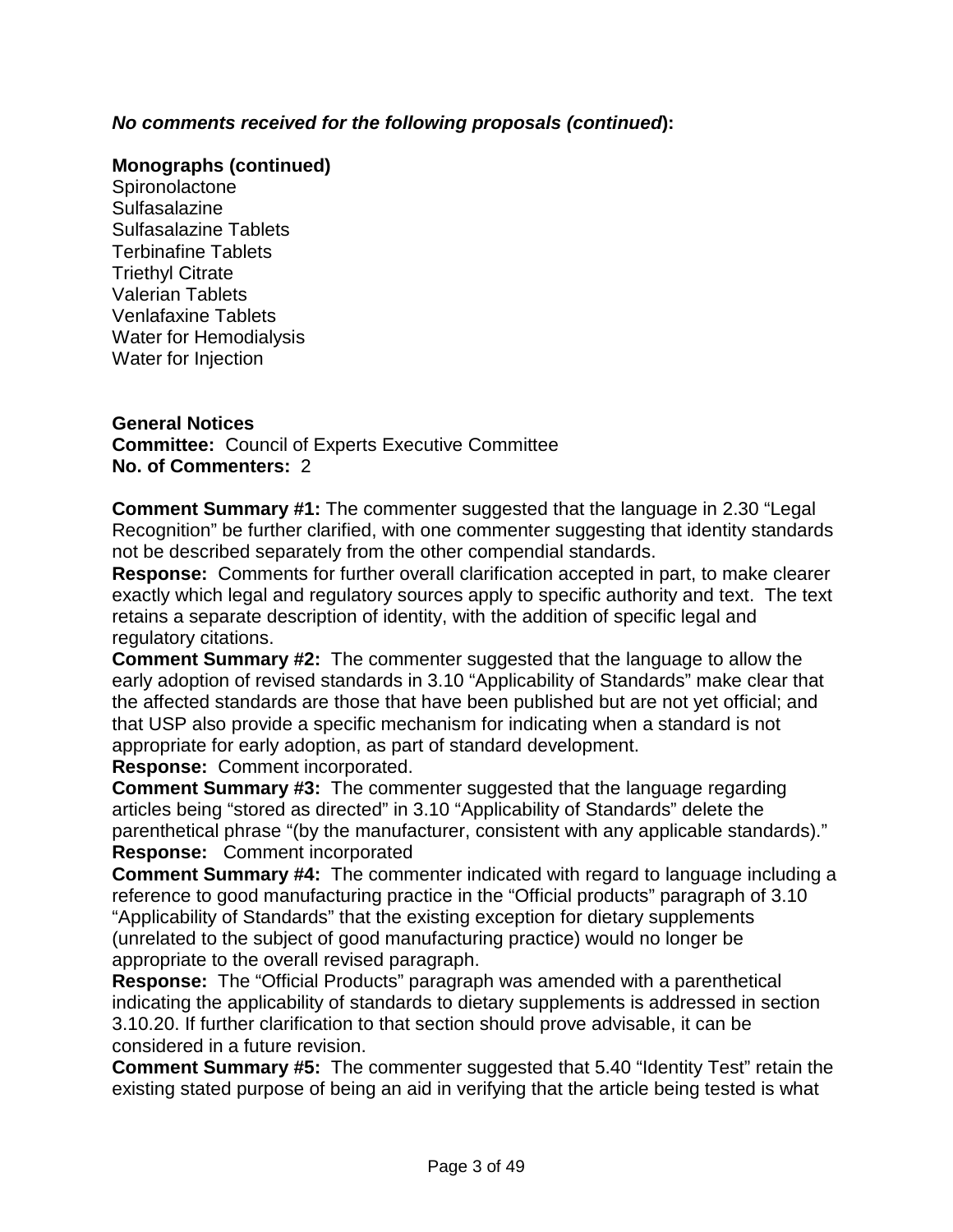***No comments received for the following proposals (continued*):**

**Monographs (continued)**
Spironolactone
Sulfasalazine
Sulfasalazine Tablets
Terbinafine Tablets
Triethyl Citrate
Valerian Tablets
Venlafaxine Tablets
Water for Hemodialysis
Water for Injection

**General Notices**
**Committee:** Council of Experts Executive Committee
**No. of Commenters:** 2

**Comment Summary #1:** The commenter suggested that the language in 2.30 "Legal Recognition" be further clarified, with one commenter suggesting that identity standards not be described separately from the other compendial standards.
**Response:** Comments for further overall clarification accepted in part, to make clearer exactly which legal and regulatory sources apply to specific authority and text. The text retains a separate description of identity, with the addition of specific legal and regulatory citations.
**Comment Summary #2:** The commenter suggested that the language to allow the early adoption of revised standards in 3.10 "Applicability of Standards" make clear that the affected standards are those that have been published but are not yet official; and that USP also provide a specific mechanism for indicating when a standard is not appropriate for early adoption, as part of standard development.
**Response:** Comment incorporated.
**Comment Summary #3:** The commenter suggested that the language regarding articles being "stored as directed" in 3.10 "Applicability of Standards" delete the parenthetical phrase "(by the manufacturer, consistent with any applicable standards)."
**Response:** Comment incorporated
**Comment Summary #4:** The commenter indicated with regard to language including a reference to good manufacturing practice in the "Official products" paragraph of 3.10 "Applicability of Standards" that the existing exception for dietary supplements (unrelated to the subject of good manufacturing practice) would no longer be appropriate to the overall revised paragraph.
**Response:** The "Official Products" paragraph was amended with a parenthetical indicating the applicability of standards to dietary supplements is addressed in section 3.10.20. If further clarification to that section should prove advisable, it can be considered in a future revision.
**Comment Summary #5:** The commenter suggested that 5.40 "Identity Test" retain the existing stated purpose of being an aid in verifying that the article being tested is what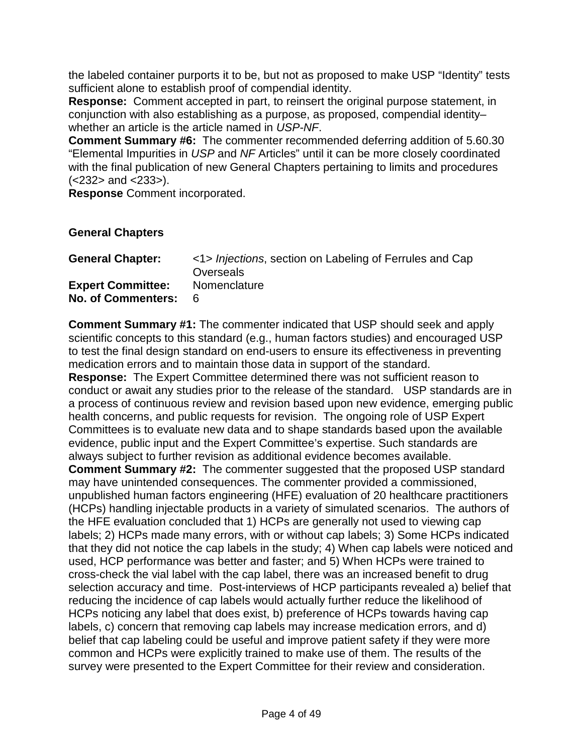the labeled container purports it to be, but not as proposed to make USP “Identity” tests sufficient alone to establish proof of compendial identity.

**Response:** Comment accepted in part, to reinsert the original purpose statement, in conjunction with also establishing as a purpose, as proposed, compendial identity–whether an article is the article named in *USP-NF*.

**Comment Summary #6:** The commenter recommended deferring addition of 5.60.30 “Elemental Impurities in *USP* and *NF* Articles” until it can be more closely coordinated with the final publication of new General Chapters pertaining to limits and procedures (<232> and <233>).

**Response** Comment incorporated.

## General Chapters

**General Chapter:** <1> *Injections*, section on Labeling of Ferrules and Cap Overseals
**Expert Committee:** Nomenclature
**No. of Commenters:** 6

**Comment Summary #1:** The commenter indicated that USP should seek and apply scientific concepts to this standard (e.g., human factors studies) and encouraged USP to test the final design standard on end-users to ensure its effectiveness in preventing medication errors and to maintain those data in support of the standard.

**Response:** The Expert Committee determined there was not sufficient reason to conduct or await any studies prior to the release of the standard. USP standards are in a process of continuous review and revision based upon new evidence, emerging public health concerns, and public requests for revision. The ongoing role of USP Expert Committees is to evaluate new data and to shape standards based upon the available evidence, public input and the Expert Committee’s expertise. Such standards are always subject to further revision as additional evidence becomes available.

**Comment Summary #2:** The commenter suggested that the proposed USP standard may have unintended consequences. The commenter provided a commissioned, unpublished human factors engineering (HFE) evaluation of 20 healthcare practitioners (HCPs) handling injectable products in a variety of simulated scenarios. The authors of the HFE evaluation concluded that 1) HCPs are generally not used to viewing cap labels; 2) HCPs made many errors, with or without cap labels; 3) Some HCPs indicated that they did not notice the cap labels in the study; 4) When cap labels were noticed and used, HCP performance was better and faster; and 5) When HCPs were trained to cross-check the vial label with the cap label, there was an increased benefit to drug selection accuracy and time. Post-interviews of HCP participants revealed a) belief that reducing the incidence of cap labels would actually further reduce the likelihood of HCPs noticing any label that does exist, b) preference of HCPs towards having cap labels, c) concern that removing cap labels may increase medication errors, and d) belief that cap labeling could be useful and improve patient safety if they were more common and HCPs were explicitly trained to make use of them. The results of the survey were presented to the Expert Committee for their review and consideration.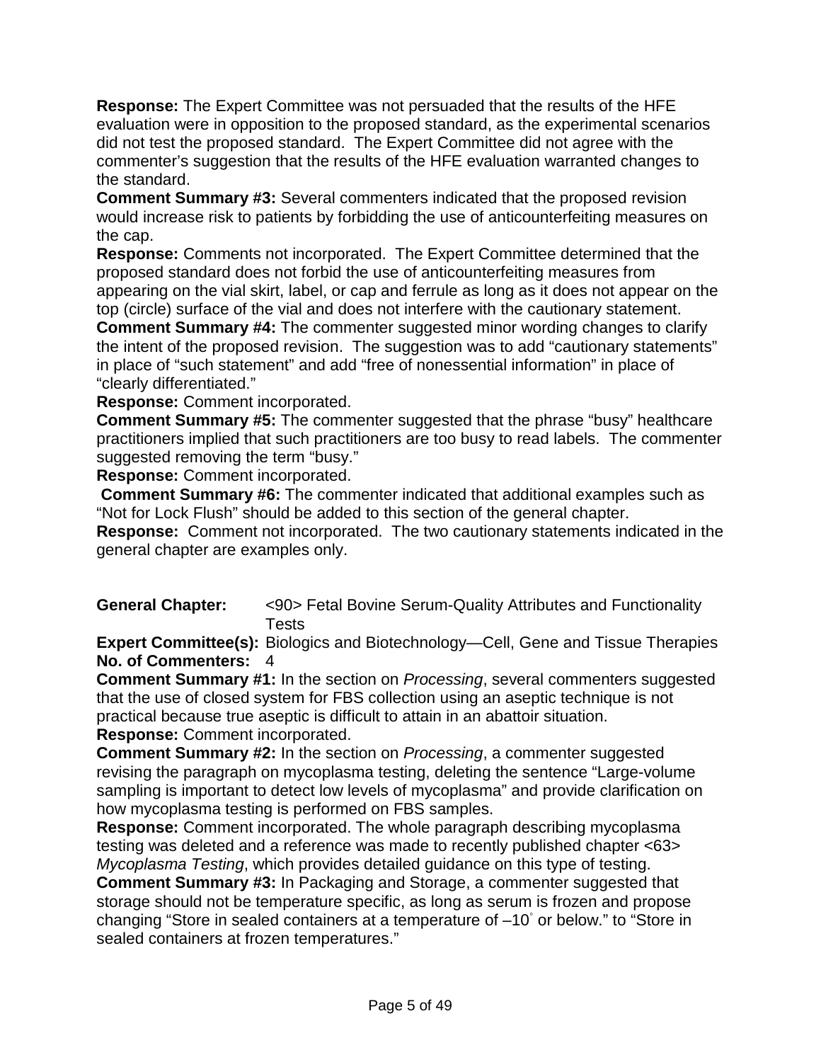**Response:** The Expert Committee was not persuaded that the results of the HFE evaluation were in opposition to the proposed standard, as the experimental scenarios did not test the proposed standard. The Expert Committee did not agree with the commenter's suggestion that the results of the HFE evaluation warranted changes to the standard.

**Comment Summary #3:** Several commenters indicated that the proposed revision would increase risk to patients by forbidding the use of anticounterfeiting measures on the cap.

**Response:** Comments not incorporated. The Expert Committee determined that the proposed standard does not forbid the use of anticounterfeiting measures from appearing on the vial skirt, label, or cap and ferrule as long as it does not appear on the top (circle) surface of the vial and does not interfere with the cautionary statement.

**Comment Summary #4:** The commenter suggested minor wording changes to clarify the intent of the proposed revision. The suggestion was to add "cautionary statements" in place of "such statement" and add "free of nonessential information" in place of "clearly differentiated."

**Response:** Comment incorporated.

**Comment Summary #5:** The commenter suggested that the phrase "busy" healthcare practitioners implied that such practitioners are too busy to read labels. The commenter suggested removing the term "busy."

**Response:** Comment incorporated.

**Comment Summary #6:** The commenter indicated that additional examples such as "Not for Lock Flush" should be added to this section of the general chapter.

**Response:** Comment not incorporated. The two cautionary statements indicated in the general chapter are examples only.

**General Chapter:** <90> Fetal Bovine Serum-Quality Attributes and Functionality Tests

**Expert Committee(s):** Biologics and Biotechnology—Cell, Gene and Tissue Therapies

**No. of Commenters:** 4

**Comment Summary #1:** In the section on *Processing*, several commenters suggested that the use of closed system for FBS collection using an aseptic technique is not practical because true aseptic is difficult to attain in an abattoir situation.

**Response:** Comment incorporated.

**Comment Summary #2:** In the section on *Processing*, a commenter suggested revising the paragraph on mycoplasma testing, deleting the sentence "Large-volume sampling is important to detect low levels of mycoplasma" and provide clarification on how mycoplasma testing is performed on FBS samples.

**Response:** Comment incorporated. The whole paragraph describing mycoplasma testing was deleted and a reference was made to recently published chapter <63> *Mycoplasma Testing*, which provides detailed guidance on this type of testing.

**Comment Summary #3:** In Packaging and Storage, a commenter suggested that storage should not be temperature specific, as long as serum is frozen and propose changing "Store in sealed containers at a temperature of –10° or below." to "Store in sealed containers at frozen temperatures."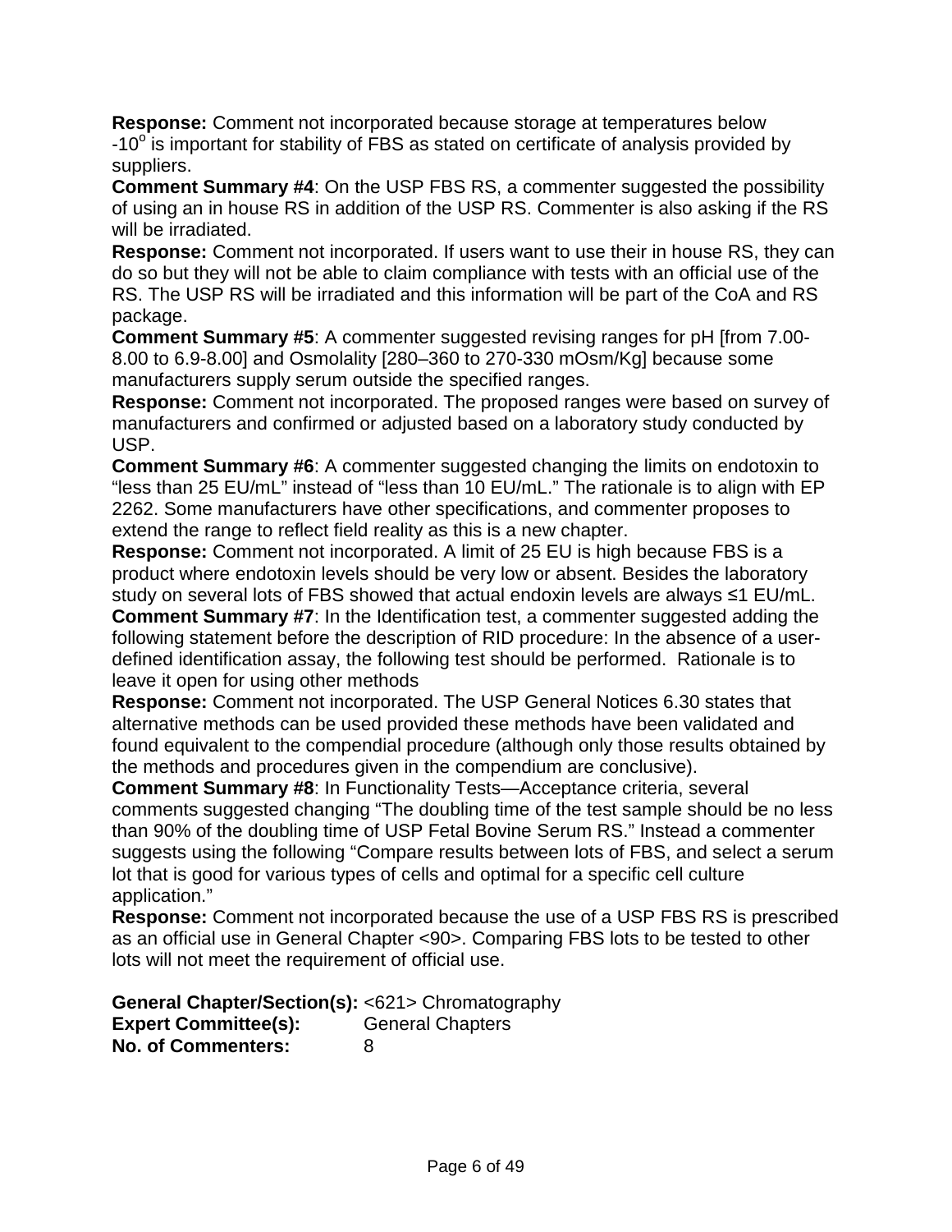**Response:** Comment not incorporated because storage at temperatures below -10$^o$ is important for stability of FBS as stated on certificate of analysis provided by suppliers.

**Comment Summary #4**: On the USP FBS RS, a commenter suggested the possibility of using an in house RS in addition of the USP RS. Commenter is also asking if the RS will be irradiated.

**Response:** Comment not incorporated. If users want to use their in house RS, they can do so but they will not be able to claim compliance with tests with an official use of the RS. The USP RS will be irradiated and this information will be part of the CoA and RS package.

**Comment Summary #5**: A commenter suggested revising ranges for pH [from 7.00-8.00 to 6.9-8.00] and Osmolality [280–360 to 270-330 mOsm/Kg] because some manufacturers supply serum outside the specified ranges.

**Response:** Comment not incorporated. The proposed ranges were based on survey of manufacturers and confirmed or adjusted based on a laboratory study conducted by USP.

**Comment Summary #6**: A commenter suggested changing the limits on endotoxin to "less than 25 EU/mL" instead of "less than 10 EU/mL." The rationale is to align with EP 2262. Some manufacturers have other specifications, and commenter proposes to extend the range to reflect field reality as this is a new chapter.

**Response:** Comment not incorporated. A limit of 25 EU is high because FBS is a product where endotoxin levels should be very low or absent. Besides the laboratory study on several lots of FBS showed that actual endoxin levels are always ≤1 EU/mL.

**Comment Summary #7**: In the Identification test, a commenter suggested adding the following statement before the description of RID procedure: In the absence of a user-defined identification assay, the following test should be performed. Rationale is to leave it open for using other methods

**Response:** Comment not incorporated. The USP General Notices 6.30 states that alternative methods can be used provided these methods have been validated and found equivalent to the compendial procedure (although only those results obtained by the methods and procedures given in the compendium are conclusive).

**Comment Summary #8**: In Functionality Tests—Acceptance criteria, several comments suggested changing "The doubling time of the test sample should be no less than 90% of the doubling time of USP Fetal Bovine Serum RS." Instead a commenter suggests using the following "Compare results between lots of FBS, and select a serum lot that is good for various types of cells and optimal for a specific cell culture application."

**Response:** Comment not incorporated because the use of a USP FBS RS is prescribed as an official use in General Chapter <90>. Comparing FBS lots to be tested to other lots will not meet the requirement of official use.

**General Chapter/Section(s):** <621> Chromatography
**Expert Committee(s):** General Chapters
**No. of Commenters:** 8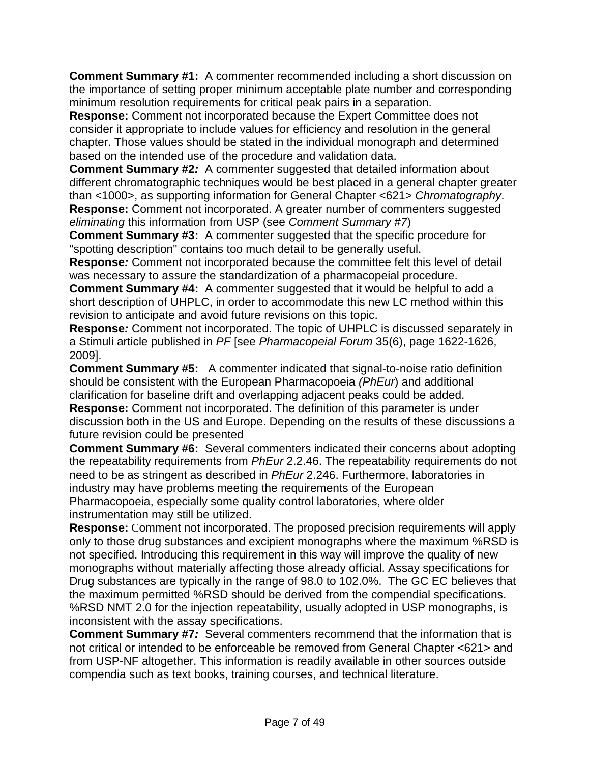**Comment Summary #1:** A commenter recommended including a short discussion on the importance of setting proper minimum acceptable plate number and corresponding minimum resolution requirements for critical peak pairs in a separation.
**Response:** Comment not incorporated because the Expert Committee does not consider it appropriate to include values for efficiency and resolution in the general chapter. Those values should be stated in the individual monograph and determined based on the intended use of the procedure and validation data.
**Comment Summary #2*:*** A commenter suggested that detailed information about different chromatographic techniques would be best placed in a general chapter greater than <1000>, as supporting information for General Chapter <621> *Chromatography*.
**Response:** Comment not incorporated. A greater number of commenters suggested *eliminating* this information from USP (see *Comment Summary #7*)
**Comment Summary #3:** A commenter suggested that the specific procedure for "spotting description" contains too much detail to be generally useful.
**Response*:*** Comment not incorporated because the committee felt this level of detail was necessary to assure the standardization of a pharmacopeial procedure.
**Comment Summary #4:** A commenter suggested that it would be helpful to add a short description of UHPLC, in order to accommodate this new LC method within this revision to anticipate and avoid future revisions on this topic.
**Response*:*** Comment not incorporated. The topic of UHPLC is discussed separately in a Stimuli article published in *PF* [see *Pharmacopeial Forum* 35(6), page 1622-1626, 2009].
**Comment Summary #5:** A commenter indicated that signal-to-noise ratio definition should be consistent with the European Pharmacopoeia *(PhEur*) and additional clarification for baseline drift and overlapping adjacent peaks could be added.
**Response:** Comment not incorporated. The definition of this parameter is under discussion both in the US and Europe. Depending on the results of these discussions a future revision could be presented
**Comment Summary #6:** Several commenters indicated their concerns about adopting the repeatability requirements from *PhEur* 2.2.46. The repeatability requirements do not need to be as stringent as described in *PhEur* 2.246. Furthermore, laboratories in industry may have problems meeting the requirements of the European Pharmacopoeia, especially some quality control laboratories, where older instrumentation may still be utilized.
**Response:** Comment not incorporated. The proposed precision requirements will apply only to those drug substances and excipient monographs where the maximum %RSD is not specified. Introducing this requirement in this way will improve the quality of new monographs without materially affecting those already official. Assay specifications for Drug substances are typically in the range of 98.0 to 102.0%. The GC EC believes that the maximum permitted %RSD should be derived from the compendial specifications. %RSD NMT 2.0 for the injection repeatability, usually adopted in USP monographs, is inconsistent with the assay specifications.
**Comment Summary #7*:*** Several commenters recommend that the information that is not critical or intended to be enforceable be removed from General Chapter <621> and from USP-NF altogether. This information is readily available in other sources outside compendia such as text books, training courses, and technical literature.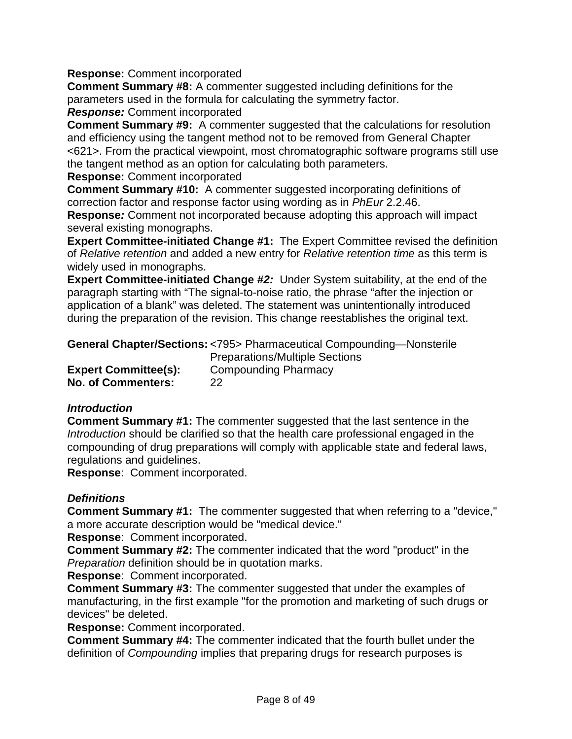**Response:** Comment incorporated

**Comment Summary #8:** A commenter suggested including definitions for the parameters used in the formula for calculating the symmetry factor.

***Response:*** Comment incorporated

**Comment Summary #9:** A commenter suggested that the calculations for resolution and efficiency using the tangent method not to be removed from General Chapter <621>. From the practical viewpoint, most chromatographic software programs still use the tangent method as an option for calculating both parameters.

**Response:** Comment incorporated

**Comment Summary #10:** A commenter suggested incorporating definitions of correction factor and response factor using wording as in *PhEur* 2.2.46.

**Response*:*** Comment not incorporated because adopting this approach will impact several existing monographs.

**Expert Committee-initiated Change #1:** The Expert Committee revised the definition of *Relative retention* and added a new entry for *Relative retention time* as this term is widely used in monographs.

**Expert Committee-initiated Change *#2:*** Under System suitability, at the end of the paragraph starting with "The signal-to-noise ratio, the phrase "after the injection or application of a blank" was deleted. The statement was unintentionally introduced during the preparation of the revision. This change reestablishes the original text.

| | |
|---|---|
| **General Chapter/Sections:** | <795> Pharmaceutical Compounding—Nonsterile Preparations/Multiple Sections |
| **Expert Committee(s):** | Compounding Pharmacy |
| **No. of Commenters:** | 22 |

***Introduction***

**Comment Summary #1:** The commenter suggested that the last sentence in the *Introduction* should be clarified so that the health care professional engaged in the compounding of drug preparations will comply with applicable state and federal laws, regulations and guidelines.

**Response**: Comment incorporated.

***Definitions***

**Comment Summary #1:** The commenter suggested that when referring to a "device," a more accurate description would be "medical device."

**Response**: Comment incorporated.

**Comment Summary #2:** The commenter indicated that the word "product" in the *Preparation* definition should be in quotation marks.

**Response**: Comment incorporated.

**Comment Summary #3:** The commenter suggested that under the examples of manufacturing, in the first example "for the promotion and marketing of such drugs or devices" be deleted.

**Response:** Comment incorporated.

**Comment Summary #4:** The commenter indicated that the fourth bullet under the definition of *Compounding* implies that preparing drugs for research purposes is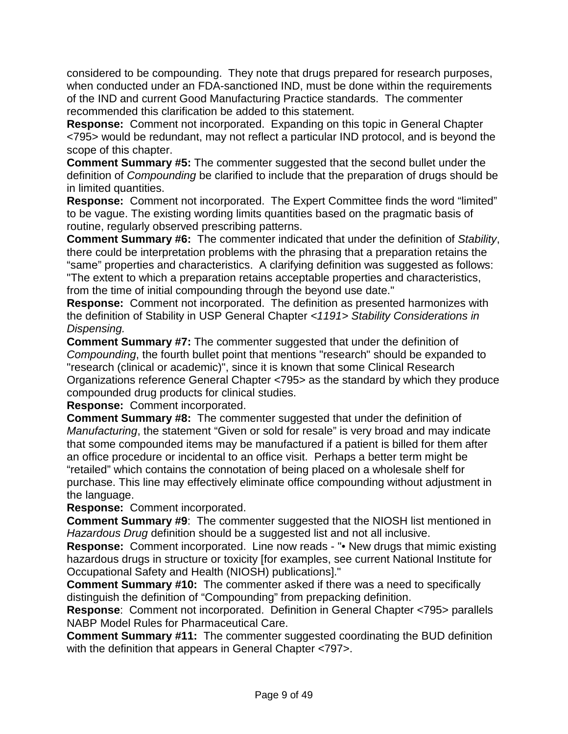considered to be compounding.  They note that drugs prepared for research purposes, when conducted under an FDA-sanctioned IND, must be done within the requirements of the IND and current Good Manufacturing Practice standards.  The commenter recommended this clarification be added to this statement.

**Response:** Comment not incorporated.  Expanding on this topic in General Chapter <795> would be redundant, may not reflect a particular IND protocol, and is beyond the scope of this chapter.

**Comment Summary #5:** The commenter suggested that the second bullet under the definition of *Compounding* be clarified to include that the preparation of drugs should be in limited quantities.

**Response:** Comment not incorporated.  The Expert Committee finds the word "limited" to be vague. The existing wording limits quantities based on the pragmatic basis of routine, regularly observed prescribing patterns.

**Comment Summary #6:** The commenter indicated that under the definition of *Stability*, there could be interpretation problems with the phrasing that a preparation retains the "same" properties and characteristics.  A clarifying definition was suggested as follows: "The extent to which a preparation retains acceptable properties and characteristics, from the time of initial compounding through the beyond use date."

**Response:** Comment not incorporated.  The definition as presented harmonizes with the definition of Stability in USP General Chapter *<1191> Stability Considerations in Dispensing.*

**Comment Summary #7:** The commenter suggested that under the definition of *Compounding*, the fourth bullet point that mentions "research" should be expanded to "research (clinical or academic)", since it is known that some Clinical Research Organizations reference General Chapter <795> as the standard by which they produce compounded drug products for clinical studies.

**Response:** Comment incorporated.

**Comment Summary #8:** The commenter suggested that under the definition of *Manufacturing*, the statement "Given or sold for resale" is very broad and may indicate that some compounded items may be manufactured if a patient is billed for them after an office procedure or incidental to an office visit.  Perhaps a better term might be "retailed" which contains the connotation of being placed on a wholesale shelf for purchase. This line may effectively eliminate office compounding without adjustment in the language.

**Response:** Comment incorporated.

**Comment Summary #9**: The commenter suggested that the NIOSH list mentioned in *Hazardous Drug* definition should be a suggested list and not all inclusive.

**Response:** Comment incorporated.  Line now reads - "• New drugs that mimic existing hazardous drugs in structure or toxicity [for examples, see current National Institute for Occupational Safety and Health (NIOSH) publications]."

**Comment Summary #10:** The commenter asked if there was a need to specifically distinguish the definition of "Compounding" from prepacking definition.

**Response**: Comment not incorporated.  Definition in General Chapter <795> parallels NABP Model Rules for Pharmaceutical Care.

**Comment Summary #11:** The commenter suggested coordinating the BUD definition with the definition that appears in General Chapter <797>.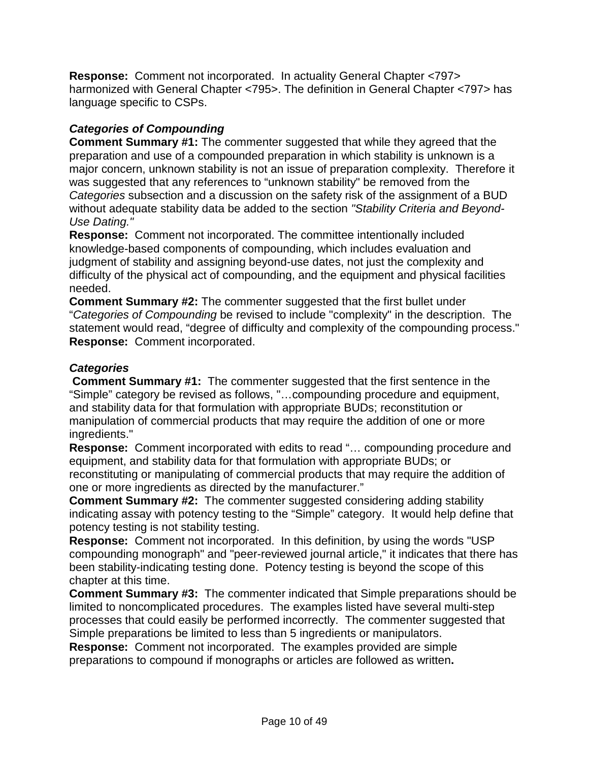**Response:** Comment not incorporated. In actuality General Chapter <797> harmonized with General Chapter <795>. The definition in General Chapter <797> has language specific to CSPs.

***Categories of Compounding***

**Comment Summary #1:** The commenter suggested that while they agreed that the preparation and use of a compounded preparation in which stability is unknown is a major concern, unknown stability is not an issue of preparation complexity. Therefore it was suggested that any references to "unknown stability" be removed from the *Categories* subsection and a discussion on the safety risk of the assignment of a BUD without adequate stability data be added to the section *"Stability Criteria and Beyond-Use Dating."*

**Response:** Comment not incorporated. The committee intentionally included knowledge-based components of compounding, which includes evaluation and judgment of stability and assigning beyond-use dates, not just the complexity and difficulty of the physical act of compounding, and the equipment and physical facilities needed.

**Comment Summary #2:** The commenter suggested that the first bullet under "*Categories of Compounding* be revised to include "complexity" in the description. The statement would read, "degree of difficulty and complexity of the compounding process."

**Response:** Comment incorporated.

***Categories***

**Comment Summary #1:** The commenter suggested that the first sentence in the "Simple" category be revised as follows, "…compounding procedure and equipment, and stability data for that formulation with appropriate BUDs; reconstitution or manipulation of commercial products that may require the addition of one or more ingredients."

**Response:** Comment incorporated with edits to read "… compounding procedure and equipment, and stability data for that formulation with appropriate BUDs; or reconstituting or manipulating of commercial products that may require the addition of one or more ingredients as directed by the manufacturer."

**Comment Summary #2:** The commenter suggested considering adding stability indicating assay with potency testing to the "Simple" category. It would help define that potency testing is not stability testing.

**Response:** Comment not incorporated. In this definition, by using the words "USP compounding monograph" and "peer-reviewed journal article," it indicates that there has been stability-indicating testing done. Potency testing is beyond the scope of this chapter at this time.

**Comment Summary #3:** The commenter indicated that Simple preparations should be limited to noncomplicated procedures. The examples listed have several multi-step processes that could easily be performed incorrectly. The commenter suggested that Simple preparations be limited to less than 5 ingredients or manipulators.

**Response:** Comment not incorporated. The examples provided are simple preparations to compound if monographs or articles are followed as written**.**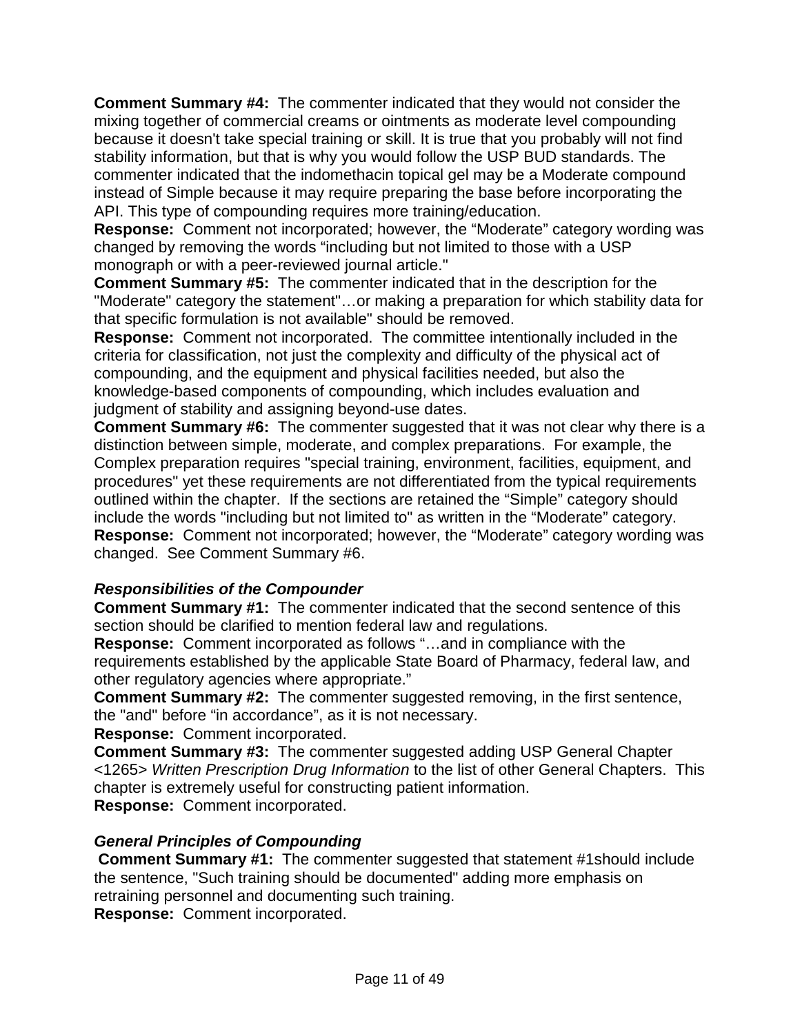**Comment Summary #4:** The commenter indicated that they would not consider the mixing together of commercial creams or ointments as moderate level compounding because it doesn't take special training or skill. It is true that you probably will not find stability information, but that is why you would follow the USP BUD standards. The commenter indicated that the indomethacin topical gel may be a Moderate compound instead of Simple because it may require preparing the base before incorporating the API. This type of compounding requires more training/education.
**Response:** Comment not incorporated; however, the “Moderate” category wording was changed by removing the words “including but not limited to those with a USP monograph or with a peer-reviewed journal article."
**Comment Summary #5:** The commenter indicated that in the description for the "Moderate" category the statement"…or making a preparation for which stability data for that specific formulation is not available" should be removed.
**Response:** Comment not incorporated. The committee intentionally included in the criteria for classification, not just the complexity and difficulty of the physical act of compounding, and the equipment and physical facilities needed, but also the knowledge-based components of compounding, which includes evaluation and judgment of stability and assigning beyond-use dates.
**Comment Summary #6:** The commenter suggested that it was not clear why there is a distinction between simple, moderate, and complex preparations. For example, the Complex preparation requires "special training, environment, facilities, equipment, and procedures" yet these requirements are not differentiated from the typical requirements outlined within the chapter. If the sections are retained the “Simple” category should include the words "including but not limited to" as written in the “Moderate” category.
**Response:** Comment not incorporated; however, the “Moderate” category wording was changed. See Comment Summary #6.

***Responsibilities of the Compounder***

**Comment Summary #1:** The commenter indicated that the second sentence of this section should be clarified to mention federal law and regulations.
**Response:** Comment incorporated as follows “…and in compliance with the requirements established by the applicable State Board of Pharmacy, federal law, and other regulatory agencies where appropriate.”
**Comment Summary #2:** The commenter suggested removing, in the first sentence, the "and" before “in accordance”, as it is not necessary.
**Response:** Comment incorporated.
**Comment Summary #3:** The commenter suggested adding USP General Chapter <1265> *Written Prescription Drug Information* to the list of other General Chapters. This chapter is extremely useful for constructing patient information.
**Response:** Comment incorporated.

***General Principles of Compounding***

**Comment Summary #1:** The commenter suggested that statement #1should include the sentence, "Such training should be documented" adding more emphasis on retraining personnel and documenting such training.
**Response:** Comment incorporated.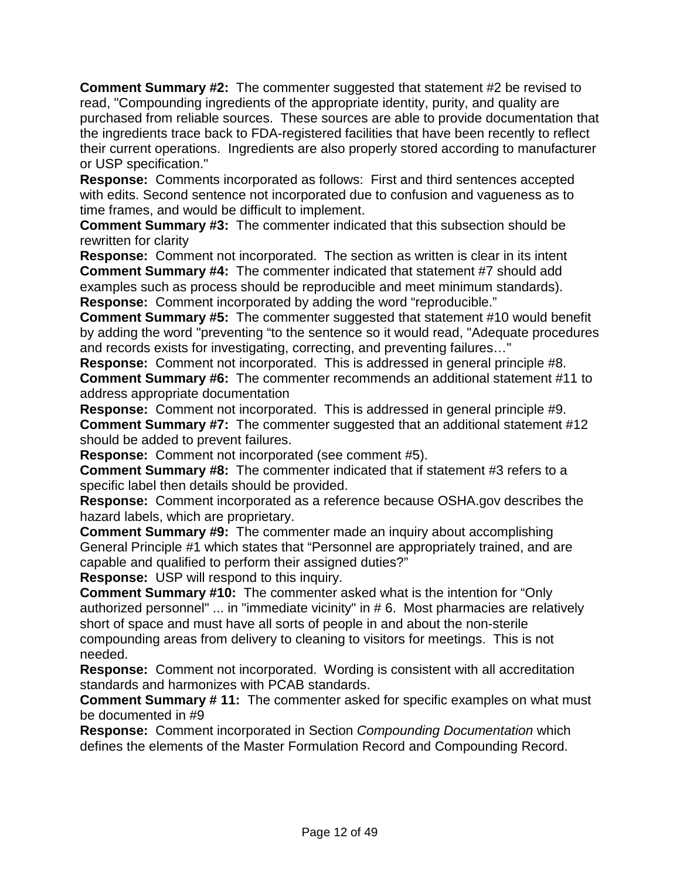**Comment Summary #2:** The commenter suggested that statement #2 be revised to read, "Compounding ingredients of the appropriate identity, purity, and quality are purchased from reliable sources. These sources are able to provide documentation that the ingredients trace back to FDA-registered facilities that have been recently to reflect their current operations. Ingredients are also properly stored according to manufacturer or USP specification."

**Response:** Comments incorporated as follows: First and third sentences accepted with edits. Second sentence not incorporated due to confusion and vagueness as to time frames, and would be difficult to implement.

**Comment Summary #3:** The commenter indicated that this subsection should be rewritten for clarity

**Response:** Comment not incorporated. The section as written is clear in its intent

**Comment Summary #4:** The commenter indicated that statement #7 should add examples such as process should be reproducible and meet minimum standards).

**Response:** Comment incorporated by adding the word "reproducible."

**Comment Summary #5:** The commenter suggested that statement #10 would benefit by adding the word "preventing "to the sentence so it would read, "Adequate procedures and records exists for investigating, correcting, and preventing failures…"

**Response:** Comment not incorporated. This is addressed in general principle #8.

**Comment Summary #6:** The commenter recommends an additional statement #11 to address appropriate documentation

**Response:** Comment not incorporated. This is addressed in general principle #9.

**Comment Summary #7:** The commenter suggested that an additional statement #12 should be added to prevent failures.

**Response:** Comment not incorporated (see comment #5).

**Comment Summary #8:** The commenter indicated that if statement #3 refers to a specific label then details should be provided.

**Response:** Comment incorporated as a reference because OSHA.gov describes the hazard labels, which are proprietary.

**Comment Summary #9:** The commenter made an inquiry about accomplishing General Principle #1 which states that "Personnel are appropriately trained, and are capable and qualified to perform their assigned duties?"

**Response:** USP will respond to this inquiry.

**Comment Summary #10:** The commenter asked what is the intention for "Only authorized personnel" ... in "immediate vicinity" in # 6. Most pharmacies are relatively short of space and must have all sorts of people in and about the non-sterile compounding areas from delivery to cleaning to visitors for meetings. This is not needed.

**Response:** Comment not incorporated. Wording is consistent with all accreditation standards and harmonizes with PCAB standards.

**Comment Summary # 11:** The commenter asked for specific examples on what must be documented in #9

**Response:** Comment incorporated in Section *Compounding Documentation* which defines the elements of the Master Formulation Record and Compounding Record.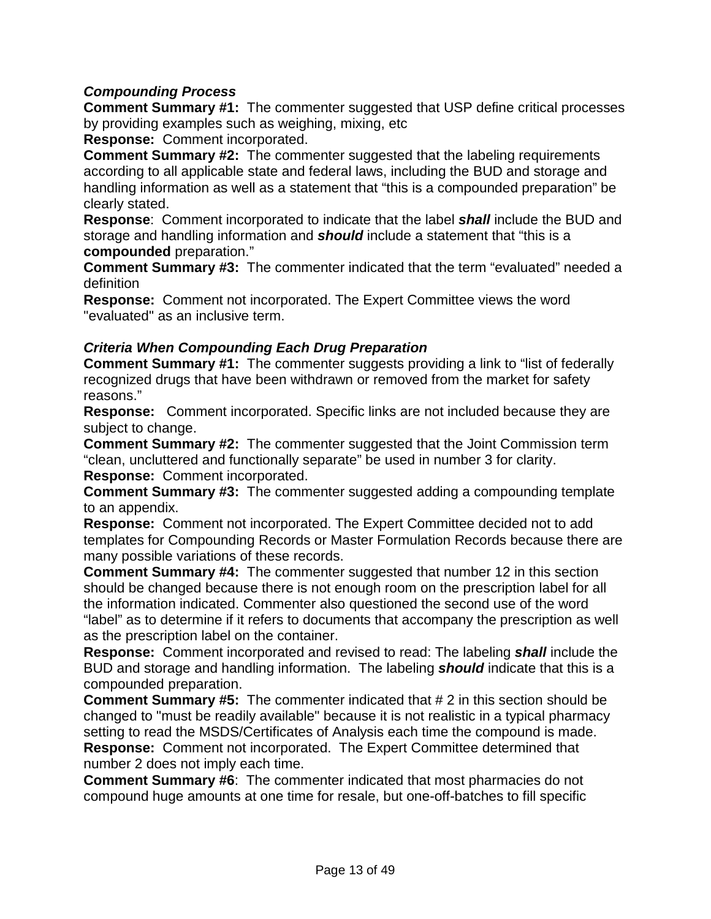***Compounding Process***

**Comment Summary #1:** The commenter suggested that USP define critical processes by providing examples such as weighing, mixing, etc

**Response:** Comment incorporated.

**Comment Summary #2:** The commenter suggested that the labeling requirements according to all applicable state and federal laws, including the BUD and storage and handling information as well as a statement that "this is a compounded preparation" be clearly stated.

**Response**: Comment incorporated to indicate that the label ***shall*** include the BUD and storage and handling information and ***should*** include a statement that "this is a **compounded** preparation."

**Comment Summary #3:** The commenter indicated that the term "evaluated" needed a definition

**Response:** Comment not incorporated. The Expert Committee views the word "evaluated" as an inclusive term.

***Criteria When Compounding Each Drug Preparation***

**Comment Summary #1:** The commenter suggests providing a link to "list of federally recognized drugs that have been withdrawn or removed from the market for safety reasons."

**Response:** Comment incorporated. Specific links are not included because they are subject to change.

**Comment Summary #2:** The commenter suggested that the Joint Commission term "clean, uncluttered and functionally separate" be used in number 3 for clarity.

**Response:** Comment incorporated.

**Comment Summary #3:** The commenter suggested adding a compounding template to an appendix.

**Response:** Comment not incorporated. The Expert Committee decided not to add templates for Compounding Records or Master Formulation Records because there are many possible variations of these records.

**Comment Summary #4:** The commenter suggested that number 12 in this section should be changed because there is not enough room on the prescription label for all the information indicated. Commenter also questioned the second use of the word "label" as to determine if it refers to documents that accompany the prescription as well as the prescription label on the container.

**Response:** Comment incorporated and revised to read: The labeling ***shall*** include the BUD and storage and handling information. The labeling ***should*** indicate that this is a compounded preparation.

**Comment Summary #5:** The commenter indicated that # 2 in this section should be changed to "must be readily available" because it is not realistic in a typical pharmacy setting to read the MSDS/Certificates of Analysis each time the compound is made.

**Response:** Comment not incorporated. The Expert Committee determined that number 2 does not imply each time.

**Comment Summary #6**: The commenter indicated that most pharmacies do not compound huge amounts at one time for resale, but one-off-batches to fill specific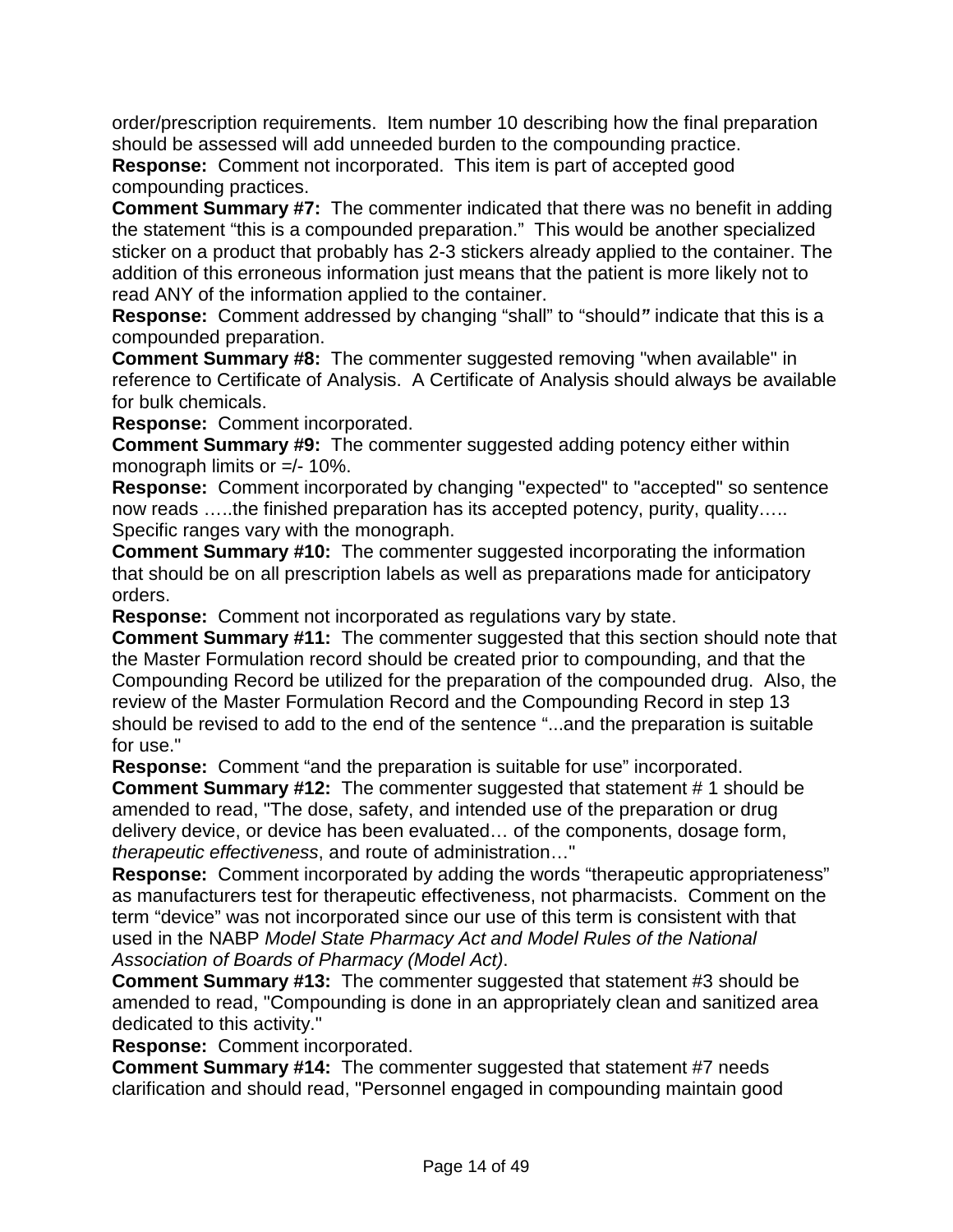order/prescription requirements. Item number 10 describing how the final preparation should be assessed will add unneeded burden to the compounding practice.

**Response:** Comment not incorporated. This item is part of accepted good compounding practices.

**Comment Summary #7:** The commenter indicated that there was no benefit in adding the statement "this is a compounded preparation." This would be another specialized sticker on a product that probably has 2-3 stickers already applied to the container. The addition of this erroneous information just means that the patient is more likely not to read ANY of the information applied to the container.

**Response:** Comment addressed by changing "shall" to "should**"** indicate that this is a compounded preparation.

**Comment Summary #8:** The commenter suggested removing "when available" in reference to Certificate of Analysis. A Certificate of Analysis should always be available for bulk chemicals.

**Response:** Comment incorporated.

**Comment Summary #9:** The commenter suggested adding potency either within monograph limits or =/- 10%.

**Response:** Comment incorporated by changing "expected" to "accepted" so sentence now reads …..the finished preparation has its accepted potency, purity, quality….. Specific ranges vary with the monograph.

**Comment Summary #10:** The commenter suggested incorporating the information that should be on all prescription labels as well as preparations made for anticipatory orders.

**Response:** Comment not incorporated as regulations vary by state.

**Comment Summary #11:** The commenter suggested that this section should note that the Master Formulation record should be created prior to compounding, and that the Compounding Record be utilized for the preparation of the compounded drug. Also, the review of the Master Formulation Record and the Compounding Record in step 13 should be revised to add to the end of the sentence "...and the preparation is suitable for use."

**Response:** Comment "and the preparation is suitable for use" incorporated.

**Comment Summary #12:** The commenter suggested that statement # 1 should be amended to read, "The dose, safety, and intended use of the preparation or drug delivery device, or device has been evaluated… of the components, dosage form, *therapeutic effectiveness*, and route of administration…"

**Response:** Comment incorporated by adding the words "therapeutic appropriateness" as manufacturers test for therapeutic effectiveness, not pharmacists. Comment on the term "device" was not incorporated since our use of this term is consistent with that used in the NABP *Model State Pharmacy Act and Model Rules of the National Association of Boards of Pharmacy (Model Act)*.

**Comment Summary #13:** The commenter suggested that statement #3 should be amended to read, "Compounding is done in an appropriately clean and sanitized area dedicated to this activity."

**Response:** Comment incorporated.

**Comment Summary #14:** The commenter suggested that statement #7 needs clarification and should read, "Personnel engaged in compounding maintain good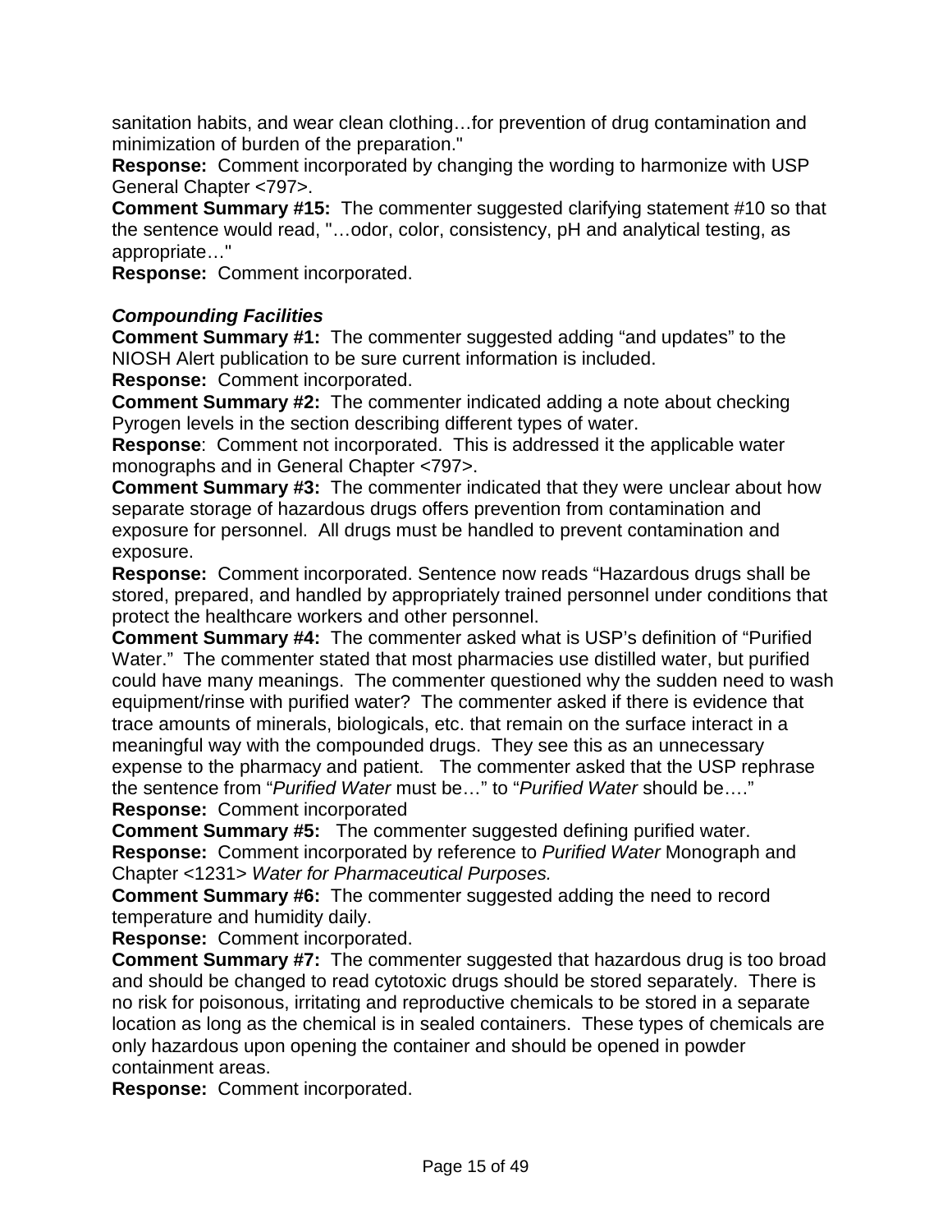sanitation habits, and wear clean clothing…for prevention of drug contamination and minimization of burden of the preparation."

**Response:** Comment incorporated by changing the wording to harmonize with USP General Chapter <797>.

**Comment Summary #15:** The commenter suggested clarifying statement #10 so that the sentence would read, "…odor, color, consistency, pH and analytical testing, as appropriate…"

**Response:** Comment incorporated.

***Compounding Facilities***

**Comment Summary #1:** The commenter suggested adding "and updates" to the NIOSH Alert publication to be sure current information is included.

**Response:** Comment incorporated.

**Comment Summary #2:** The commenter indicated adding a note about checking Pyrogen levels in the section describing different types of water.

**Response**: Comment not incorporated. This is addressed it the applicable water monographs and in General Chapter <797>.

**Comment Summary #3:** The commenter indicated that they were unclear about how separate storage of hazardous drugs offers prevention from contamination and exposure for personnel. All drugs must be handled to prevent contamination and exposure.

**Response:** Comment incorporated. Sentence now reads "Hazardous drugs shall be stored, prepared, and handled by appropriately trained personnel under conditions that protect the healthcare workers and other personnel.

**Comment Summary #4:** The commenter asked what is USP's definition of "Purified Water." The commenter stated that most pharmacies use distilled water, but purified could have many meanings. The commenter questioned why the sudden need to wash equipment/rinse with purified water? The commenter asked if there is evidence that trace amounts of minerals, biologicals, etc. that remain on the surface interact in a meaningful way with the compounded drugs. They see this as an unnecessary expense to the pharmacy and patient. The commenter asked that the USP rephrase the sentence from "*Purified Water* must be…" to "*Purified Water* should be…."

**Response:** Comment incorporated

**Comment Summary #5:** The commenter suggested defining purified water.

**Response:** Comment incorporated by reference to *Purified Water* Monograph and Chapter <1231> *Water for Pharmaceutical Purposes.*

**Comment Summary #6:** The commenter suggested adding the need to record temperature and humidity daily.

**Response:** Comment incorporated.

**Comment Summary #7:** The commenter suggested that hazardous drug is too broad and should be changed to read cytotoxic drugs should be stored separately. There is no risk for poisonous, irritating and reproductive chemicals to be stored in a separate location as long as the chemical is in sealed containers. These types of chemicals are only hazardous upon opening the container and should be opened in powder containment areas.

**Response:** Comment incorporated.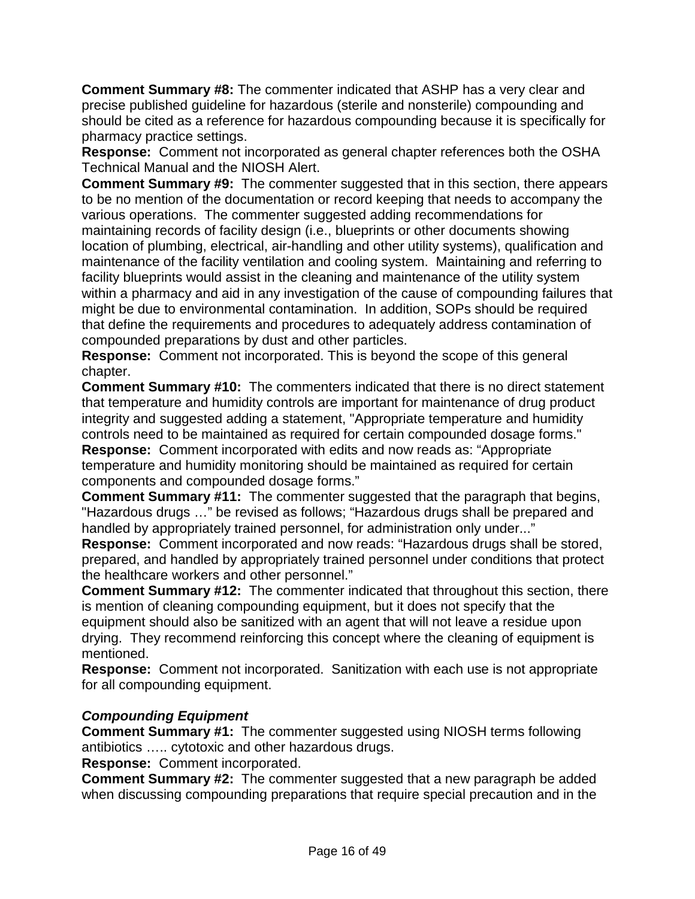**Comment Summary #8:** The commenter indicated that ASHP has a very clear and precise published guideline for hazardous (sterile and nonsterile) compounding and should be cited as a reference for hazardous compounding because it is specifically for pharmacy practice settings.
**Response:** Comment not incorporated as general chapter references both the OSHA Technical Manual and the NIOSH Alert.
**Comment Summary #9:** The commenter suggested that in this section, there appears to be no mention of the documentation or record keeping that needs to accompany the various operations. The commenter suggested adding recommendations for maintaining records of facility design (i.e., blueprints or other documents showing location of plumbing, electrical, air-handling and other utility systems), qualification and maintenance of the facility ventilation and cooling system. Maintaining and referring to facility blueprints would assist in the cleaning and maintenance of the utility system within a pharmacy and aid in any investigation of the cause of compounding failures that might be due to environmental contamination. In addition, SOPs should be required that define the requirements and procedures to adequately address contamination of compounded preparations by dust and other particles.
**Response:** Comment not incorporated. This is beyond the scope of this general chapter.
**Comment Summary #10:** The commenters indicated that there is no direct statement that temperature and humidity controls are important for maintenance of drug product integrity and suggested adding a statement, "Appropriate temperature and humidity controls need to be maintained as required for certain compounded dosage forms."
**Response:** Comment incorporated with edits and now reads as: "Appropriate temperature and humidity monitoring should be maintained as required for certain components and compounded dosage forms."
**Comment Summary #11:** The commenter suggested that the paragraph that begins, "Hazardous drugs …" be revised as follows; "Hazardous drugs shall be prepared and handled by appropriately trained personnel, for administration only under..."
**Response:** Comment incorporated and now reads: "Hazardous drugs shall be stored, prepared, and handled by appropriately trained personnel under conditions that protect the healthcare workers and other personnel."
**Comment Summary #12:** The commenter indicated that throughout this section, there is mention of cleaning compounding equipment, but it does not specify that the equipment should also be sanitized with an agent that will not leave a residue upon drying. They recommend reinforcing this concept where the cleaning of equipment is mentioned.
**Response:** Comment not incorporated. Sanitization with each use is not appropriate for all compounding equipment.

### *Compounding Equipment*

**Comment Summary #1:** The commenter suggested using NIOSH terms following antibiotics ….. cytotoxic and other hazardous drugs.
**Response:** Comment incorporated.
**Comment Summary #2:** The commenter suggested that a new paragraph be added when discussing compounding preparations that require special precaution and in the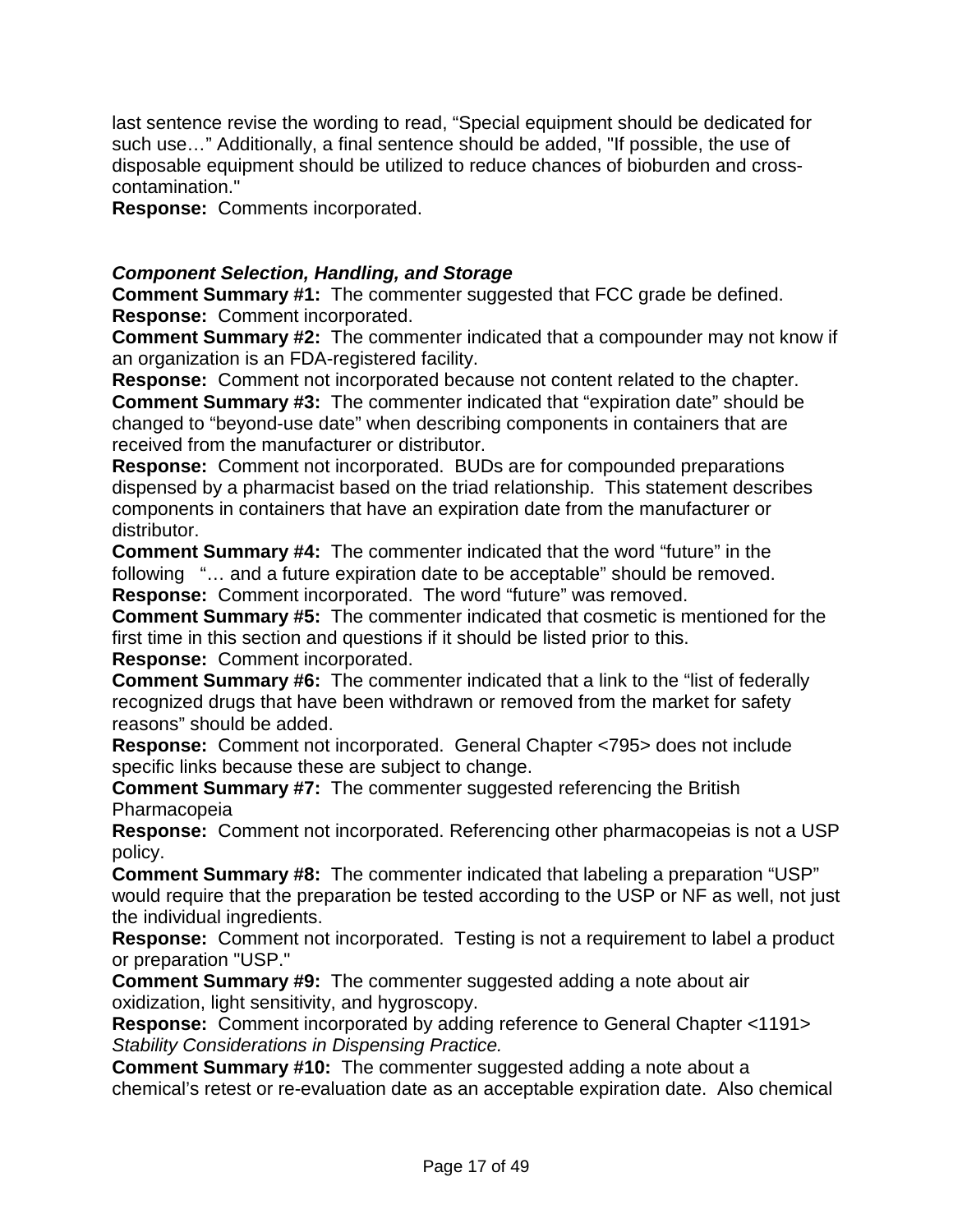last sentence revise the wording to read, “Special equipment should be dedicated for such use…” Additionally, a final sentence should be added, "If possible, the use of disposable equipment should be utilized to reduce chances of bioburden and cross-contamination."
**Response:** Comments incorporated.

### *Component Selection, Handling, and Storage*

**Comment Summary #1:** The commenter suggested that FCC grade be defined.
**Response:** Comment incorporated.
**Comment Summary #2:** The commenter indicated that a compounder may not know if an organization is an FDA-registered facility.
**Response:** Comment not incorporated because not content related to the chapter.
**Comment Summary #3:** The commenter indicated that “expiration date” should be changed to “beyond-use date” when describing components in containers that are received from the manufacturer or distributor.
**Response:** Comment not incorporated. BUDs are for compounded preparations dispensed by a pharmacist based on the triad relationship. This statement describes components in containers that have an expiration date from the manufacturer or distributor.
**Comment Summary #4:** The commenter indicated that the word “future” in the following “… and a future expiration date to be acceptable” should be removed.
**Response:** Comment incorporated. The word “future” was removed.
**Comment Summary #5:** The commenter indicated that cosmetic is mentioned for the first time in this section and questions if it should be listed prior to this.
**Response:** Comment incorporated.
**Comment Summary #6:** The commenter indicated that a link to the “list of federally recognized drugs that have been withdrawn or removed from the market for safety reasons” should be added.
**Response:** Comment not incorporated. General Chapter <795> does not include specific links because these are subject to change.
**Comment Summary #7:** The commenter suggested referencing the British Pharmacopeia
**Response:** Comment not incorporated. Referencing other pharmacopeias is not a USP policy.
**Comment Summary #8:** The commenter indicated that labeling a preparation “USP” would require that the preparation be tested according to the USP or NF as well, not just the individual ingredients.
**Response:** Comment not incorporated. Testing is not a requirement to label a product or preparation "USP."
**Comment Summary #9:** The commenter suggested adding a note about air oxidization, light sensitivity, and hygroscopy.
**Response:** Comment incorporated by adding reference to General Chapter <1191> *Stability Considerations in Dispensing Practice.*
**Comment Summary #10:** The commenter suggested adding a note about a chemical’s retest or re-evaluation date as an acceptable expiration date. Also chemical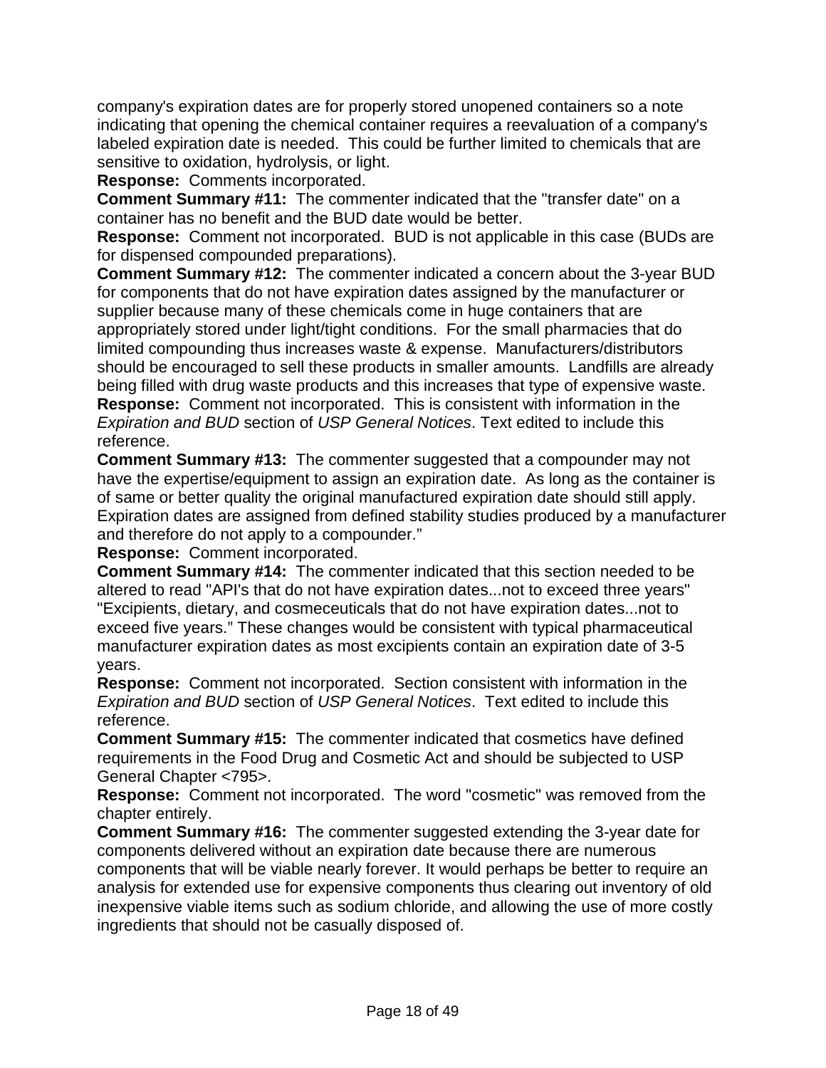company's expiration dates are for properly stored unopened containers so a note indicating that opening the chemical container requires a reevaluation of a company's labeled expiration date is needed. This could be further limited to chemicals that are sensitive to oxidation, hydrolysis, or light.

**Response:** Comments incorporated.

**Comment Summary #11:** The commenter indicated that the "transfer date" on a container has no benefit and the BUD date would be better.

**Response:** Comment not incorporated. BUD is not applicable in this case (BUDs are for dispensed compounded preparations).

**Comment Summary #12:** The commenter indicated a concern about the 3-year BUD for components that do not have expiration dates assigned by the manufacturer or supplier because many of these chemicals come in huge containers that are appropriately stored under light/tight conditions. For the small pharmacies that do limited compounding thus increases waste & expense. Manufacturers/distributors should be encouraged to sell these products in smaller amounts. Landfills are already being filled with drug waste products and this increases that type of expensive waste.

**Response:** Comment not incorporated. This is consistent with information in the *Expiration and BUD* section of *USP General Notices*. Text edited to include this reference.

**Comment Summary #13:** The commenter suggested that a compounder may not have the expertise/equipment to assign an expiration date. As long as the container is of same or better quality the original manufactured expiration date should still apply. Expiration dates are assigned from defined stability studies produced by a manufacturer and therefore do not apply to a compounder."

**Response:** Comment incorporated.

**Comment Summary #14:** The commenter indicated that this section needed to be altered to read "API's that do not have expiration dates...not to exceed three years" "Excipients, dietary, and cosmeceuticals that do not have expiration dates...not to exceed five years." These changes would be consistent with typical pharmaceutical manufacturer expiration dates as most excipients contain an expiration date of 3-5 years.

**Response:** Comment not incorporated. Section consistent with information in the *Expiration and BUD* section of *USP General Notices*. Text edited to include this reference.

**Comment Summary #15:** The commenter indicated that cosmetics have defined requirements in the Food Drug and Cosmetic Act and should be subjected to USP General Chapter <795>.

**Response:** Comment not incorporated. The word "cosmetic" was removed from the chapter entirely.

**Comment Summary #16:** The commenter suggested extending the 3-year date for components delivered without an expiration date because there are numerous components that will be viable nearly forever. It would perhaps be better to require an analysis for extended use for expensive components thus clearing out inventory of old inexpensive viable items such as sodium chloride, and allowing the use of more costly ingredients that should not be casually disposed of.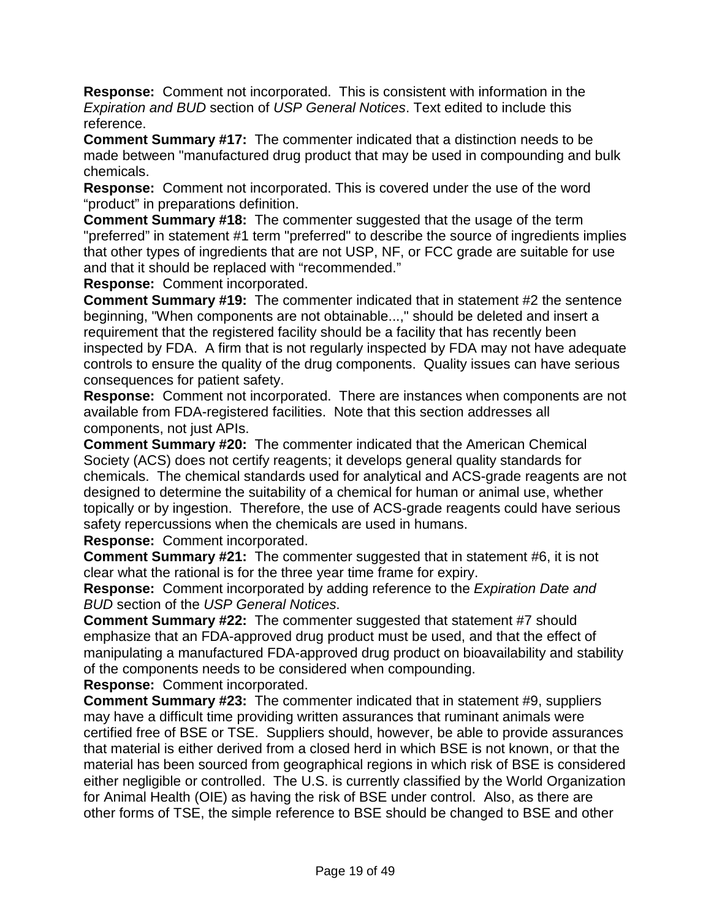**Response:** Comment not incorporated. This is consistent with information in the *Expiration and BUD* section of *USP General Notices*. Text edited to include this reference.

**Comment Summary #17:** The commenter indicated that a distinction needs to be made between "manufactured drug product that may be used in compounding and bulk chemicals.

**Response:** Comment not incorporated. This is covered under the use of the word "product" in preparations definition.

**Comment Summary #18:** The commenter suggested that the usage of the term "preferred" in statement #1 term "preferred" to describe the source of ingredients implies that other types of ingredients that are not USP, NF, or FCC grade are suitable for use and that it should be replaced with "recommended."

**Response:** Comment incorporated.

**Comment Summary #19:** The commenter indicated that in statement #2 the sentence beginning, "When components are not obtainable...," should be deleted and insert a requirement that the registered facility should be a facility that has recently been inspected by FDA. A firm that is not regularly inspected by FDA may not have adequate controls to ensure the quality of the drug components. Quality issues can have serious consequences for patient safety.

**Response:** Comment not incorporated. There are instances when components are not available from FDA-registered facilities. Note that this section addresses all components, not just APIs.

**Comment Summary #20:** The commenter indicated that the American Chemical Society (ACS) does not certify reagents; it develops general quality standards for chemicals. The chemical standards used for analytical and ACS-grade reagents are not designed to determine the suitability of a chemical for human or animal use, whether topically or by ingestion. Therefore, the use of ACS-grade reagents could have serious safety repercussions when the chemicals are used in humans.

**Response:** Comment incorporated.

**Comment Summary #21:** The commenter suggested that in statement #6, it is not clear what the rational is for the three year time frame for expiry.

**Response:** Comment incorporated by adding reference to the *Expiration Date and BUD* section of the *USP General Notices*.

**Comment Summary #22:** The commenter suggested that statement #7 should emphasize that an FDA-approved drug product must be used, and that the effect of manipulating a manufactured FDA-approved drug product on bioavailability and stability of the components needs to be considered when compounding.

**Response:** Comment incorporated.

**Comment Summary #23:** The commenter indicated that in statement #9, suppliers may have a difficult time providing written assurances that ruminant animals were certified free of BSE or TSE. Suppliers should, however, be able to provide assurances that material is either derived from a closed herd in which BSE is not known, or that the material has been sourced from geographical regions in which risk of BSE is considered either negligible or controlled. The U.S. is currently classified by the World Organization for Animal Health (OIE) as having the risk of BSE under control. Also, as there are other forms of TSE, the simple reference to BSE should be changed to BSE and other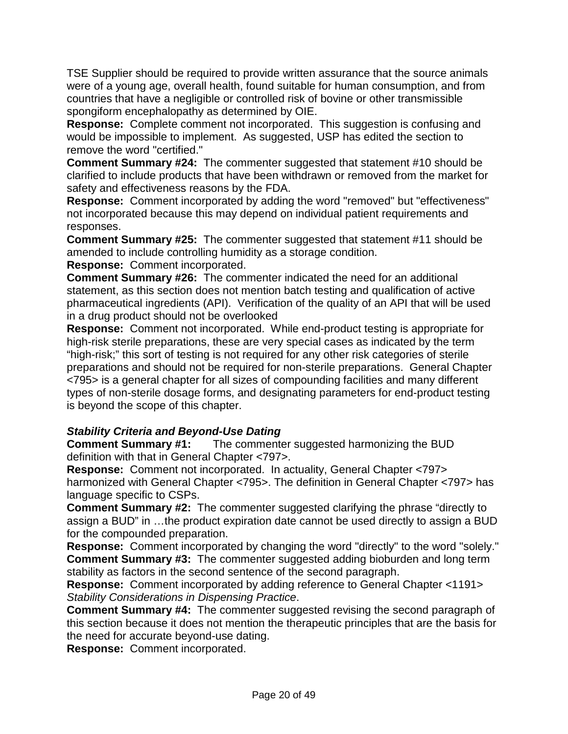TSE Supplier should be required to provide written assurance that the source animals were of a young age, overall health, found suitable for human consumption, and from countries that have a negligible or controlled risk of bovine or other transmissible spongiform encephalopathy as determined by OIE.

**Response:** Complete comment not incorporated. This suggestion is confusing and would be impossible to implement. As suggested, USP has edited the section to remove the word "certified."

**Comment Summary #24:** The commenter suggested that statement #10 should be clarified to include products that have been withdrawn or removed from the market for safety and effectiveness reasons by the FDA.

**Response:** Comment incorporated by adding the word "removed" but "effectiveness" not incorporated because this may depend on individual patient requirements and responses.

**Comment Summary #25:** The commenter suggested that statement #11 should be amended to include controlling humidity as a storage condition.

**Response:** Comment incorporated.

**Comment Summary #26:** The commenter indicated the need for an additional statement, as this section does not mention batch testing and qualification of active pharmaceutical ingredients (API). Verification of the quality of an API that will be used in a drug product should not be overlooked

**Response:** Comment not incorporated. While end-product testing is appropriate for high-risk sterile preparations, these are very special cases as indicated by the term "high-risk;" this sort of testing is not required for any other risk categories of sterile preparations and should not be required for non-sterile preparations. General Chapter <795> is a general chapter for all sizes of compounding facilities and many different types of non-sterile dosage forms, and designating parameters for end-product testing is beyond the scope of this chapter.

***Stability Criteria and Beyond-Use Dating***

**Comment Summary #1:** The commenter suggested harmonizing the BUD definition with that in General Chapter <797>.

**Response:** Comment not incorporated. In actuality, General Chapter <797> harmonized with General Chapter <795>. The definition in General Chapter <797> has language specific to CSPs.

**Comment Summary #2:** The commenter suggested clarifying the phrase "directly to assign a BUD" in …the product expiration date cannot be used directly to assign a BUD for the compounded preparation.

**Response:** Comment incorporated by changing the word "directly" to the word "solely."

**Comment Summary #3:** The commenter suggested adding bioburden and long term stability as factors in the second sentence of the second paragraph.

**Response:** Comment incorporated by adding reference to General Chapter <1191> *Stability Considerations in Dispensing Practice*.

**Comment Summary #4:** The commenter suggested revising the second paragraph of this section because it does not mention the therapeutic principles that are the basis for the need for accurate beyond-use dating.

**Response:** Comment incorporated.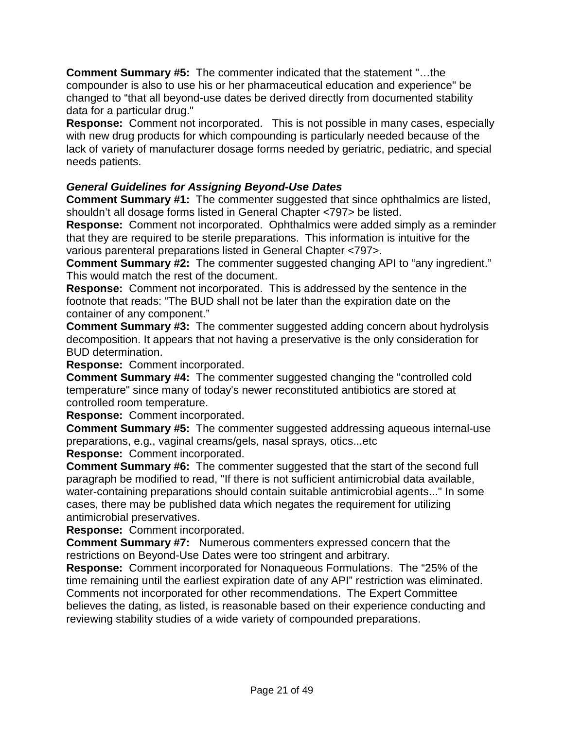**Comment Summary #5:** The commenter indicated that the statement "…the compounder is also to use his or her pharmaceutical education and experience" be changed to "that all beyond-use dates be derived directly from documented stability data for a particular drug."
**Response:** Comment not incorporated. This is not possible in many cases, especially with new drug products for which compounding is particularly needed because of the lack of variety of manufacturer dosage forms needed by geriatric, pediatric, and special needs patients.

***General Guidelines for Assigning Beyond-Use Dates***

**Comment Summary #1:** The commenter suggested that since ophthalmics are listed, shouldn't all dosage forms listed in General Chapter <797> be listed.
**Response:** Comment not incorporated. Ophthalmics were added simply as a reminder that they are required to be sterile preparations. This information is intuitive for the various parenteral preparations listed in General Chapter <797>.
**Comment Summary #2:** The commenter suggested changing API to "any ingredient." This would match the rest of the document.
**Response:** Comment not incorporated. This is addressed by the sentence in the footnote that reads: "The BUD shall not be later than the expiration date on the container of any component."
**Comment Summary #3:** The commenter suggested adding concern about hydrolysis decomposition. It appears that not having a preservative is the only consideration for BUD determination.
**Response:** Comment incorporated.
**Comment Summary #4:** The commenter suggested changing the "controlled cold temperature" since many of today's newer reconstituted antibiotics are stored at controlled room temperature.
**Response:** Comment incorporated.
**Comment Summary #5:** The commenter suggested addressing aqueous internal-use preparations, e.g., vaginal creams/gels, nasal sprays, otics...etc
**Response:** Comment incorporated.
**Comment Summary #6:** The commenter suggested that the start of the second full paragraph be modified to read, "If there is not sufficient antimicrobial data available, water-containing preparations should contain suitable antimicrobial agents..." In some cases, there may be published data which negates the requirement for utilizing antimicrobial preservatives.
**Response:** Comment incorporated.
**Comment Summary #7:** Numerous commenters expressed concern that the restrictions on Beyond-Use Dates were too stringent and arbitrary.
**Response:** Comment incorporated for Nonaqueous Formulations. The "25% of the time remaining until the earliest expiration date of any API" restriction was eliminated. Comments not incorporated for other recommendations. The Expert Committee believes the dating, as listed, is reasonable based on their experience conducting and reviewing stability studies of a wide variety of compounded preparations.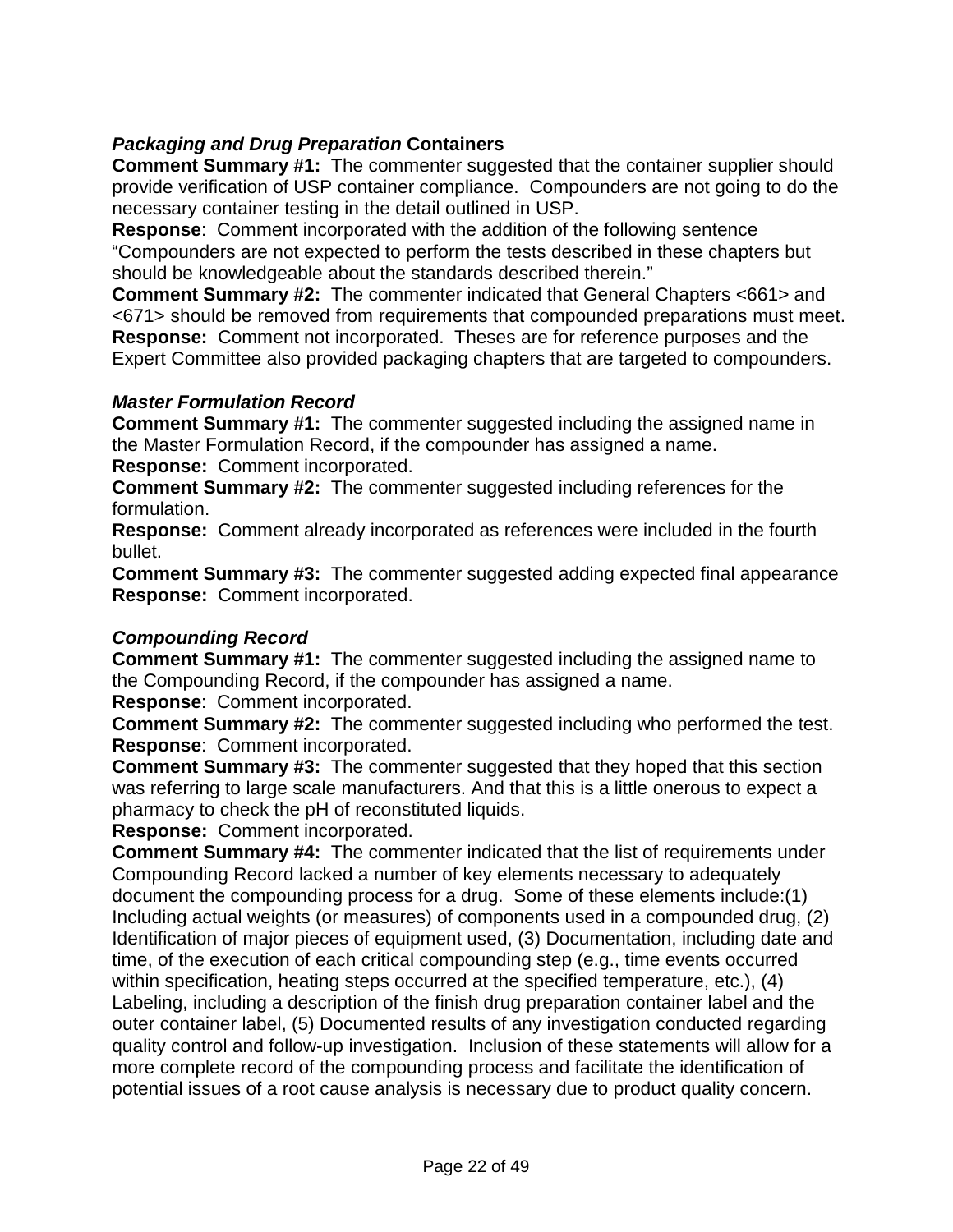### ***Packaging and Drug Preparation* Containers**

**Comment Summary #1:** The commenter suggested that the container supplier should provide verification of USP container compliance. Compounders are not going to do the necessary container testing in the detail outlined in USP.

**Response**: Comment incorporated with the addition of the following sentence "Compounders are not expected to perform the tests described in these chapters but should be knowledgeable about the standards described therein."

**Comment Summary #2:** The commenter indicated that General Chapters <661> and <671> should be removed from requirements that compounded preparations must meet.

**Response:** Comment not incorporated. Theses are for reference purposes and the Expert Committee also provided packaging chapters that are targeted to compounders.

### ***Master Formulation Record***

**Comment Summary #1:** The commenter suggested including the assigned name in the Master Formulation Record, if the compounder has assigned a name.

**Response:** Comment incorporated.

**Comment Summary #2:** The commenter suggested including references for the formulation.

**Response:** Comment already incorporated as references were included in the fourth bullet.

**Comment Summary #3:** The commenter suggested adding expected final appearance

**Response:** Comment incorporated.

### ***Compounding Record***

**Comment Summary #1:** The commenter suggested including the assigned name to the Compounding Record, if the compounder has assigned a name.

**Response**: Comment incorporated.

**Comment Summary #2:** The commenter suggested including who performed the test.

**Response**: Comment incorporated.

**Comment Summary #3:** The commenter suggested that they hoped that this section was referring to large scale manufacturers. And that this is a little onerous to expect a pharmacy to check the pH of reconstituted liquids.

**Response:** Comment incorporated.

**Comment Summary #4:** The commenter indicated that the list of requirements under Compounding Record lacked a number of key elements necessary to adequately document the compounding process for a drug. Some of these elements include:(1) Including actual weights (or measures) of components used in a compounded drug, (2) Identification of major pieces of equipment used, (3) Documentation, including date and time, of the execution of each critical compounding step (e.g., time events occurred within specification, heating steps occurred at the specified temperature, etc.), (4) Labeling, including a description of the finish drug preparation container label and the outer container label, (5) Documented results of any investigation conducted regarding quality control and follow-up investigation. Inclusion of these statements will allow for a more complete record of the compounding process and facilitate the identification of potential issues of a root cause analysis is necessary due to product quality concern.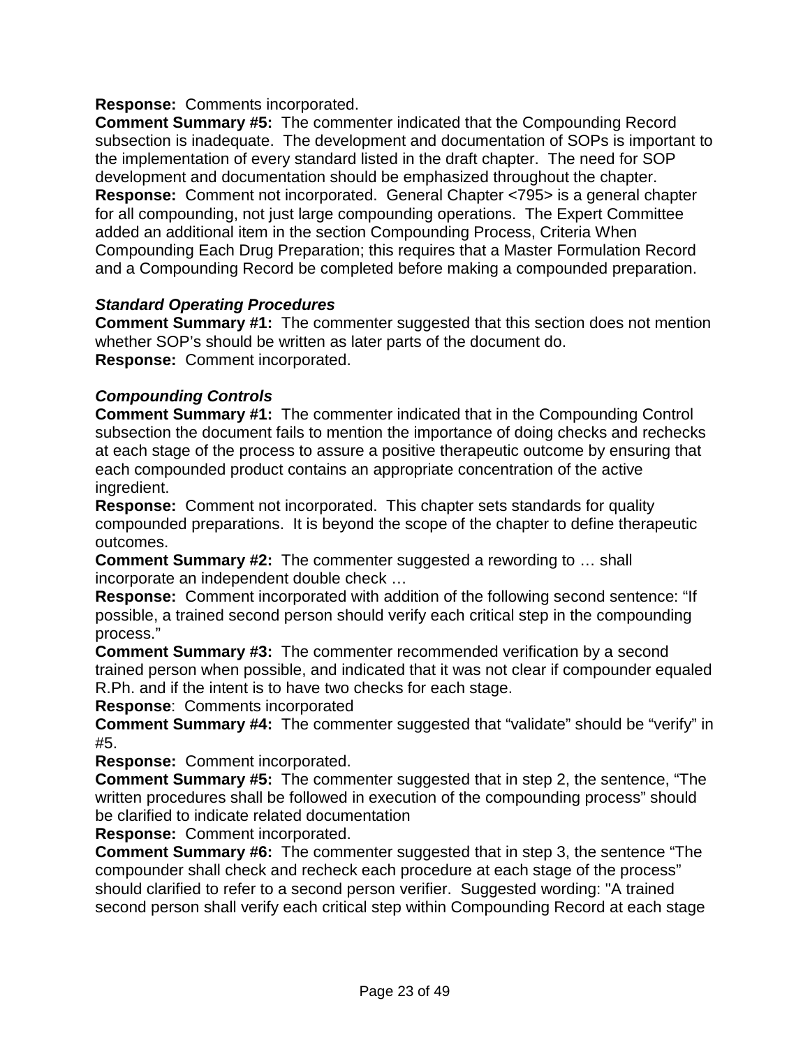**Response:** Comments incorporated.

**Comment Summary #5:** The commenter indicated that the Compounding Record subsection is inadequate. The development and documentation of SOPs is important to the implementation of every standard listed in the draft chapter. The need for SOP development and documentation should be emphasized throughout the chapter.

**Response:** Comment not incorporated. General Chapter <795> is a general chapter for all compounding, not just large compounding operations. The Expert Committee added an additional item in the section Compounding Process, Criteria When Compounding Each Drug Preparation; this requires that a Master Formulation Record and a Compounding Record be completed before making a compounded preparation.

### *Standard Operating Procedures*

**Comment Summary #1:** The commenter suggested that this section does not mention whether SOP's should be written as later parts of the document do.

**Response:** Comment incorporated.

### *Compounding Controls*

**Comment Summary #1:** The commenter indicated that in the Compounding Control subsection the document fails to mention the importance of doing checks and rechecks at each stage of the process to assure a positive therapeutic outcome by ensuring that each compounded product contains an appropriate concentration of the active ingredient.

**Response:** Comment not incorporated. This chapter sets standards for quality compounded preparations. It is beyond the scope of the chapter to define therapeutic outcomes.

**Comment Summary #2:** The commenter suggested a rewording to … shall incorporate an independent double check …

**Response:** Comment incorporated with addition of the following second sentence: "If possible, a trained second person should verify each critical step in the compounding process."

**Comment Summary #3:** The commenter recommended verification by a second trained person when possible, and indicated that it was not clear if compounder equaled R.Ph. and if the intent is to have two checks for each stage.

**Response**: Comments incorporated

**Comment Summary #4:** The commenter suggested that "validate" should be "verify" in #5.

**Response:** Comment incorporated.

**Comment Summary #5:** The commenter suggested that in step 2, the sentence, "The written procedures shall be followed in execution of the compounding process" should be clarified to indicate related documentation

**Response:** Comment incorporated.

**Comment Summary #6:** The commenter suggested that in step 3, the sentence "The compounder shall check and recheck each procedure at each stage of the process" should clarified to refer to a second person verifier. Suggested wording: "A trained second person shall verify each critical step within Compounding Record at each stage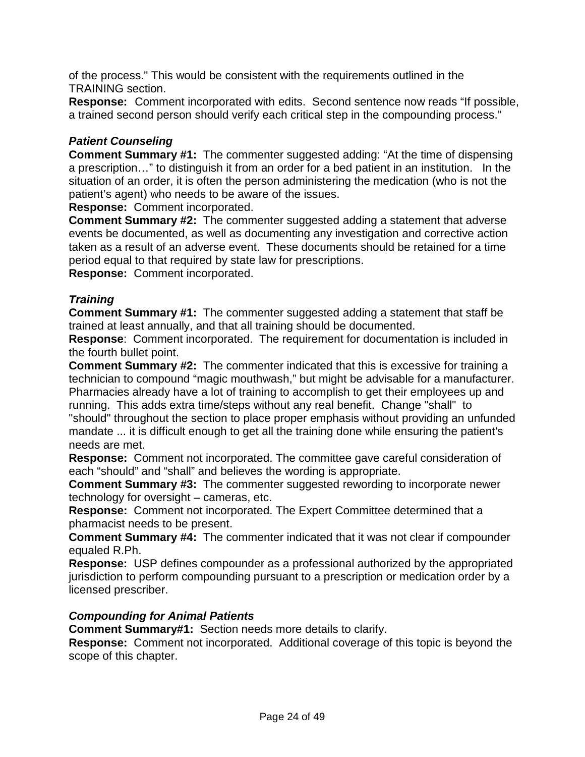of the process." This would be consistent with the requirements outlined in the TRAINING section.

**Response:** Comment incorporated with edits. Second sentence now reads "If possible, a trained second person should verify each critical step in the compounding process."

### *Patient Counseling*

**Comment Summary #1:** The commenter suggested adding: "At the time of dispensing a prescription…" to distinguish it from an order for a bed patient in an institution. In the situation of an order, it is often the person administering the medication (who is not the patient's agent) who needs to be aware of the issues.

**Response:** Comment incorporated.

**Comment Summary #2:** The commenter suggested adding a statement that adverse events be documented, as well as documenting any investigation and corrective action taken as a result of an adverse event. These documents should be retained for a time period equal to that required by state law for prescriptions.

**Response:** Comment incorporated.

### *Training*

**Comment Summary #1:** The commenter suggested adding a statement that staff be trained at least annually, and that all training should be documented.

**Response**: Comment incorporated. The requirement for documentation is included in the fourth bullet point.

**Comment Summary #2:** The commenter indicated that this is excessive for training a technician to compound "magic mouthwash," but might be advisable for a manufacturer. Pharmacies already have a lot of training to accomplish to get their employees up and running. This adds extra time/steps without any real benefit. Change "shall" to "should" throughout the section to place proper emphasis without providing an unfunded mandate ... it is difficult enough to get all the training done while ensuring the patient's needs are met.

**Response:** Comment not incorporated. The committee gave careful consideration of each "should" and "shall" and believes the wording is appropriate.

**Comment Summary #3:** The commenter suggested rewording to incorporate newer technology for oversight – cameras, etc.

**Response:** Comment not incorporated. The Expert Committee determined that a pharmacist needs to be present.

**Comment Summary #4:** The commenter indicated that it was not clear if compounder equaled R.Ph.

**Response:** USP defines compounder as a professional authorized by the appropriated jurisdiction to perform compounding pursuant to a prescription or medication order by a licensed prescriber.

### *Compounding for Animal Patients*

**Comment Summary#1:** Section needs more details to clarify.

**Response:** Comment not incorporated. Additional coverage of this topic is beyond the scope of this chapter.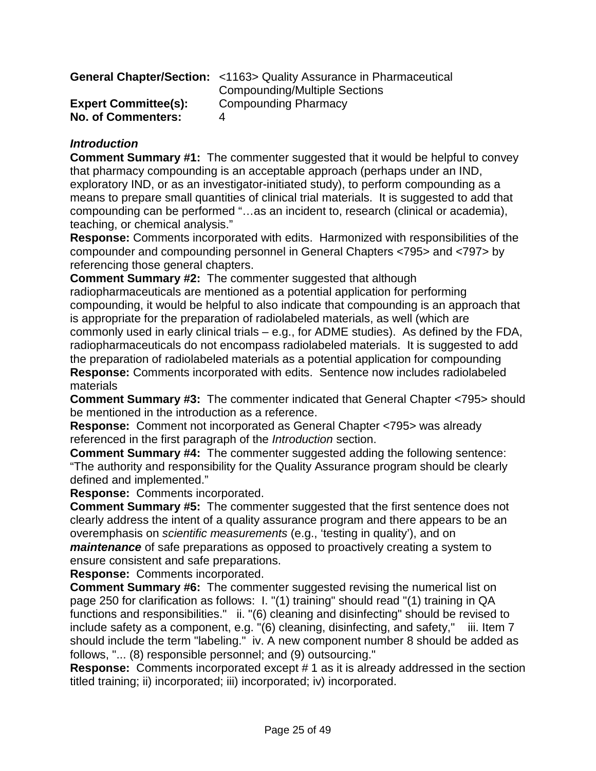**General Chapter/Section:** <1163> Quality Assurance in Pharmaceutical Compounding/Multiple Sections
**Expert Committee(s):** Compounding Pharmacy
**No. of Commenters:** 4

***Introduction***

**Comment Summary #1:** The commenter suggested that it would be helpful to convey that pharmacy compounding is an acceptable approach (perhaps under an IND, exploratory IND, or as an investigator-initiated study), to perform compounding as a means to prepare small quantities of clinical trial materials. It is suggested to add that compounding can be performed "…as an incident to, research (clinical or academia), teaching, or chemical analysis."

**Response:** Comments incorporated with edits. Harmonized with responsibilities of the compounder and compounding personnel in General Chapters <795> and <797> by referencing those general chapters.

**Comment Summary #2:** The commenter suggested that although radiopharmaceuticals are mentioned as a potential application for performing compounding, it would be helpful to also indicate that compounding is an approach that is appropriate for the preparation of radiolabeled materials, as well (which are commonly used in early clinical trials – e.g., for ADME studies). As defined by the FDA, radiopharmaceuticals do not encompass radiolabeled materials. It is suggested to add the preparation of radiolabeled materials as a potential application for compounding

**Response:** Comments incorporated with edits. Sentence now includes radiolabeled materials

**Comment Summary #3:** The commenter indicated that General Chapter <795> should be mentioned in the introduction as a reference.

**Response:** Comment not incorporated as General Chapter <795> was already referenced in the first paragraph of the *Introduction* section.

**Comment Summary #4:** The commenter suggested adding the following sentence: "The authority and responsibility for the Quality Assurance program should be clearly defined and implemented."

**Response:** Comments incorporated.

**Comment Summary #5:** The commenter suggested that the first sentence does not clearly address the intent of a quality assurance program and there appears to be an overemphasis on *scientific measurements* (e.g., 'testing in quality'), and on ***maintenance*** of safe preparations as opposed to proactively creating a system to ensure consistent and safe preparations.

**Response:** Comments incorporated.

**Comment Summary #6:** The commenter suggested revising the numerical list on page 250 for clarification as follows: I. "(1) training" should read "(1) training in QA functions and responsibilities." ii. "(6) cleaning and disinfecting" should be revised to include safety as a component, e.g. "(6) cleaning, disinfecting, and safety," iii. Item 7 should include the term "labeling." iv. A new component number 8 should be added as follows, "... (8) responsible personnel; and (9) outsourcing."

**Response:** Comments incorporated except # 1 as it is already addressed in the section titled training; ii) incorporated; iii) incorporated; iv) incorporated.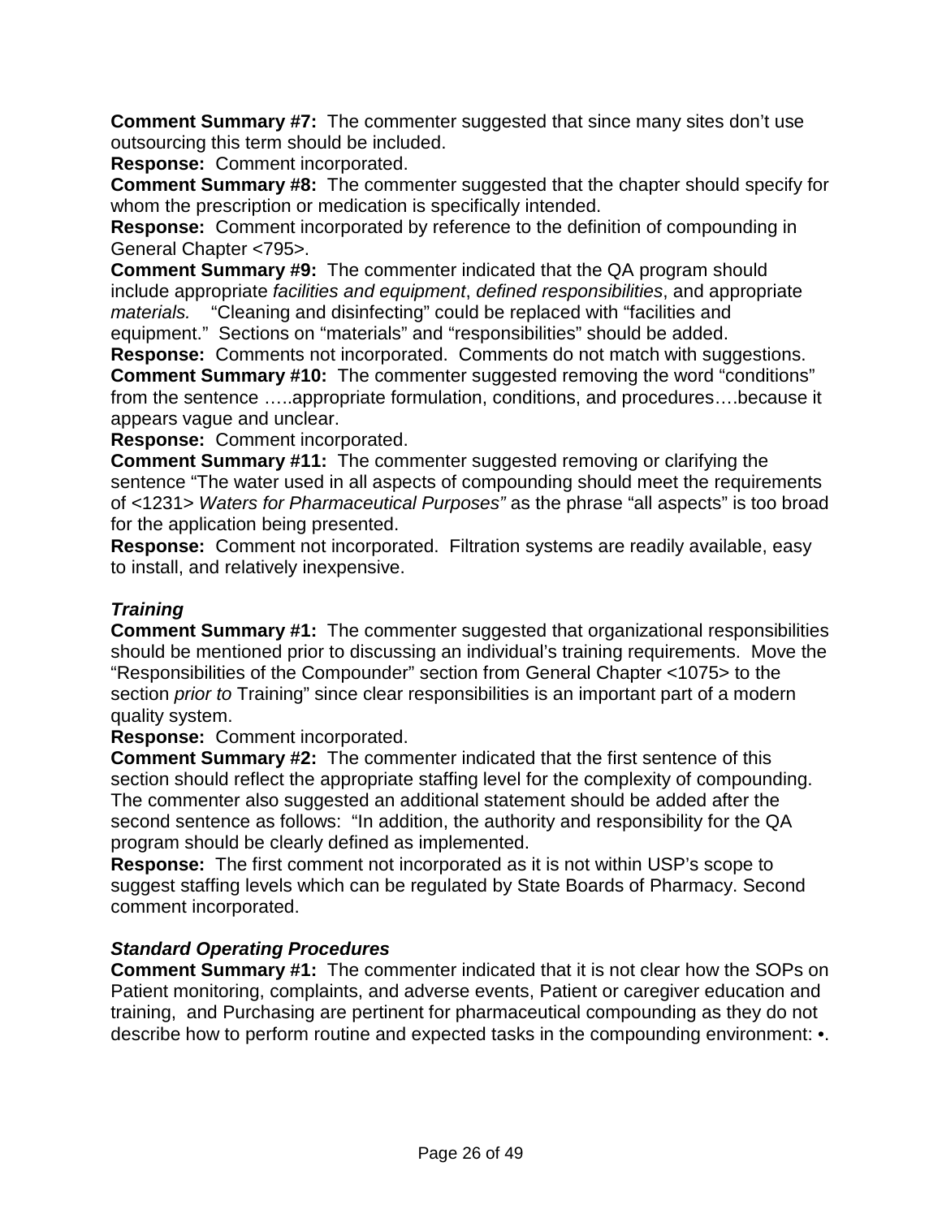**Comment Summary #7:** The commenter suggested that since many sites don't use outsourcing this term should be included.

**Response:** Comment incorporated.

**Comment Summary #8:** The commenter suggested that the chapter should specify for whom the prescription or medication is specifically intended.

**Response:** Comment incorporated by reference to the definition of compounding in General Chapter <795>.

**Comment Summary #9:** The commenter indicated that the QA program should include appropriate *facilities and equipment*, *defined responsibilities*, and appropriate *materials.* "Cleaning and disinfecting" could be replaced with "facilities and equipment." Sections on "materials" and "responsibilities" should be added.

**Response:** Comments not incorporated. Comments do not match with suggestions.

**Comment Summary #10:** The commenter suggested removing the word "conditions" from the sentence …..appropriate formulation, conditions, and procedures….because it appears vague and unclear.

**Response:** Comment incorporated.

**Comment Summary #11:** The commenter suggested removing or clarifying the sentence "The water used in all aspects of compounding should meet the requirements of <1231> *Waters for Pharmaceutical Purposes"* as the phrase "all aspects" is too broad for the application being presented.

**Response:** Comment not incorporated. Filtration systems are readily available, easy to install, and relatively inexpensive.

### *Training*

**Comment Summary #1:** The commenter suggested that organizational responsibilities should be mentioned prior to discussing an individual's training requirements. Move the "Responsibilities of the Compounder" section from General Chapter <1075> to the section *prior to* Training" since clear responsibilities is an important part of a modern quality system.

**Response:** Comment incorporated.

**Comment Summary #2:** The commenter indicated that the first sentence of this section should reflect the appropriate staffing level for the complexity of compounding. The commenter also suggested an additional statement should be added after the second sentence as follows: "In addition, the authority and responsibility for the QA program should be clearly defined as implemented.

**Response:** The first comment not incorporated as it is not within USP's scope to suggest staffing levels which can be regulated by State Boards of Pharmacy. Second comment incorporated.

### *Standard Operating Procedures*

**Comment Summary #1:** The commenter indicated that it is not clear how the SOPs on Patient monitoring, complaints, and adverse events, Patient or caregiver education and training, and Purchasing are pertinent for pharmaceutical compounding as they do not describe how to perform routine and expected tasks in the compounding environment: •.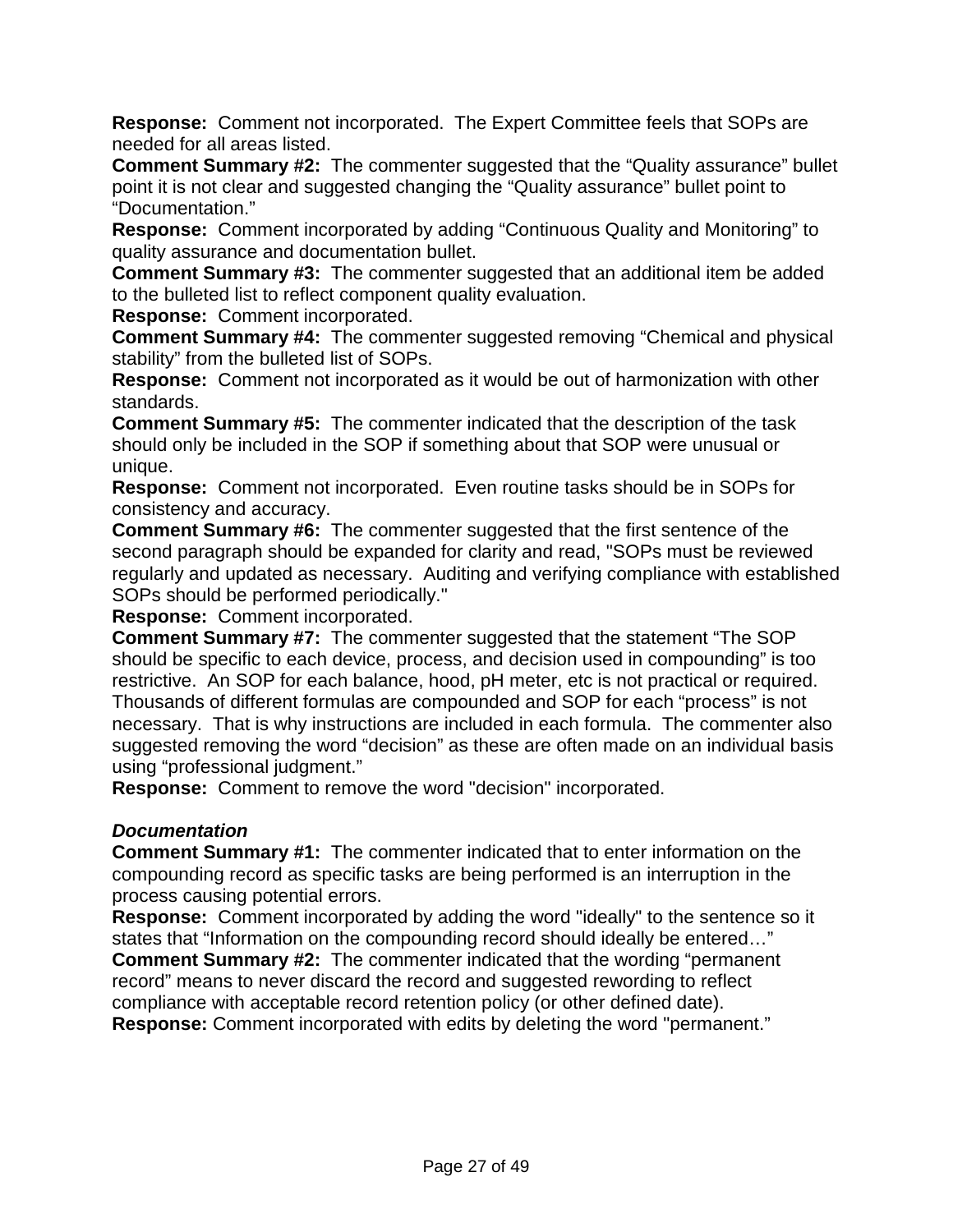**Response:** Comment not incorporated. The Expert Committee feels that SOPs are needed for all areas listed.

**Comment Summary #2:** The commenter suggested that the "Quality assurance" bullet point it is not clear and suggested changing the "Quality assurance" bullet point to "Documentation."

**Response:** Comment incorporated by adding "Continuous Quality and Monitoring" to quality assurance and documentation bullet.

**Comment Summary #3:** The commenter suggested that an additional item be added to the bulleted list to reflect component quality evaluation.

**Response:** Comment incorporated.

**Comment Summary #4:** The commenter suggested removing "Chemical and physical stability" from the bulleted list of SOPs.

**Response:** Comment not incorporated as it would be out of harmonization with other standards.

**Comment Summary #5:** The commenter indicated that the description of the task should only be included in the SOP if something about that SOP were unusual or unique.

**Response:** Comment not incorporated. Even routine tasks should be in SOPs for consistency and accuracy.

**Comment Summary #6:** The commenter suggested that the first sentence of the second paragraph should be expanded for clarity and read, "SOPs must be reviewed regularly and updated as necessary. Auditing and verifying compliance with established SOPs should be performed periodically."

**Response:** Comment incorporated.

**Comment Summary #7:** The commenter suggested that the statement "The SOP should be specific to each device, process, and decision used in compounding" is too restrictive. An SOP for each balance, hood, pH meter, etc is not practical or required. Thousands of different formulas are compounded and SOP for each "process" is not necessary. That is why instructions are included in each formula. The commenter also suggested removing the word "decision" as these are often made on an individual basis using "professional judgment."

**Response:** Comment to remove the word "decision" incorporated.

***Documentation***

**Comment Summary #1:** The commenter indicated that to enter information on the compounding record as specific tasks are being performed is an interruption in the process causing potential errors.

**Response:** Comment incorporated by adding the word "ideally" to the sentence so it states that "Information on the compounding record should ideally be entered…"

**Comment Summary #2:** The commenter indicated that the wording "permanent record" means to never discard the record and suggested rewording to reflect compliance with acceptable record retention policy (or other defined date).

**Response:** Comment incorporated with edits by deleting the word "permanent."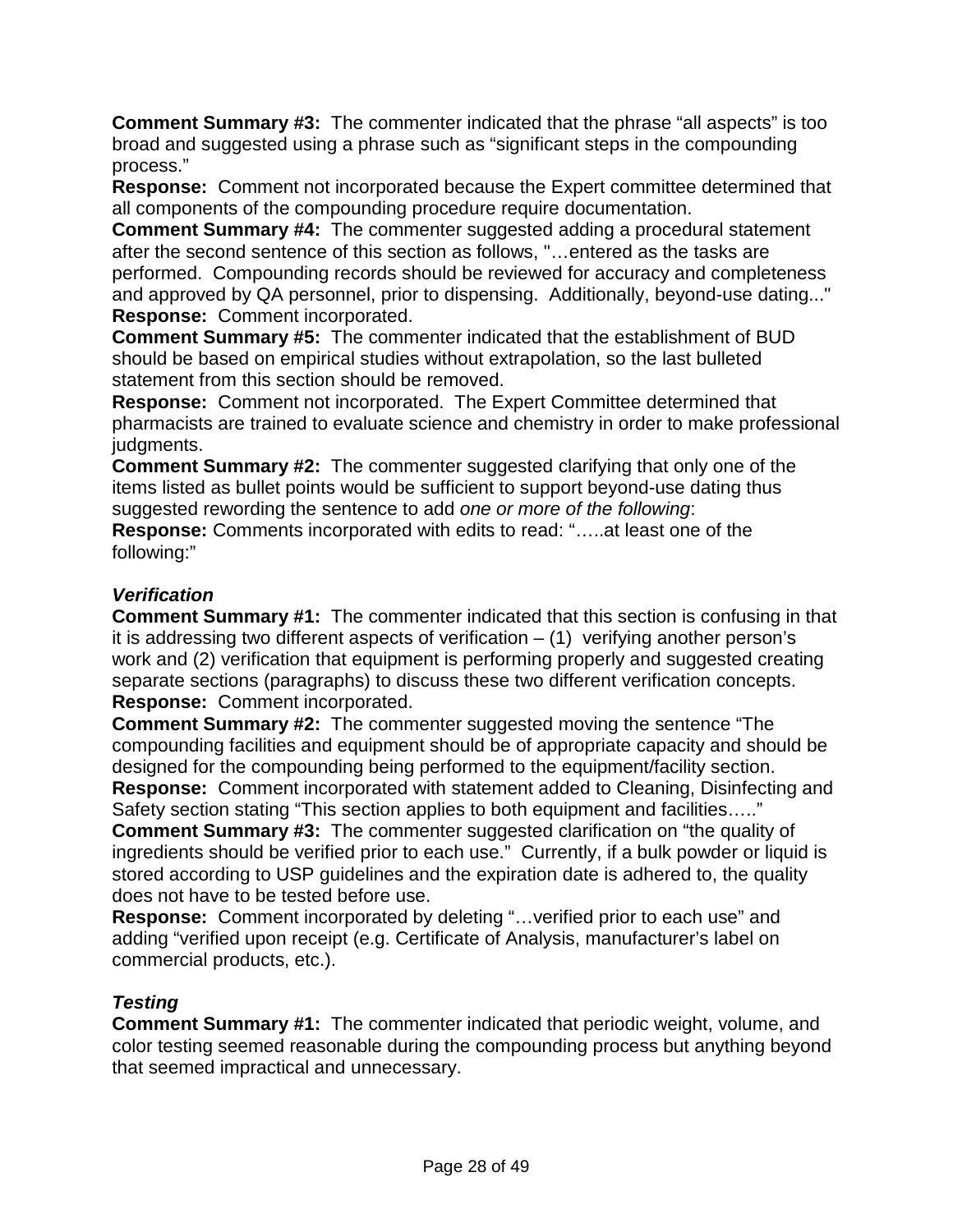**Comment Summary #3:** The commenter indicated that the phrase “all aspects” is too broad and suggested using a phrase such as “significant steps in the compounding process.”

**Response:** Comment not incorporated because the Expert committee determined that all components of the compounding procedure require documentation.

**Comment Summary #4:** The commenter suggested adding a procedural statement after the second sentence of this section as follows, "…entered as the tasks are performed. Compounding records should be reviewed for accuracy and completeness and approved by QA personnel, prior to dispensing. Additionally, beyond-use dating..."

**Response:** Comment incorporated.

**Comment Summary #5:** The commenter indicated that the establishment of BUD should be based on empirical studies without extrapolation, so the last bulleted statement from this section should be removed.

**Response:** Comment not incorporated. The Expert Committee determined that pharmacists are trained to evaluate science and chemistry in order to make professional judgments.

**Comment Summary #2:** The commenter suggested clarifying that only one of the items listed as bullet points would be sufficient to support beyond-use dating thus suggested rewording the sentence to add *one or more of the following*:

**Response:** Comments incorporated with edits to read: “…..at least one of the following:”

### *Verification*

**Comment Summary #1:** The commenter indicated that this section is confusing in that it is addressing two different aspects of verification – (1) verifying another person’s work and (2) verification that equipment is performing properly and suggested creating separate sections (paragraphs) to discuss these two different verification concepts.

**Response:** Comment incorporated.

**Comment Summary #2:** The commenter suggested moving the sentence “The compounding facilities and equipment should be of appropriate capacity and should be designed for the compounding being performed to the equipment/facility section.

**Response:** Comment incorporated with statement added to Cleaning, Disinfecting and Safety section stating “This section applies to both equipment and facilities…..”

**Comment Summary #3:** The commenter suggested clarification on “the quality of ingredients should be verified prior to each use.” Currently, if a bulk powder or liquid is stored according to USP guidelines and the expiration date is adhered to, the quality does not have to be tested before use.

**Response:** Comment incorporated by deleting “…verified prior to each use” and adding “verified upon receipt (e.g. Certificate of Analysis, manufacturer’s label on commercial products, etc.).

### *Testing*

**Comment Summary #1:** The commenter indicated that periodic weight, volume, and color testing seemed reasonable during the compounding process but anything beyond that seemed impractical and unnecessary.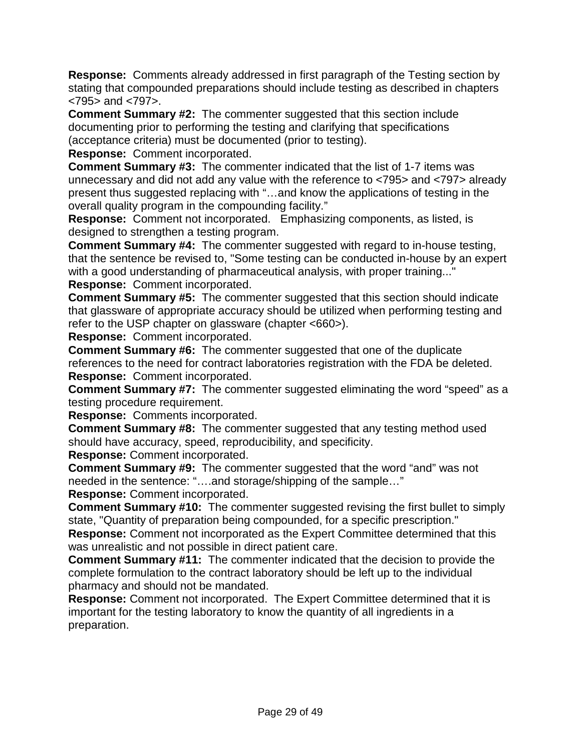**Response:** Comments already addressed in first paragraph of the Testing section by stating that compounded preparations should include testing as described in chapters <795> and <797>.

**Comment Summary #2:** The commenter suggested that this section include documenting prior to performing the testing and clarifying that specifications (acceptance criteria) must be documented (prior to testing).

**Response:** Comment incorporated.

**Comment Summary #3:** The commenter indicated that the list of 1-7 items was unnecessary and did not add any value with the reference to <795> and <797> already present thus suggested replacing with "…and know the applications of testing in the overall quality program in the compounding facility."

**Response:** Comment not incorporated. Emphasizing components, as listed, is designed to strengthen a testing program.

**Comment Summary #4:** The commenter suggested with regard to in-house testing, that the sentence be revised to, "Some testing can be conducted in-house by an expert with a good understanding of pharmaceutical analysis, with proper training..."

**Response:** Comment incorporated.

**Comment Summary #5:** The commenter suggested that this section should indicate that glassware of appropriate accuracy should be utilized when performing testing and refer to the USP chapter on glassware (chapter <660>).

**Response:** Comment incorporated.

**Comment Summary #6:** The commenter suggested that one of the duplicate references to the need for contract laboratories registration with the FDA be deleted.

**Response:** Comment incorporated.

**Comment Summary #7:** The commenter suggested eliminating the word "speed" as a testing procedure requirement.

**Response:** Comments incorporated.

**Comment Summary #8:** The commenter suggested that any testing method used should have accuracy, speed, reproducibility, and specificity.

**Response:** Comment incorporated.

**Comment Summary #9:** The commenter suggested that the word "and" was not needed in the sentence: "….and storage/shipping of the sample…"

**Response:** Comment incorporated.

**Comment Summary #10:** The commenter suggested revising the first bullet to simply state, "Quantity of preparation being compounded, for a specific prescription."

**Response:** Comment not incorporated as the Expert Committee determined that this was unrealistic and not possible in direct patient care.

**Comment Summary #11:** The commenter indicated that the decision to provide the complete formulation to the contract laboratory should be left up to the individual pharmacy and should not be mandated.

**Response:** Comment not incorporated. The Expert Committee determined that it is important for the testing laboratory to know the quantity of all ingredients in a preparation.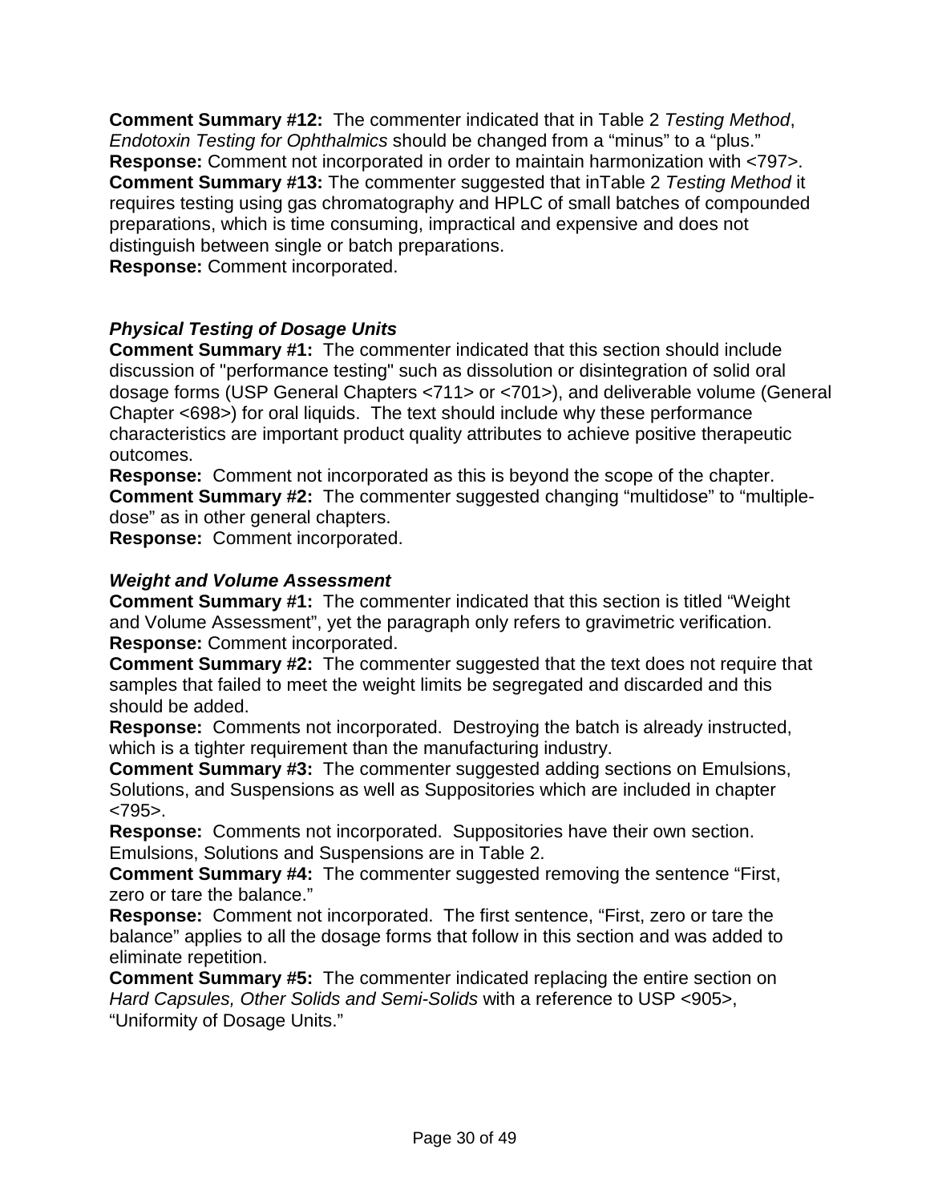**Comment Summary #12:** The commenter indicated that in Table 2 *Testing Method*, *Endotoxin Testing for Ophthalmics* should be changed from a "minus" to a "plus."
**Response:** Comment not incorporated in order to maintain harmonization with <797>.
**Comment Summary #13:** The commenter suggested that inTable 2 *Testing Method* it requires testing using gas chromatography and HPLC of small batches of compounded preparations, which is time consuming, impractical and expensive and does not distinguish between single or batch preparations.
**Response:** Comment incorporated.

### *Physical Testing of Dosage Units*

**Comment Summary #1:** The commenter indicated that this section should include discussion of "performance testing" such as dissolution or disintegration of solid oral dosage forms (USP General Chapters <711> or <701>), and deliverable volume (General Chapter <698>) for oral liquids. The text should include why these performance characteristics are important product quality attributes to achieve positive therapeutic outcomes.
**Response:** Comment not incorporated as this is beyond the scope of the chapter.
**Comment Summary #2:** The commenter suggested changing "multidose" to "multiple-dose" as in other general chapters.
**Response:** Comment incorporated.

### *Weight and Volume Assessment*

**Comment Summary #1:** The commenter indicated that this section is titled "Weight and Volume Assessment", yet the paragraph only refers to gravimetric verification.
**Response:** Comment incorporated.
**Comment Summary #2:** The commenter suggested that the text does not require that samples that failed to meet the weight limits be segregated and discarded and this should be added.
**Response:** Comments not incorporated. Destroying the batch is already instructed, which is a tighter requirement than the manufacturing industry.
**Comment Summary #3:** The commenter suggested adding sections on Emulsions, Solutions, and Suspensions as well as Suppositories which are included in chapter <795>.
**Response:** Comments not incorporated. Suppositories have their own section. Emulsions, Solutions and Suspensions are in Table 2.
**Comment Summary #4:** The commenter suggested removing the sentence "First, zero or tare the balance."
**Response:** Comment not incorporated. The first sentence, "First, zero or tare the balance" applies to all the dosage forms that follow in this section and was added to eliminate repetition.
**Comment Summary #5:** The commenter indicated replacing the entire section on *Hard Capsules, Other Solids and Semi-Solids* with a reference to USP <905>, "Uniformity of Dosage Units."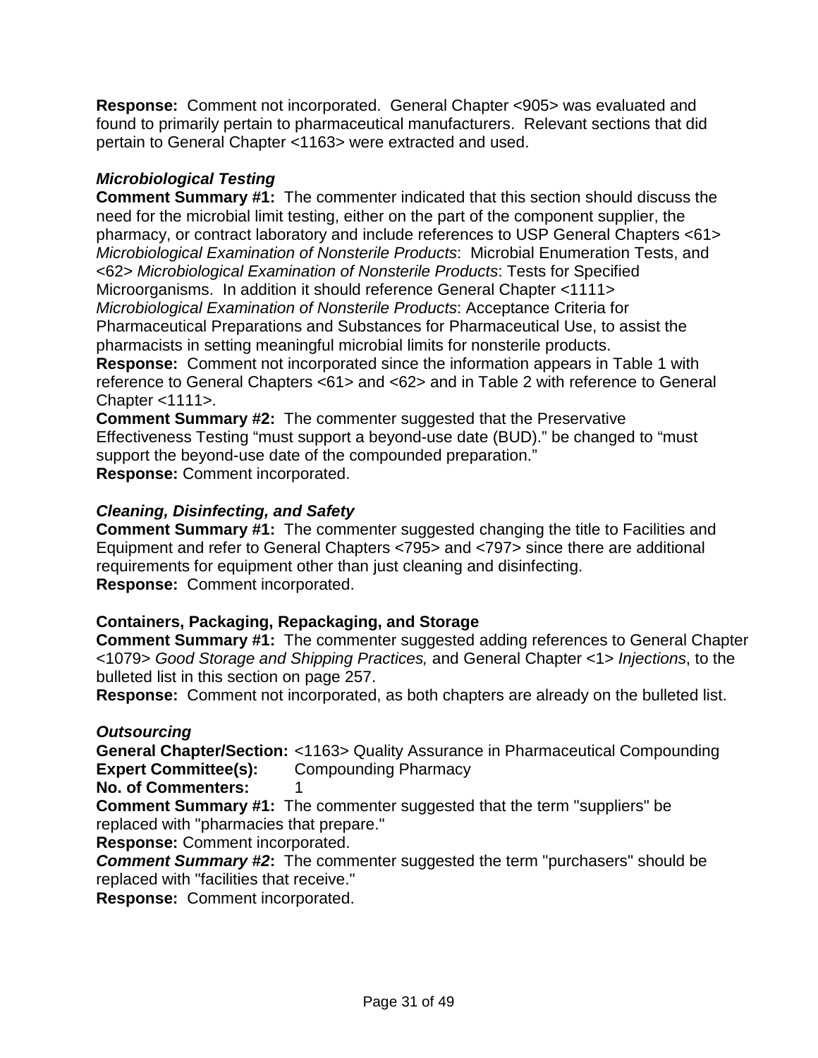**Response:** Comment not incorporated. General Chapter <905> was evaluated and found to primarily pertain to pharmaceutical manufacturers. Relevant sections that did pertain to General Chapter <1163> were extracted and used.

***Microbiological Testing***

**Comment Summary #1:** The commenter indicated that this section should discuss the need for the microbial limit testing, either on the part of the component supplier, the pharmacy, or contract laboratory and include references to USP General Chapters <61> *Microbiological Examination of Nonsterile Products*: Microbial Enumeration Tests, and <62> *Microbiological Examination of Nonsterile Products*: Tests for Specified Microorganisms. In addition it should reference General Chapter <1111> *Microbiological Examination of Nonsterile Products*: Acceptance Criteria for Pharmaceutical Preparations and Substances for Pharmaceutical Use, to assist the pharmacists in setting meaningful microbial limits for nonsterile products.

**Response:** Comment not incorporated since the information appears in Table 1 with reference to General Chapters <61> and <62> and in Table 2 with reference to General Chapter <1111>.

**Comment Summary #2:** The commenter suggested that the Preservative Effectiveness Testing "must support a beyond-use date (BUD)." be changed to "must support the beyond-use date of the compounded preparation."

**Response:** Comment incorporated.

***Cleaning, Disinfecting, and Safety***

**Comment Summary #1:** The commenter suggested changing the title to Facilities and Equipment and refer to General Chapters <795> and <797> since there are additional requirements for equipment other than just cleaning and disinfecting.

**Response:** Comment incorporated.

**Containers, Packaging, Repackaging, and Storage**

**Comment Summary #1:** The commenter suggested adding references to General Chapter <1079> *Good Storage and Shipping Practices,* and General Chapter <1> *Injections*, to the bulleted list in this section on page 257.

**Response:** Comment not incorporated, as both chapters are already on the bulleted list.

***Outsourcing***

**General Chapter/Section:** <1163> Quality Assurance in Pharmaceutical Compounding
**Expert Committee(s):** Compounding Pharmacy
**No. of Commenters:** 1

**Comment Summary #1:** The commenter suggested that the term "suppliers" be replaced with "pharmacies that prepare."

**Response:** Comment incorporated.

***Comment Summary #2*:** The commenter suggested the term "purchasers" should be replaced with "facilities that receive."

**Response:** Comment incorporated.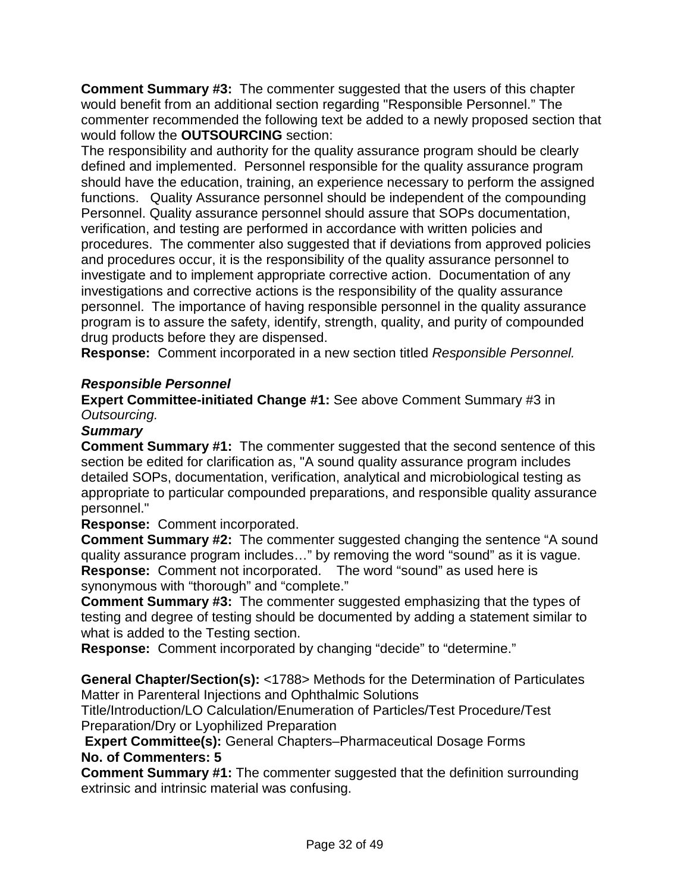**Comment Summary #3:** The commenter suggested that the users of this chapter would benefit from an additional section regarding "Responsible Personnel." The commenter recommended the following text be added to a newly proposed section that would follow the **OUTSOURCING** section:

The responsibility and authority for the quality assurance program should be clearly defined and implemented. Personnel responsible for the quality assurance program should have the education, training, an experience necessary to perform the assigned functions. Quality Assurance personnel should be independent of the compounding Personnel. Quality assurance personnel should assure that SOPs documentation, verification, and testing are performed in accordance with written policies and procedures. The commenter also suggested that if deviations from approved policies and procedures occur, it is the responsibility of the quality assurance personnel to investigate and to implement appropriate corrective action. Documentation of any investigations and corrective actions is the responsibility of the quality assurance personnel. The importance of having responsible personnel in the quality assurance program is to assure the safety, identify, strength, quality, and purity of compounded drug products before they are dispensed.

**Response:** Comment incorporated in a new section titled *Responsible Personnel.*

***Responsible Personnel***

**Expert Committee-initiated Change #1:** See above Comment Summary #3 in *Outsourcing.*

***Summary***

**Comment Summary #1:** The commenter suggested that the second sentence of this section be edited for clarification as, "A sound quality assurance program includes detailed SOPs, documentation, verification, analytical and microbiological testing as appropriate to particular compounded preparations, and responsible quality assurance personnel."

**Response:** Comment incorporated.

**Comment Summary #2:** The commenter suggested changing the sentence "A sound quality assurance program includes…" by removing the word "sound" as it is vague.

**Response:** Comment not incorporated. The word "sound" as used here is synonymous with "thorough" and "complete."

**Comment Summary #3:** The commenter suggested emphasizing that the types of testing and degree of testing should be documented by adding a statement similar to what is added to the Testing section.

**Response:** Comment incorporated by changing "decide" to "determine."

**General Chapter/Section(s):** <1788> Methods for the Determination of Particulates Matter in Parenteral Injections and Ophthalmic Solutions

Title/Introduction/LO Calculation/Enumeration of Particles/Test Procedure/Test Preparation/Dry or Lyophilized Preparation

**Expert Committee(s):** General Chapters–Pharmaceutical Dosage Forms

**No. of Commenters: 5**

**Comment Summary #1:** The commenter suggested that the definition surrounding extrinsic and intrinsic material was confusing.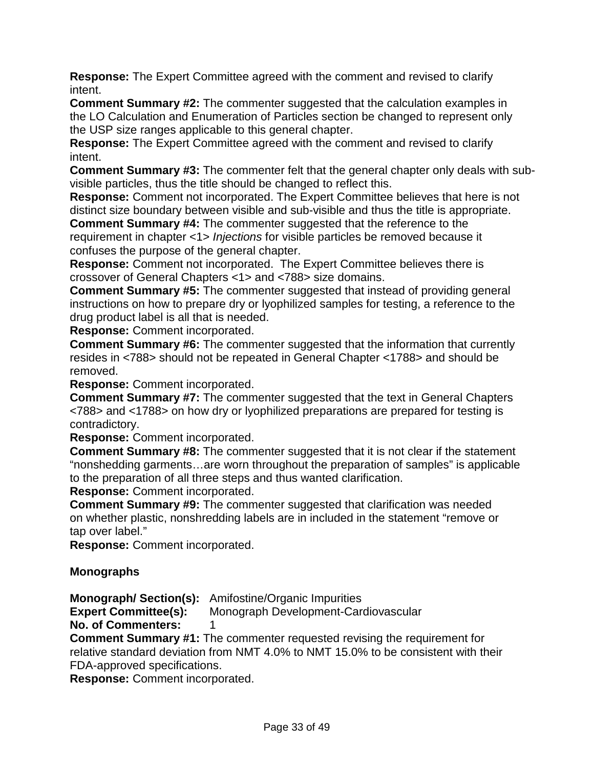**Response:** The Expert Committee agreed with the comment and revised to clarify intent.

**Comment Summary #2:** The commenter suggested that the calculation examples in the LO Calculation and Enumeration of Particles section be changed to represent only the USP size ranges applicable to this general chapter.

**Response:** The Expert Committee agreed with the comment and revised to clarify intent.

**Comment Summary #3:** The commenter felt that the general chapter only deals with sub-visible particles, thus the title should be changed to reflect this.

**Response:** Comment not incorporated. The Expert Committee believes that here is not distinct size boundary between visible and sub-visible and thus the title is appropriate.

**Comment Summary #4:** The commenter suggested that the reference to the requirement in chapter <1> *Injections* for visible particles be removed because it confuses the purpose of the general chapter.

**Response:** Comment not incorporated. The Expert Committee believes there is crossover of General Chapters <1> and <788> size domains.

**Comment Summary #5:** The commenter suggested that instead of providing general instructions on how to prepare dry or lyophilized samples for testing, a reference to the drug product label is all that is needed.

**Response:** Comment incorporated.

**Comment Summary #6:** The commenter suggested that the information that currently resides in <788> should not be repeated in General Chapter <1788> and should be removed.

**Response:** Comment incorporated.

**Comment Summary #7:** The commenter suggested that the text in General Chapters <788> and <1788> on how dry or lyophilized preparations are prepared for testing is contradictory.

**Response:** Comment incorporated.

**Comment Summary #8:** The commenter suggested that it is not clear if the statement "nonshedding garments…are worn throughout the preparation of samples" is applicable to the preparation of all three steps and thus wanted clarification.

**Response:** Comment incorporated.

**Comment Summary #9:** The commenter suggested that clarification was needed on whether plastic, nonshredding labels are in included in the statement "remove or tap over label."

**Response:** Comment incorporated.

### Monographs

**Monograph/ Section(s):** Amifostine/Organic Impurities
**Expert Committee(s):** Monograph Development-Cardiovascular
**No. of Commenters:** 1

**Comment Summary #1:** The commenter requested revising the requirement for relative standard deviation from NMT 4.0% to NMT 15.0% to be consistent with their FDA-approved specifications.

**Response:** Comment incorporated.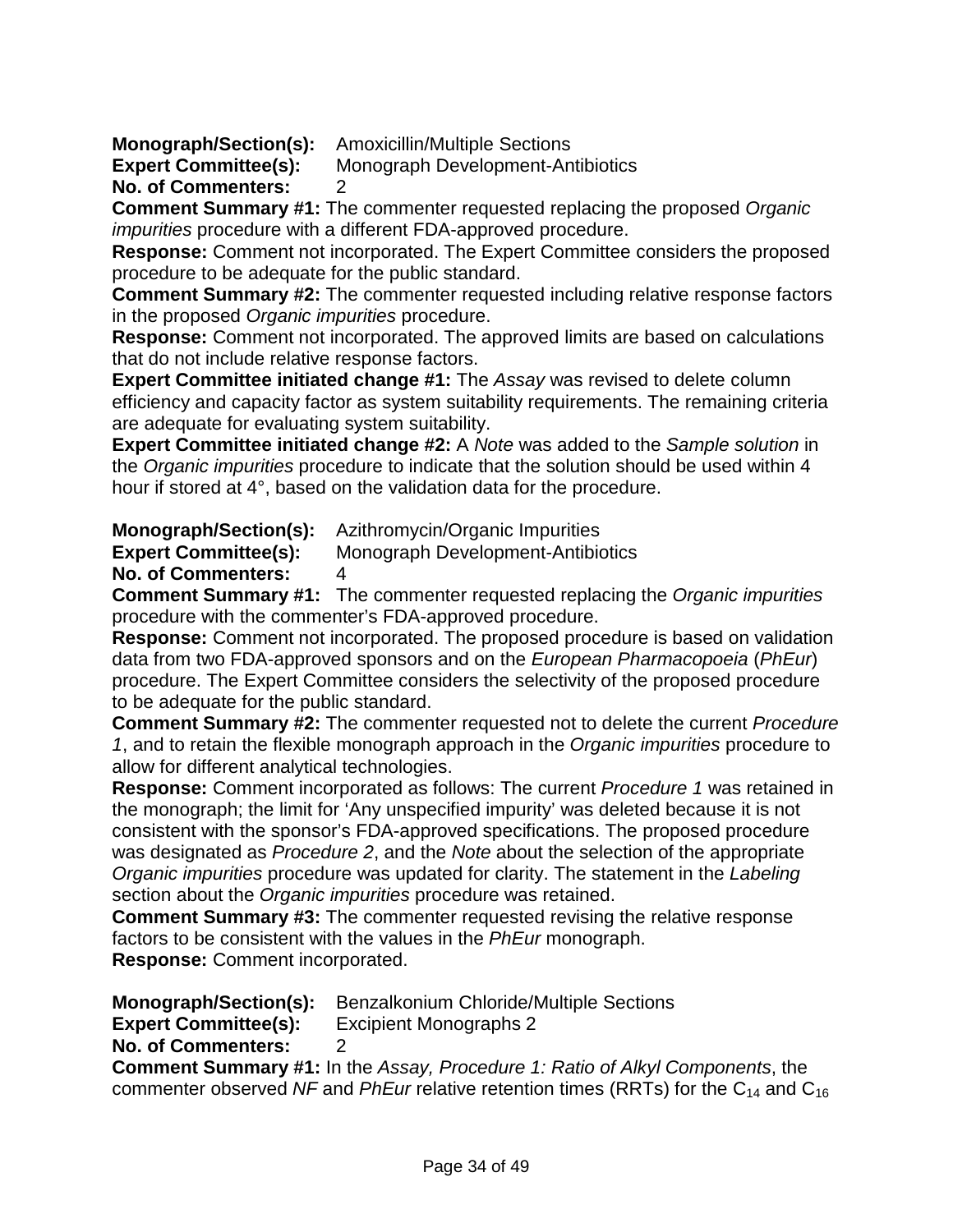**Monograph/Section(s):** Amoxicillin/Multiple Sections
**Expert Committee(s):** Monograph Development-Antibiotics
**No. of Commenters:** 2
**Comment Summary #1:** The commenter requested replacing the proposed *Organic impurities* procedure with a different FDA-approved procedure.
**Response:** Comment not incorporated. The Expert Committee considers the proposed procedure to be adequate for the public standard.
**Comment Summary #2:** The commenter requested including relative response factors in the proposed *Organic impurities* procedure.
**Response:** Comment not incorporated. The approved limits are based on calculations that do not include relative response factors.
**Expert Committee initiated change #1:** The *Assay* was revised to delete column efficiency and capacity factor as system suitability requirements. The remaining criteria are adequate for evaluating system suitability.
**Expert Committee initiated change #2:** A *Note* was added to the *Sample solution* in the *Organic impurities* procedure to indicate that the solution should be used within 4 hour if stored at 4°, based on the validation data for the procedure.

**Monograph/Section(s):** Azithromycin/Organic Impurities
**Expert Committee(s):** Monograph Development-Antibiotics
**No. of Commenters:** 4
**Comment Summary #1:** The commenter requested replacing the *Organic impurities* procedure with the commenter's FDA-approved procedure.
**Response:** Comment not incorporated. The proposed procedure is based on validation data from two FDA-approved sponsors and on the *European Pharmacopoeia* (*PhEur*) procedure. The Expert Committee considers the selectivity of the proposed procedure to be adequate for the public standard.
**Comment Summary #2:** The commenter requested not to delete the current *Procedure 1*, and to retain the flexible monograph approach in the *Organic impurities* procedure to allow for different analytical technologies.
**Response:** Comment incorporated as follows: The current *Procedure 1* was retained in the monograph; the limit for 'Any unspecified impurity' was deleted because it is not consistent with the sponsor's FDA-approved specifications. The proposed procedure was designated as *Procedure 2*, and the *Note* about the selection of the appropriate *Organic impurities* procedure was updated for clarity. The statement in the *Labeling* section about the *Organic impurities* procedure was retained.
**Comment Summary #3:** The commenter requested revising the relative response factors to be consistent with the values in the *PhEur* monograph.
**Response:** Comment incorporated.

**Monograph/Section(s):** Benzalkonium Chloride/Multiple Sections
**Expert Committee(s):** Excipient Monographs 2
**No. of Commenters:** 2
**Comment Summary #1:** In the *Assay, Procedure 1: Ratio of Alkyl Components*, the commenter observed *NF* and *PhEur* relative retention times (RRTs) for the $C_{14}$ and $C_{16}$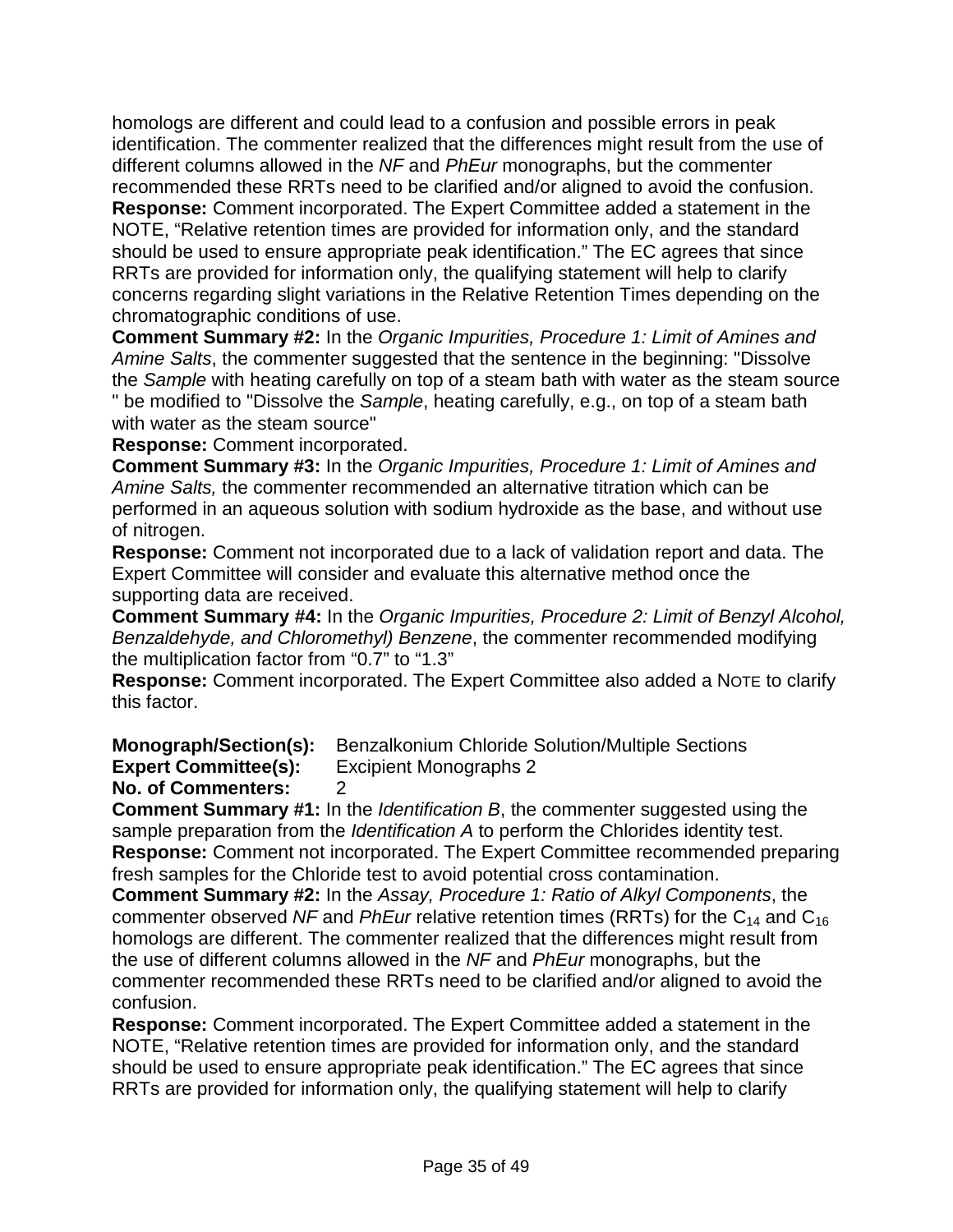homologs are different and could lead to a confusion and possible errors in peak identification. The commenter realized that the differences might result from the use of different columns allowed in the *NF* and *PhEur* monographs, but the commenter recommended these RRTs need to be clarified and/or aligned to avoid the confusion.
**Response:** Comment incorporated. The Expert Committee added a statement in the NOTE, "Relative retention times are provided for information only, and the standard should be used to ensure appropriate peak identification." The EC agrees that since RRTs are provided for information only, the qualifying statement will help to clarify concerns regarding slight variations in the Relative Retention Times depending on the chromatographic conditions of use.
**Comment Summary #2:** In the *Organic Impurities, Procedure 1: Limit of Amines and Amine Salts*, the commenter suggested that the sentence in the beginning: "Dissolve the *Sample* with heating carefully on top of a steam bath with water as the steam source " be modified to "Dissolve the *Sample*, heating carefully, e.g., on top of a steam bath with water as the steam source"
**Response:** Comment incorporated.
**Comment Summary #3:** In the *Organic Impurities, Procedure 1: Limit of Amines and Amine Salts,* the commenter recommended an alternative titration which can be performed in an aqueous solution with sodium hydroxide as the base, and without use of nitrogen.
**Response:** Comment not incorporated due to a lack of validation report and data. The Expert Committee will consider and evaluate this alternative method once the supporting data are received.
**Comment Summary #4:** In the *Organic Impurities, Procedure 2: Limit of Benzyl Alcohol, Benzaldehyde, and Chloromethyl) Benzene*, the commenter recommended modifying the multiplication factor from "0.7" to "1.3"
**Response:** Comment incorporated. The Expert Committee also added a NOTE to clarify this factor.

**Monograph/Section(s):** Benzalkonium Chloride Solution/Multiple Sections
**Expert Committee(s):** Excipient Monographs 2
**No. of Commenters:** 2
**Comment Summary #1:** In the *Identification B*, the commenter suggested using the sample preparation from the *Identification A* to perform the Chlorides identity test.
**Response:** Comment not incorporated. The Expert Committee recommended preparing fresh samples for the Chloride test to avoid potential cross contamination.
**Comment Summary #2:** In the *Assay, Procedure 1: Ratio of Alkyl Components*, the commenter observed *NF* and *PhEur* relative retention times (RRTs) for the $C_{14}$ and $C_{16}$ homologs are different. The commenter realized that the differences might result from the use of different columns allowed in the *NF* and *PhEur* monographs, but the commenter recommended these RRTs need to be clarified and/or aligned to avoid the confusion.
**Response:** Comment incorporated. The Expert Committee added a statement in the NOTE, "Relative retention times are provided for information only, and the standard should be used to ensure appropriate peak identification." The EC agrees that since RRTs are provided for information only, the qualifying statement will help to clarify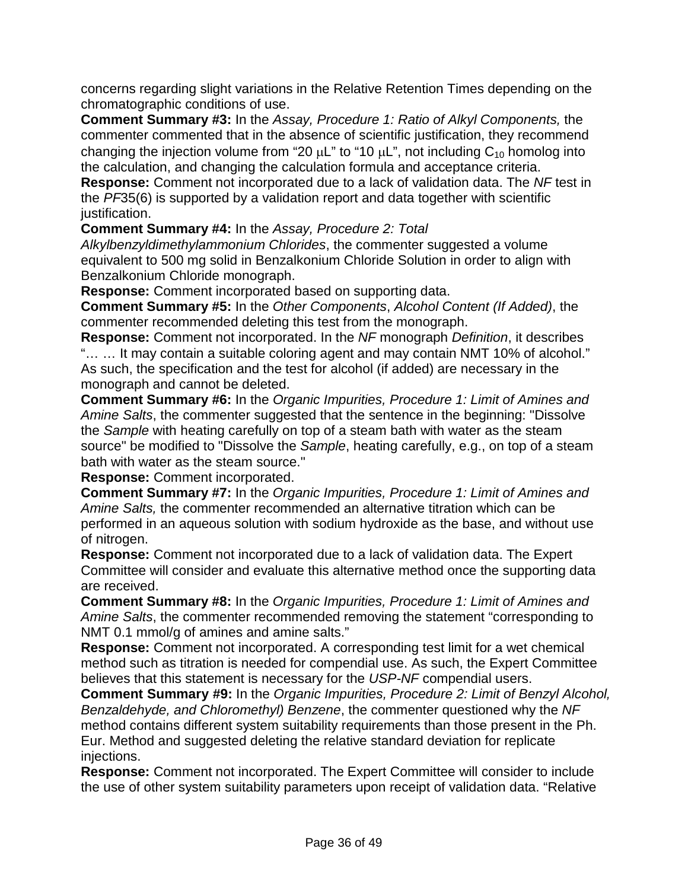concerns regarding slight variations in the Relative Retention Times depending on the chromatographic conditions of use.

**Comment Summary #3:** In the *Assay, Procedure 1: Ratio of Alkyl Components,* the commenter commented that in the absence of scientific justification, they recommend changing the injection volume from "20 μL" to "10 μL", not including $C_{10}$ homolog into the calculation, and changing the calculation formula and acceptance criteria.

**Response:** Comment not incorporated due to a lack of validation data. The *NF* test in the *PF*35(6) is supported by a validation report and data together with scientific justification.

**Comment Summary #4:** In the *Assay, Procedure 2: Total Alkylbenzyldimethylammonium Chlorides*, the commenter suggested a volume equivalent to 500 mg solid in Benzalkonium Chloride Solution in order to align with Benzalkonium Chloride monograph.

**Response:** Comment incorporated based on supporting data.

**Comment Summary #5:** In the *Other Components*, *Alcohol Content (If Added)*, the commenter recommended deleting this test from the monograph.

**Response:** Comment not incorporated. In the *NF* monograph *Definition*, it describes "… … It may contain a suitable coloring agent and may contain NMT 10% of alcohol." As such, the specification and the test for alcohol (if added) are necessary in the monograph and cannot be deleted.

**Comment Summary #6:** In the *Organic Impurities, Procedure 1: Limit of Amines and Amine Salts*, the commenter suggested that the sentence in the beginning: "Dissolve the *Sample* with heating carefully on top of a steam bath with water as the steam source" be modified to "Dissolve the *Sample*, heating carefully, e.g., on top of a steam bath with water as the steam source."

**Response:** Comment incorporated.

**Comment Summary #7:** In the *Organic Impurities, Procedure 1: Limit of Amines and Amine Salts,* the commenter recommended an alternative titration which can be performed in an aqueous solution with sodium hydroxide as the base, and without use of nitrogen.

**Response:** Comment not incorporated due to a lack of validation data. The Expert Committee will consider and evaluate this alternative method once the supporting data are received.

**Comment Summary #8:** In the *Organic Impurities, Procedure 1: Limit of Amines and Amine Salts*, the commenter recommended removing the statement "corresponding to NMT 0.1 mmol/g of amines and amine salts."

**Response:** Comment not incorporated. A corresponding test limit for a wet chemical method such as titration is needed for compendial use. As such, the Expert Committee believes that this statement is necessary for the *USP-NF* compendial users.

**Comment Summary #9:** In the *Organic Impurities, Procedure 2: Limit of Benzyl Alcohol, Benzaldehyde, and Chloromethyl) Benzene*, the commenter questioned why the *NF* method contains different system suitability requirements than those present in the Ph. Eur. Method and suggested deleting the relative standard deviation for replicate injections.

**Response:** Comment not incorporated. The Expert Committee will consider to include the use of other system suitability parameters upon receipt of validation data. "Relative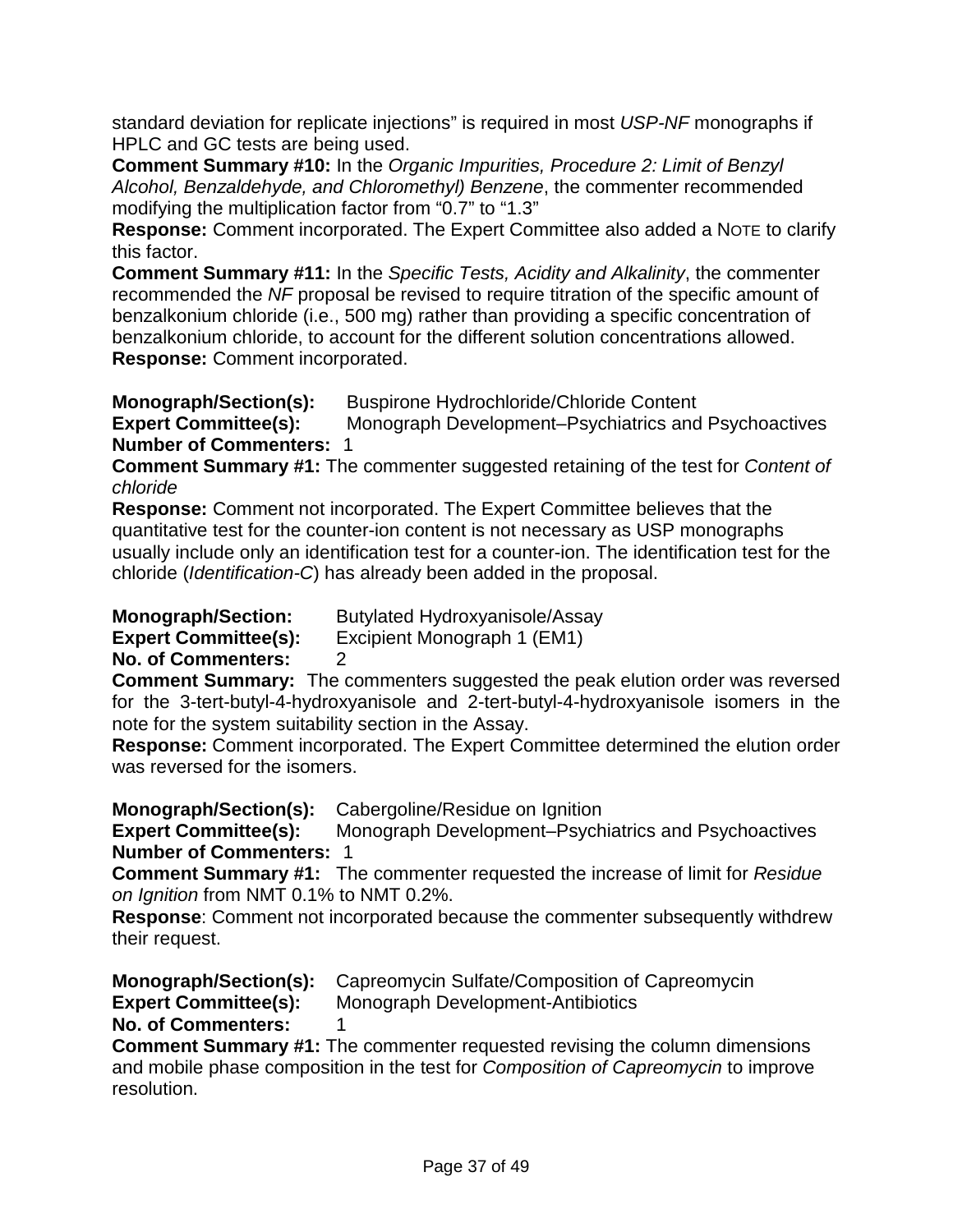standard deviation for replicate injections" is required in most *USP-NF* monographs if HPLC and GC tests are being used.

**Comment Summary #10:** In the *Organic Impurities, Procedure 2: Limit of Benzyl Alcohol, Benzaldehyde, and Chloromethyl) Benzene*, the commenter recommended modifying the multiplication factor from "0.7" to "1.3"

**Response:** Comment incorporated. The Expert Committee also added a NOTE to clarify this factor.

**Comment Summary #11:** In the *Specific Tests, Acidity and Alkalinity*, the commenter recommended the *NF* proposal be revised to require titration of the specific amount of benzalkonium chloride (i.e., 500 mg) rather than providing a specific concentration of benzalkonium chloride, to account for the different solution concentrations allowed.

**Response:** Comment incorporated.

**Monograph/Section(s):** Buspirone Hydrochloride/Chloride Content
**Expert Committee(s):** Monograph Development–Psychiatrics and Psychoactives
**Number of Commenters:** 1

**Comment Summary #1:** The commenter suggested retaining of the test for *Content of chloride*

**Response:** Comment not incorporated. The Expert Committee believes that the quantitative test for the counter-ion content is not necessary as USP monographs usually include only an identification test for a counter-ion. The identification test for the chloride (*Identification-C*) has already been added in the proposal.

**Monograph/Section:** Butylated Hydroxyanisole/Assay
**Expert Committee(s):** Excipient Monograph 1 (EM1)
**No. of Commenters:** 2

**Comment Summary:** The commenters suggested the peak elution order was reversed for the 3-tert-butyl-4-hydroxyanisole and 2-tert-butyl-4-hydroxyanisole isomers in the note for the system suitability section in the Assay.

**Response:** Comment incorporated. The Expert Committee determined the elution order was reversed for the isomers.

**Monograph/Section(s):** Cabergoline/Residue on Ignition
**Expert Committee(s):** Monograph Development–Psychiatrics and Psychoactives
**Number of Commenters:** 1

**Comment Summary #1:** The commenter requested the increase of limit for *Residue on Ignition* from NMT 0.1% to NMT 0.2%.

**Response**: Comment not incorporated because the commenter subsequently withdrew their request.

**Monograph/Section(s):** Capreomycin Sulfate/Composition of Capreomycin
**Expert Committee(s):** Monograph Development-Antibiotics
**No. of Commenters:** 1

**Comment Summary #1:** The commenter requested revising the column dimensions and mobile phase composition in the test for *Composition of Capreomycin* to improve resolution.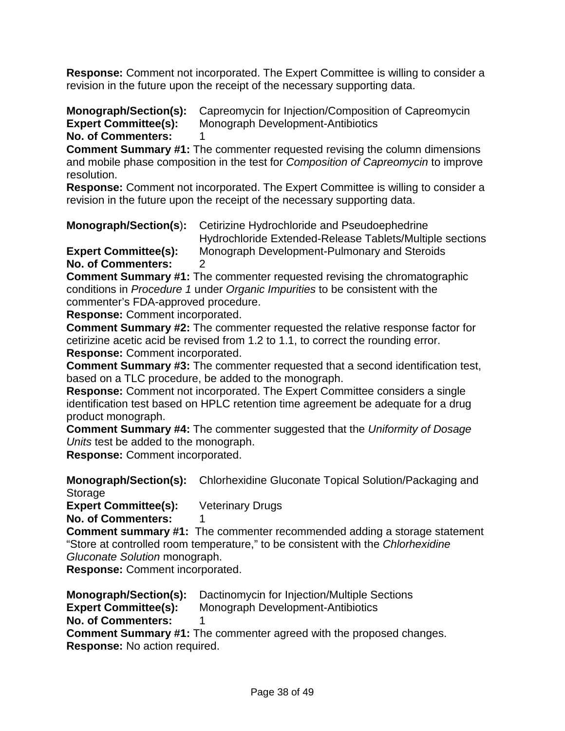**Response:** Comment not incorporated. The Expert Committee is willing to consider a revision in the future upon the receipt of the necessary supporting data.

**Monograph/Section(s):** Capreomycin for Injection/Composition of Capreomycin
**Expert Committee(s):** Monograph Development-Antibiotics
**No. of Commenters:** 1
**Comment Summary #1:** The commenter requested revising the column dimensions and mobile phase composition in the test for *Composition of Capreomycin* to improve resolution.
**Response:** Comment not incorporated. The Expert Committee is willing to consider a revision in the future upon the receipt of the necessary supporting data.

**Monograph/Section(s):** Cetirizine Hydrochloride and Pseudoephedrine Hydrochloride Extended-Release Tablets/Multiple sections
**Expert Committee(s):** Monograph Development-Pulmonary and Steroids
**No. of Commenters:** 2
**Comment Summary #1:** The commenter requested revising the chromatographic conditions in *Procedure 1* under *Organic Impurities* to be consistent with the commenter's FDA-approved procedure.
**Response:** Comment incorporated.
**Comment Summary #2:** The commenter requested the relative response factor for cetirizine acetic acid be revised from 1.2 to 1.1, to correct the rounding error.
**Response:** Comment incorporated.
**Comment Summary #3:** The commenter requested that a second identification test, based on a TLC procedure, be added to the monograph.
**Response:** Comment not incorporated. The Expert Committee considers a single identification test based on HPLC retention time agreement be adequate for a drug product monograph.
**Comment Summary #4:** The commenter suggested that the *Uniformity of Dosage Units* test be added to the monograph.
**Response:** Comment incorporated.

**Monograph/Section(s):** Chlorhexidine Gluconate Topical Solution/Packaging and Storage
**Expert Committee(s):** Veterinary Drugs
**No. of Commenters:** 1
**Comment summary #1:** The commenter recommended adding a storage statement "Store at controlled room temperature," to be consistent with the *Chlorhexidine Gluconate Solution* monograph.
**Response:** Comment incorporated.

**Monograph/Section(s):** Dactinomycin for Injection/Multiple Sections
**Expert Committee(s):** Monograph Development-Antibiotics
**No. of Commenters:** 1
**Comment Summary #1:** The commenter agreed with the proposed changes.
**Response:** No action required.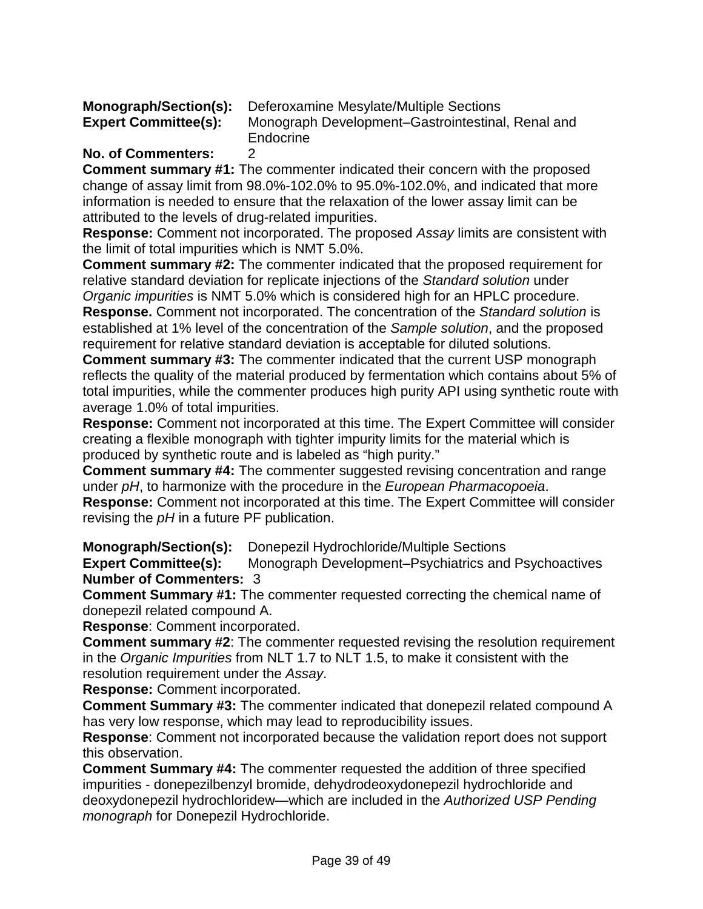**Monograph/Section(s):** Deferoxamine Mesylate/Multiple Sections
**Expert Committee(s):** Monograph Development–Gastrointestinal, Renal and Endocrine
**No. of Commenters:** 2

**Comment summary #1:** The commenter indicated their concern with the proposed change of assay limit from 98.0%-102.0% to 95.0%-102.0%, and indicated that more information is needed to ensure that the relaxation of the lower assay limit can be attributed to the levels of drug-related impurities.
**Response:** Comment not incorporated. The proposed *Assay* limits are consistent with the limit of total impurities which is NMT 5.0%.

**Comment summary #2:** The commenter indicated that the proposed requirement for relative standard deviation for replicate injections of the *Standard solution* under *Organic impurities* is NMT 5.0% which is considered high for an HPLC procedure.
**Response.** Comment not incorporated. The concentration of the *Standard solution* is established at 1% level of the concentration of the *Sample solution*, and the proposed requirement for relative standard deviation is acceptable for diluted solutions.

**Comment summary #3:** The commenter indicated that the current USP monograph reflects the quality of the material produced by fermentation which contains about 5% of total impurities, while the commenter produces high purity API using synthetic route with average 1.0% of total impurities.
**Response:** Comment not incorporated at this time. The Expert Committee will consider creating a flexible monograph with tighter impurity limits for the material which is produced by synthetic route and is labeled as "high purity."

**Comment summary #4:** The commenter suggested revising concentration and range under *pH*, to harmonize with the procedure in the *European Pharmacopoeia*.
**Response:** Comment not incorporated at this time. The Expert Committee will consider revising the *pH* in a future PF publication.

**Monograph/Section(s):** Donepezil Hydrochloride/Multiple Sections
**Expert Committee(s):** Monograph Development–Psychiatrics and Psychoactives
**Number of Commenters:** 3

**Comment Summary #1:** The commenter requested correcting the chemical name of donepezil related compound A.
**Response**: Comment incorporated.

**Comment summary #2**: The commenter requested revising the resolution requirement in the *Organic Impurities* from NLT 1.7 to NLT 1.5, to make it consistent with the resolution requirement under the *Assay*.
**Response:** Comment incorporated.

**Comment Summary #3:** The commenter indicated that donepezil related compound A has very low response, which may lead to reproducibility issues.
**Response**: Comment not incorporated because the validation report does not support this observation.

**Comment Summary #4:** The commenter requested the addition of three specified impurities - donepezilbenzyl bromide, dehydrodeoxydonepezil hydrochloride and deoxydonepezil hydrochloridew—which are included in the *Authorized USP Pending monograph* for Donepezil Hydrochloride.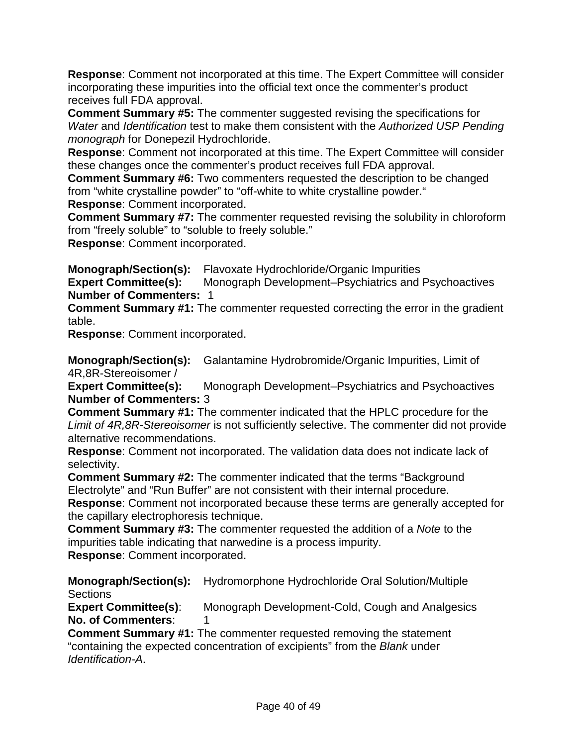**Response**: Comment not incorporated at this time. The Expert Committee will consider incorporating these impurities into the official text once the commenter's product receives full FDA approval.

**Comment Summary #5:** The commenter suggested revising the specifications for *Water* and *Identification* test to make them consistent with the *Authorized USP Pending monograph* for Donepezil Hydrochloride.

**Response**: Comment not incorporated at this time. The Expert Committee will consider these changes once the commenter's product receives full FDA approval.

**Comment Summary #6:** Two commenters requested the description to be changed from "white crystalline powder" to "off-white to white crystalline powder."

**Response**: Comment incorporated.

**Comment Summary #7:** The commenter requested revising the solubility in chloroform from "freely soluble" to "soluble to freely soluble."

**Response**: Comment incorporated.

**Monograph/Section(s):** Flavoxate Hydrochloride/Organic Impurities
**Expert Committee(s):** Monograph Development–Psychiatrics and Psychoactives
**Number of Commenters:** 1

**Comment Summary #1:** The commenter requested correcting the error in the gradient table.

**Response**: Comment incorporated.

**Monograph/Section(s):** Galantamine Hydrobromide/Organic Impurities, Limit of 4R,8R-Stereoisomer /
**Expert Committee(s):** Monograph Development–Psychiatrics and Psychoactives
**Number of Commenters:** 3

**Comment Summary #1:** The commenter indicated that the HPLC procedure for the *Limit of 4R,8R-Stereoisomer* is not sufficiently selective. The commenter did not provide alternative recommendations.

**Response**: Comment not incorporated. The validation data does not indicate lack of selectivity.

**Comment Summary #2:** The commenter indicated that the terms "Background Electrolyte" and "Run Buffer" are not consistent with their internal procedure.

**Response**: Comment not incorporated because these terms are generally accepted for the capillary electrophoresis technique.

**Comment Summary #3:** The commenter requested the addition of a *Note* to the impurities table indicating that narwedine is a process impurity.

**Response**: Comment incorporated.

**Monograph/Section(s):** Hydromorphone Hydrochloride Oral Solution/Multiple Sections
**Expert Committee(s)**: Monograph Development-Cold, Cough and Analgesics
**No. of Commenters**: 1

**Comment Summary #1:** The commenter requested removing the statement "containing the expected concentration of excipients" from the *Blank* under *Identification-A*.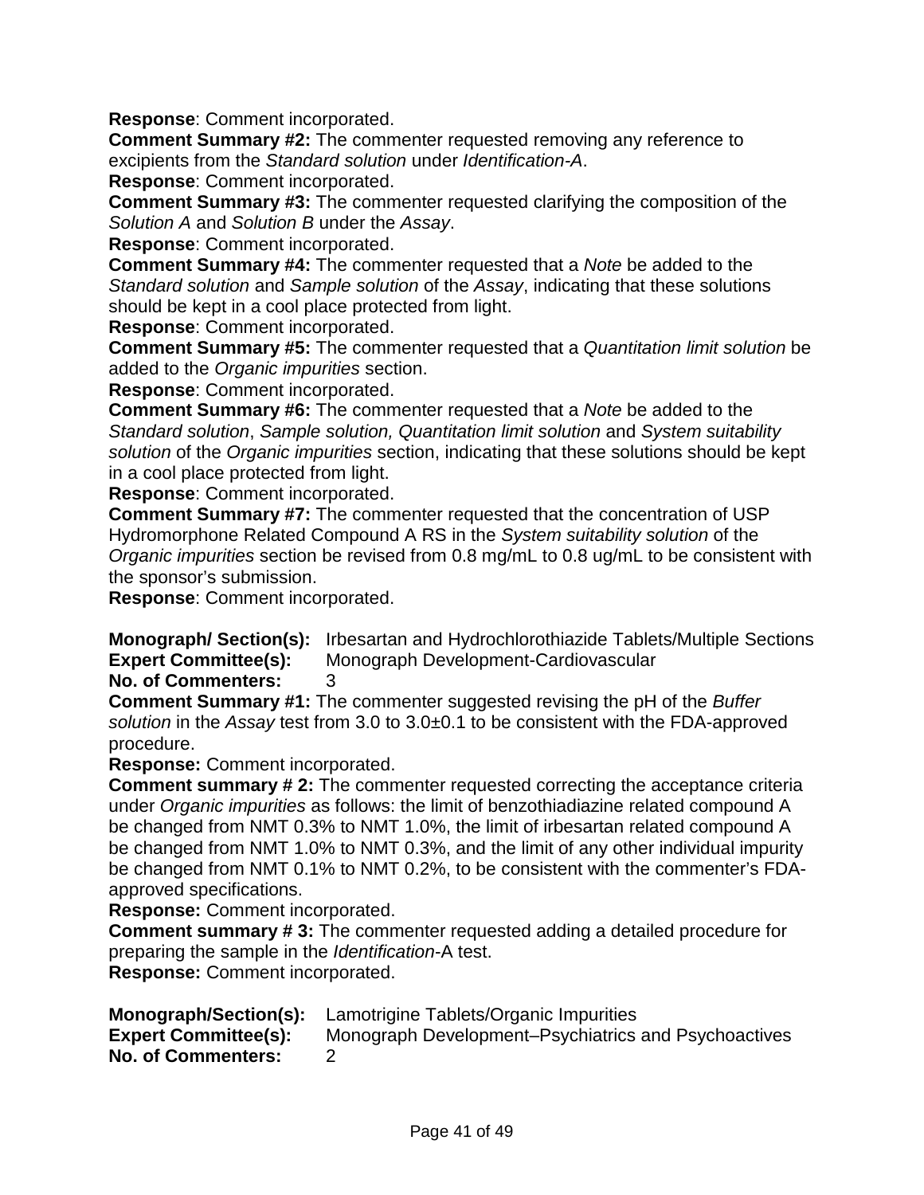**Response**: Comment incorporated.

**Comment Summary #2:** The commenter requested removing any reference to excipients from the *Standard solution* under *Identification-A*.

**Response**: Comment incorporated.

**Comment Summary #3:** The commenter requested clarifying the composition of the *Solution A* and *Solution B* under the *Assay*.

**Response**: Comment incorporated.

**Comment Summary #4:** The commenter requested that a *Note* be added to the *Standard solution* and *Sample solution* of the *Assay*, indicating that these solutions should be kept in a cool place protected from light.

**Response**: Comment incorporated.

**Comment Summary #5:** The commenter requested that a *Quantitation limit solution* be added to the *Organic impurities* section.

**Response**: Comment incorporated.

**Comment Summary #6:** The commenter requested that a *Note* be added to the *Standard solution*, *Sample solution, Quantitation limit solution* and *System suitability solution* of the *Organic impurities* section, indicating that these solutions should be kept in a cool place protected from light.

**Response**: Comment incorporated.

**Comment Summary #7:** The commenter requested that the concentration of USP Hydromorphone Related Compound A RS in the *System suitability solution* of the *Organic impurities* section be revised from 0.8 mg/mL to 0.8 ug/mL to be consistent with the sponsor's submission.

**Response**: Comment incorporated.

**Monograph/ Section(s):** Irbesartan and Hydrochlorothiazide Tablets/Multiple Sections
**Expert Committee(s):** Monograph Development-Cardiovascular
**No. of Commenters:** 3

**Comment Summary #1:** The commenter suggested revising the pH of the *Buffer solution* in the *Assay* test from 3.0 to 3.0±0.1 to be consistent with the FDA-approved procedure.

**Response:** Comment incorporated.

**Comment summary # 2:** The commenter requested correcting the acceptance criteria under *Organic impurities* as follows: the limit of benzothiadiazine related compound A be changed from NMT 0.3% to NMT 1.0%, the limit of irbesartan related compound A be changed from NMT 1.0% to NMT 0.3%, and the limit of any other individual impurity be changed from NMT 0.1% to NMT 0.2%, to be consistent with the commenter's FDA-approved specifications.

**Response:** Comment incorporated.

**Comment summary # 3:** The commenter requested adding a detailed procedure for preparing the sample in the *Identification*-A test.

**Response:** Comment incorporated.

**Monograph/Section(s):** Lamotrigine Tablets/Organic Impurities
**Expert Committee(s):** Monograph Development–Psychiatrics and Psychoactives
**No. of Commenters:** 2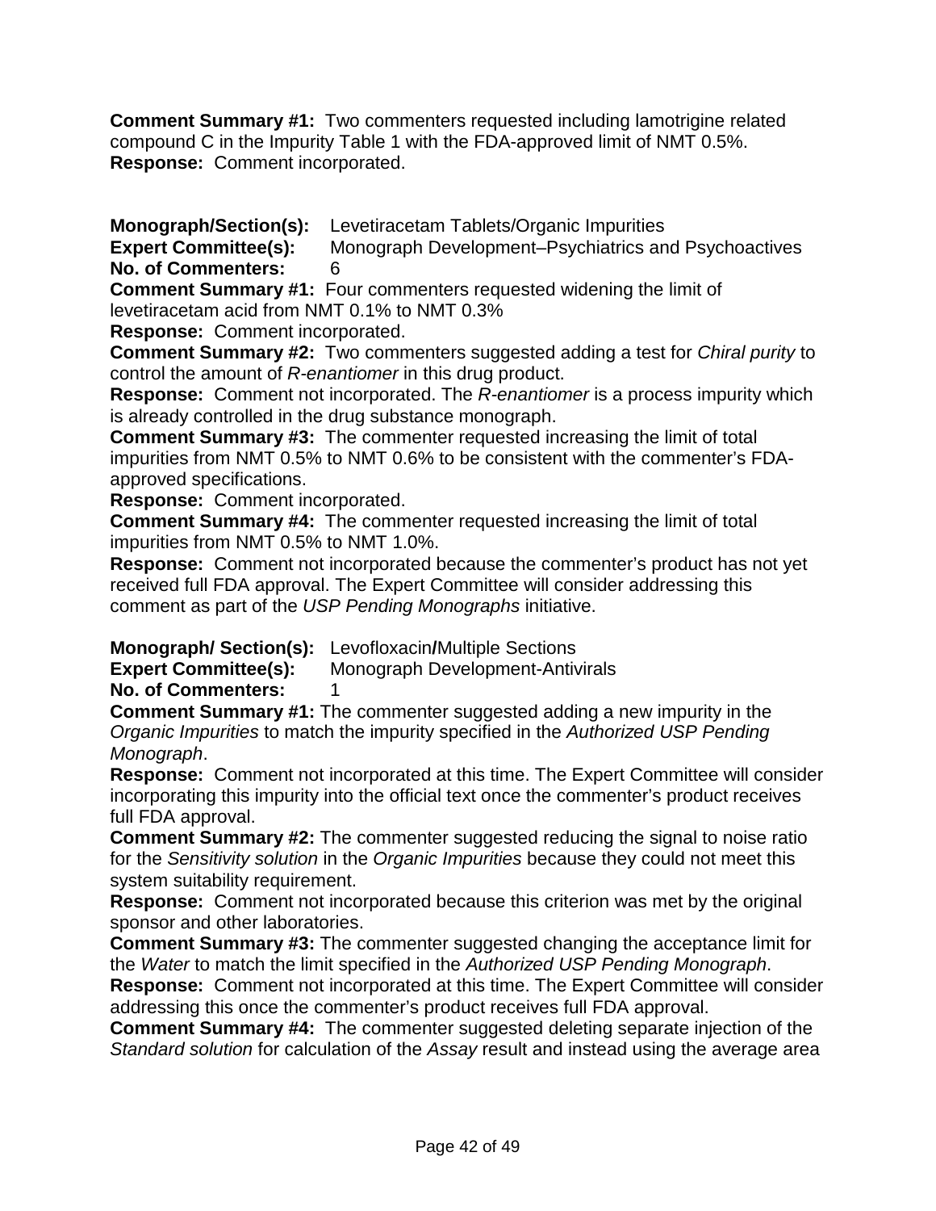**Comment Summary #1:** Two commenters requested including lamotrigine related compound C in the Impurity Table 1 with the FDA-approved limit of NMT 0.5%.
**Response:** Comment incorporated.

**Monograph/Section(s):** Levetiracetam Tablets/Organic Impurities
**Expert Committee(s):** Monograph Development–Psychiatrics and Psychoactives
**No. of Commenters:** 6

**Comment Summary #1:** Four commenters requested widening the limit of levetiracetam acid from NMT 0.1% to NMT 0.3%
**Response:** Comment incorporated.

**Comment Summary #2:** Two commenters suggested adding a test for *Chiral purity* to control the amount of *R-enantiomer* in this drug product.
**Response:** Comment not incorporated. The *R-enantiomer* is a process impurity which is already controlled in the drug substance monograph.

**Comment Summary #3:** The commenter requested increasing the limit of total impurities from NMT 0.5% to NMT 0.6% to be consistent with the commenter's FDA-approved specifications.
**Response:** Comment incorporated.

**Comment Summary #4:** The commenter requested increasing the limit of total impurities from NMT 0.5% to NMT 1.0%.
**Response:** Comment not incorporated because the commenter's product has not yet received full FDA approval. The Expert Committee will consider addressing this comment as part of the *USP Pending Monographs* initiative.

**Monograph/ Section(s):** Levofloxacin**/**Multiple Sections
**Expert Committee(s):** Monograph Development-Antivirals
**No. of Commenters:** 1

**Comment Summary #1:** The commenter suggested adding a new impurity in the *Organic Impurities* to match the impurity specified in the *Authorized USP Pending Monograph*.
**Response:** Comment not incorporated at this time. The Expert Committee will consider incorporating this impurity into the official text once the commenter's product receives full FDA approval.

**Comment Summary #2:** The commenter suggested reducing the signal to noise ratio for the *Sensitivity solution* in the *Organic Impurities* because they could not meet this system suitability requirement.
**Response:** Comment not incorporated because this criterion was met by the original sponsor and other laboratories.

**Comment Summary #3:** The commenter suggested changing the acceptance limit for the *Water* to match the limit specified in the *Authorized USP Pending Monograph*.
**Response:** Comment not incorporated at this time. The Expert Committee will consider addressing this once the commenter's product receives full FDA approval.

**Comment Summary #4:** The commenter suggested deleting separate injection of the *Standard solution* for calculation of the *Assay* result and instead using the average area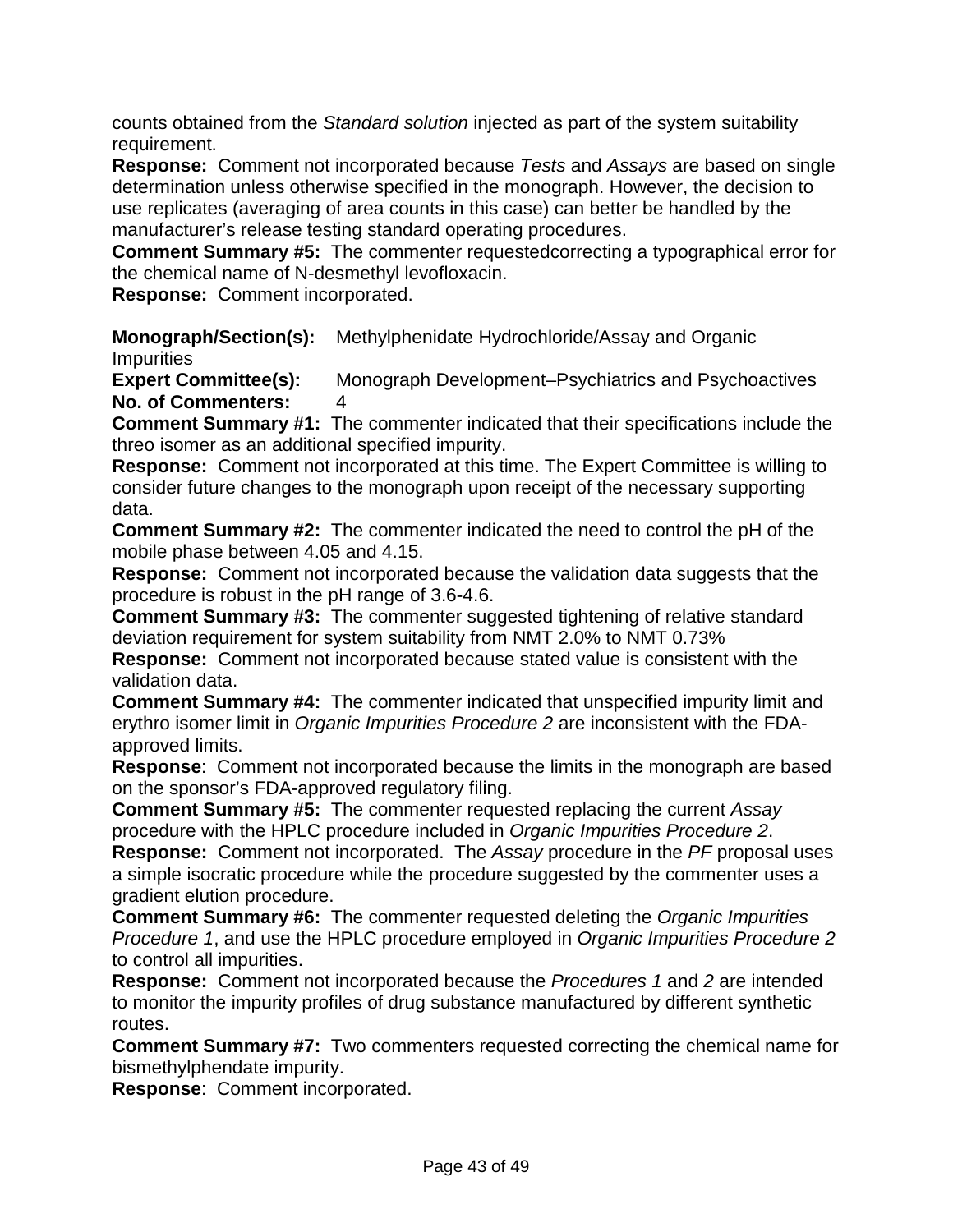counts obtained from the *Standard solution* injected as part of the system suitability requirement.
**Response:** Comment not incorporated because *Tests* and *Assays* are based on single determination unless otherwise specified in the monograph. However, the decision to use replicates (averaging of area counts in this case) can better be handled by the manufacturer's release testing standard operating procedures.
**Comment Summary #5:** The commenter requestedcorrecting a typographical error for the chemical name of N-desmethyl levofloxacin.
**Response:** Comment incorporated.

**Monograph/Section(s):** Methylphenidate Hydrochloride/Assay and Organic Impurities
**Expert Committee(s):** Monograph Development–Psychiatrics and Psychoactives
**No. of Commenters:** 4
**Comment Summary #1:** The commenter indicated that their specifications include the threo isomer as an additional specified impurity.
**Response:** Comment not incorporated at this time. The Expert Committee is willing to consider future changes to the monograph upon receipt of the necessary supporting data.
**Comment Summary #2:** The commenter indicated the need to control the pH of the mobile phase between 4.05 and 4.15.
**Response:** Comment not incorporated because the validation data suggests that the procedure is robust in the pH range of 3.6-4.6.
**Comment Summary #3:** The commenter suggested tightening of relative standard deviation requirement for system suitability from NMT 2.0% to NMT 0.73%
**Response:** Comment not incorporated because stated value is consistent with the validation data.
**Comment Summary #4:** The commenter indicated that unspecified impurity limit and erythro isomer limit in *Organic Impurities Procedure 2* are inconsistent with the FDA-approved limits.
**Response**: Comment not incorporated because the limits in the monograph are based on the sponsor's FDA-approved regulatory filing.
**Comment Summary #5:** The commenter requested replacing the current *Assay* procedure with the HPLC procedure included in *Organic Impurities Procedure 2*.
**Response:** Comment not incorporated. The *Assay* procedure in the *PF* proposal uses a simple isocratic procedure while the procedure suggested by the commenter uses a gradient elution procedure.
**Comment Summary #6:** The commenter requested deleting the *Organic Impurities Procedure 1*, and use the HPLC procedure employed in *Organic Impurities Procedure 2* to control all impurities.
**Response:** Comment not incorporated because the *Procedures 1* and *2* are intended to monitor the impurity profiles of drug substance manufactured by different synthetic routes.
**Comment Summary #7:** Two commenters requested correcting the chemical name for bismethylphendate impurity.
**Response**: Comment incorporated.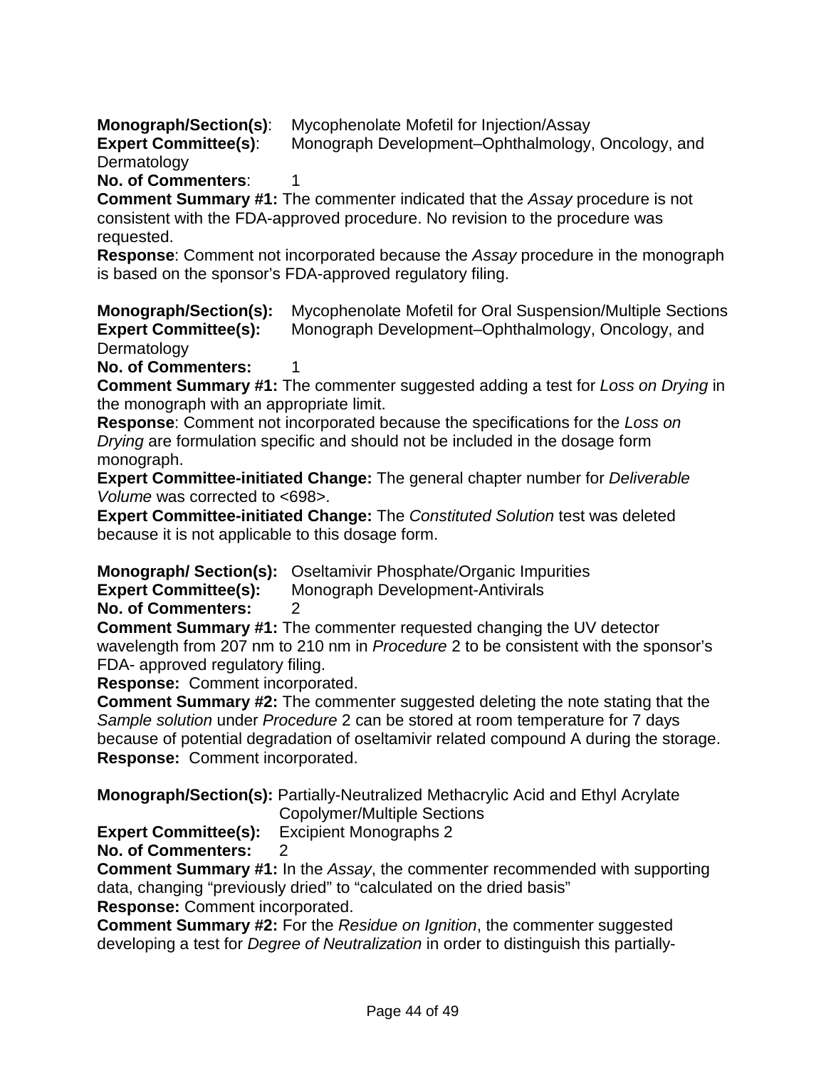**Monograph/Section(s)**: Mycophenolate Mofetil for Injection/Assay
**Expert Committee(s)**: Monograph Development–Ophthalmology, Oncology, and Dermatology
**No. of Commenters**: 1
**Comment Summary #1:** The commenter indicated that the *Assay* procedure is not consistent with the FDA-approved procedure. No revision to the procedure was requested.
**Response**: Comment not incorporated because the *Assay* procedure in the monograph is based on the sponsor's FDA-approved regulatory filing.

**Monograph/Section(s):** Mycophenolate Mofetil for Oral Suspension/Multiple Sections
**Expert Committee(s):** Monograph Development–Ophthalmology, Oncology, and Dermatology
**No. of Commenters:** 1
**Comment Summary #1:** The commenter suggested adding a test for *Loss on Drying* in the monograph with an appropriate limit.
**Response**: Comment not incorporated because the specifications for the *Loss on Drying* are formulation specific and should not be included in the dosage form monograph.
**Expert Committee-initiated Change:** The general chapter number for *Deliverable Volume* was corrected to <698>.
**Expert Committee-initiated Change:** The *Constituted Solution* test was deleted because it is not applicable to this dosage form.

**Monograph/ Section(s):** Oseltamivir Phosphate/Organic Impurities
**Expert Committee(s):** Monograph Development-Antivirals
**No. of Commenters:** 2
**Comment Summary #1:** The commenter requested changing the UV detector wavelength from 207 nm to 210 nm in *Procedure* 2 to be consistent with the sponsor's FDA- approved regulatory filing.
**Response:** Comment incorporated.
**Comment Summary #2:** The commenter suggested deleting the note stating that the *Sample solution* under *Procedure* 2 can be stored at room temperature for 7 days because of potential degradation of oseltamivir related compound A during the storage.
**Response:** Comment incorporated.

**Monograph/Section(s):** Partially-Neutralized Methacrylic Acid and Ethyl Acrylate Copolymer/Multiple Sections
**Expert Committee(s):** Excipient Monographs 2
**No. of Commenters:** 2
**Comment Summary #1:** In the *Assay*, the commenter recommended with supporting data, changing "previously dried" to "calculated on the dried basis"
**Response:** Comment incorporated.
**Comment Summary #2:** For the *Residue on Ignition*, the commenter suggested developing a test for *Degree of Neutralization* in order to distinguish this partially-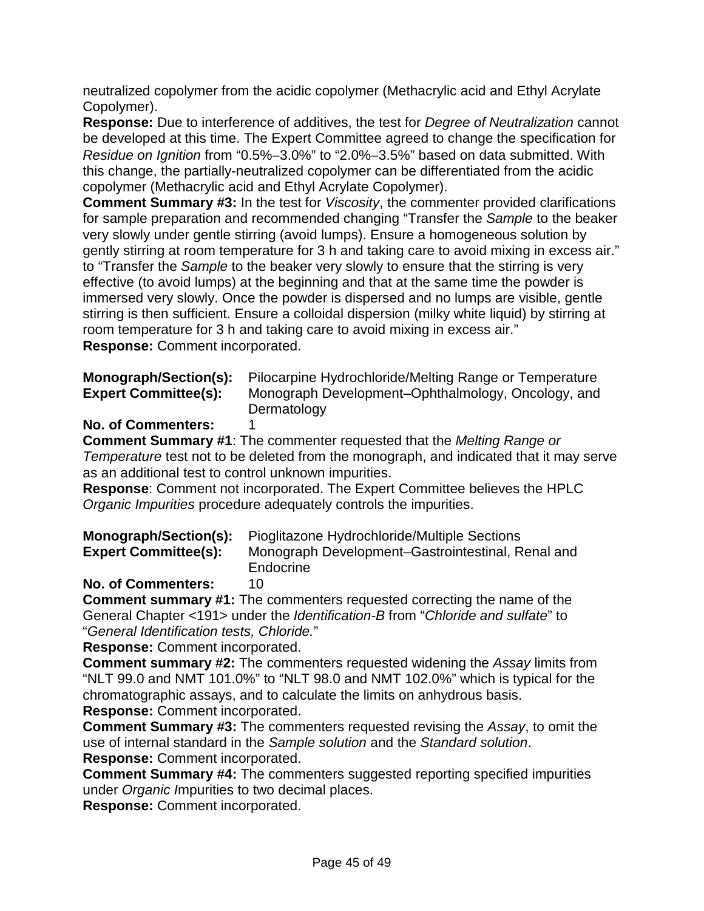neutralized copolymer from the acidic copolymer (Methacrylic acid and Ethyl Acrylate Copolymer).

**Response:** Due to interference of additives, the test for *Degree of Neutralization* cannot be developed at this time. The Expert Committee agreed to change the specification for *Residue on Ignition* from "0.5%–3.0%" to "2.0%–3.5%" based on data submitted. With this change, the partially-neutralized copolymer can be differentiated from the acidic copolymer (Methacrylic acid and Ethyl Acrylate Copolymer).

**Comment Summary #3:** In the test for *Viscosity*, the commenter provided clarifications for sample preparation and recommended changing "Transfer the *Sample* to the beaker very slowly under gentle stirring (avoid lumps). Ensure a homogeneous solution by gently stirring at room temperature for 3 h and taking care to avoid mixing in excess air." to "Transfer the *Sample* to the beaker very slowly to ensure that the stirring is very effective (to avoid lumps) at the beginning and that at the same time the powder is immersed very slowly. Once the powder is dispersed and no lumps are visible, gentle stirring is then sufficient. Ensure a colloidal dispersion (milky white liquid) by stirring at room temperature for 3 h and taking care to avoid mixing in excess air."

**Response:** Comment incorporated.

**Monograph/Section(s):** Pilocarpine Hydrochloride/Melting Range or Temperature
**Expert Committee(s):** Monograph Development–Ophthalmology, Oncology, and Dermatology
**No. of Commenters:** 1

**Comment Summary #1**: The commenter requested that the *Melting Range or Temperature* test not to be deleted from the monograph, and indicated that it may serve as an additional test to control unknown impurities.

**Response**: Comment not incorporated. The Expert Committee believes the HPLC *Organic Impurities* procedure adequately controls the impurities.

**Monograph/Section(s):** Pioglitazone Hydrochloride/Multiple Sections
**Expert Committee(s):** Monograph Development–Gastrointestinal, Renal and Endocrine
**No. of Commenters:** 10

**Comment summary #1:** The commenters requested correcting the name of the General Chapter <191> under the *Identification-B* from "*Chloride and sulfate*" to "*General Identification tests, Chloride.*"

**Response:** Comment incorporated.

**Comment summary #2:** The commenters requested widening the *Assay* limits from "NLT 99.0 and NMT 101.0%" to "NLT 98.0 and NMT 102.0%" which is typical for the chromatographic assays, and to calculate the limits on anhydrous basis.

**Response:** Comment incorporated.

**Comment Summary #3:** The commenters requested revising the *Assay*, to omit the use of internal standard in the *Sample solution* and the *Standard solution*.

**Response:** Comment incorporated.

**Comment Summary #4:** The commenters suggested reporting specified impurities under *Organic I*mpurities to two decimal places.

**Response:** Comment incorporated.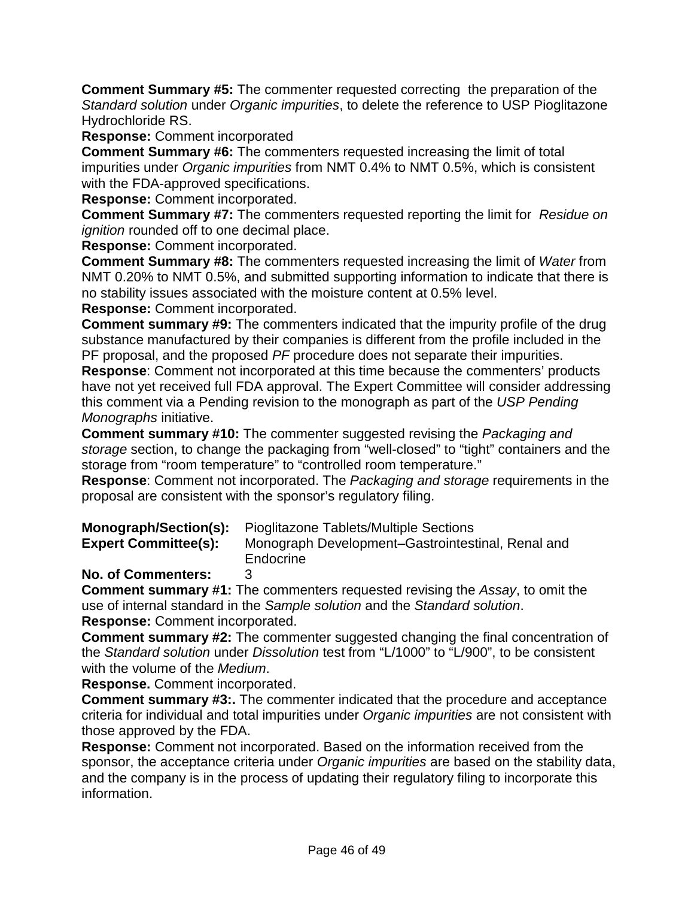**Comment Summary #5:** The commenter requested correcting the preparation of the *Standard solution* under *Organic impurities*, to delete the reference to USP Pioglitazone Hydrochloride RS.

**Response:** Comment incorporated

**Comment Summary #6:** The commenters requested increasing the limit of total impurities under *Organic impurities* from NMT 0.4% to NMT 0.5%, which is consistent with the FDA-approved specifications.

**Response:** Comment incorporated.

**Comment Summary #7:** The commenters requested reporting the limit for *Residue on ignition* rounded off to one decimal place.

**Response:** Comment incorporated.

**Comment Summary #8:** The commenters requested increasing the limit of *Water* from NMT 0.20% to NMT 0.5%, and submitted supporting information to indicate that there is no stability issues associated with the moisture content at 0.5% level.

**Response:** Comment incorporated.

**Comment summary #9:** The commenters indicated that the impurity profile of the drug substance manufactured by their companies is different from the profile included in the PF proposal, and the proposed *PF* procedure does not separate their impurities.

**Response**: Comment not incorporated at this time because the commenters' products have not yet received full FDA approval. The Expert Committee will consider addressing this comment via a Pending revision to the monograph as part of the *USP Pending Monographs* initiative.

**Comment summary #10:** The commenter suggested revising the *Packaging and storage* section, to change the packaging from "well-closed" to "tight" containers and the storage from "room temperature" to "controlled room temperature."

**Response**: Comment not incorporated. The *Packaging and storage* requirements in the proposal are consistent with the sponsor's regulatory filing.

**Monograph/Section(s):** Pioglitazone Tablets/Multiple Sections
**Expert Committee(s):** Monograph Development–Gastrointestinal, Renal and Endocrine
**No. of Commenters:** 3

**Comment summary #1:** The commenters requested revising the *Assay*, to omit the use of internal standard in the *Sample solution* and the *Standard solution*.

**Response:** Comment incorporated.

**Comment summary #2:** The commenter suggested changing the final concentration of the *Standard solution* under *Dissolution* test from "L/1000" to "L/900", to be consistent with the volume of the *Medium*.

**Response.** Comment incorporated.

**Comment summary #3:.** The commenter indicated that the procedure and acceptance criteria for individual and total impurities under *Organic impurities* are not consistent with those approved by the FDA.

**Response:** Comment not incorporated. Based on the information received from the sponsor, the acceptance criteria under *Organic impurities* are based on the stability data, and the company is in the process of updating their regulatory filing to incorporate this information.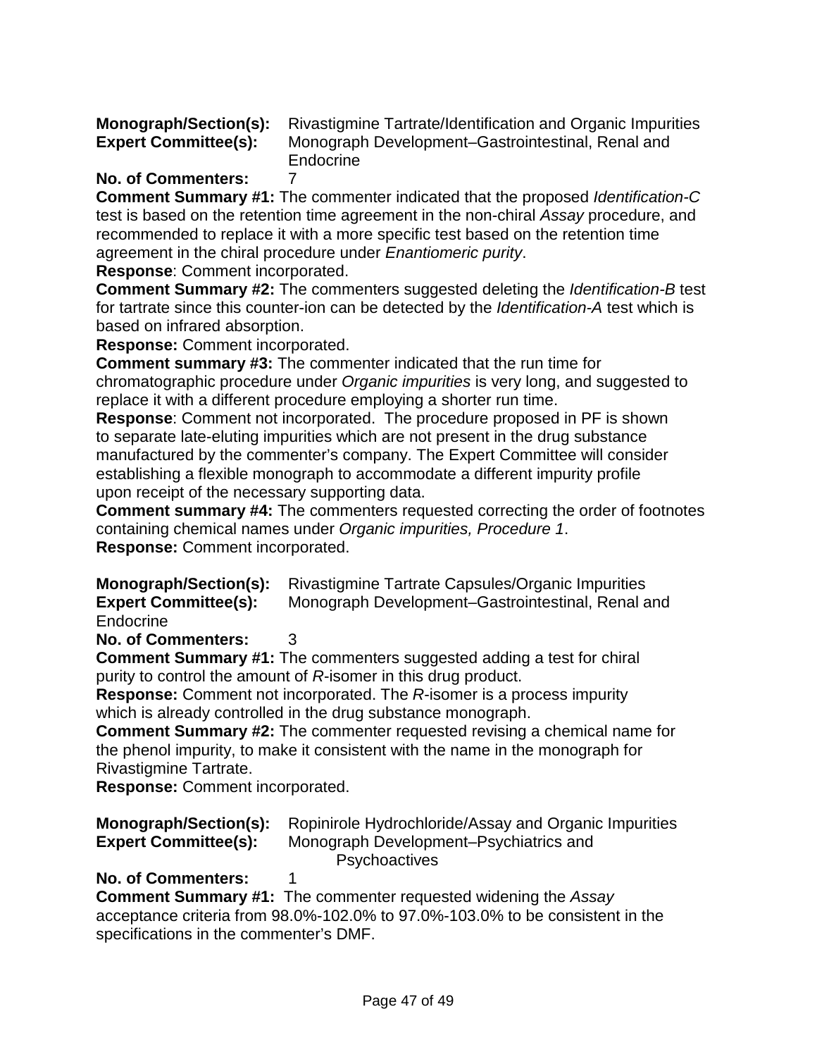**Monograph/Section(s):** Rivastigmine Tartrate/Identification and Organic Impurities
**Expert Committee(s):** Monograph Development–Gastrointestinal, Renal and Endocrine
**No. of Commenters:** 7

**Comment Summary #1:** The commenter indicated that the proposed *Identification-C* test is based on the retention time agreement in the non-chiral *Assay* procedure, and recommended to replace it with a more specific test based on the retention time agreement in the chiral procedure under *Enantiomeric purity*.
**Response**: Comment incorporated.

**Comment Summary #2:** The commenters suggested deleting the *Identification-B* test for tartrate since this counter-ion can be detected by the *Identification-A* test which is based on infrared absorption.
**Response:** Comment incorporated.

**Comment summary #3:** The commenter indicated that the run time for chromatographic procedure under *Organic impurities* is very long, and suggested to replace it with a different procedure employing a shorter run time.
**Response**: Comment not incorporated. The procedure proposed in PF is shown to separate late-eluting impurities which are not present in the drug substance manufactured by the commenter's company. The Expert Committee will consider establishing a flexible monograph to accommodate a different impurity profile upon receipt of the necessary supporting data.

**Comment summary #4:** The commenters requested correcting the order of footnotes containing chemical names under *Organic impurities, Procedure 1*.
**Response:** Comment incorporated.

**Monograph/Section(s):** Rivastigmine Tartrate Capsules/Organic Impurities
**Expert Committee(s):** Monograph Development–Gastrointestinal, Renal and Endocrine
**No. of Commenters:** 3

**Comment Summary #1:** The commenters suggested adding a test for chiral purity to control the amount of *R*-isomer in this drug product.
**Response:** Comment not incorporated. The *R*-isomer is a process impurity which is already controlled in the drug substance monograph.

**Comment Summary #2:** The commenter requested revising a chemical name for the phenol impurity, to make it consistent with the name in the monograph for Rivastigmine Tartrate.
**Response:** Comment incorporated.

**Monograph/Section(s):** Ropinirole Hydrochloride/Assay and Organic Impurities
**Expert Committee(s):** Monograph Development–Psychiatrics and Psychoactives
**No. of Commenters:** 1

**Comment Summary #1:** The commenter requested widening the *Assay* acceptance criteria from 98.0%-102.0% to 97.0%-103.0% to be consistent in the specifications in the commenter's DMF.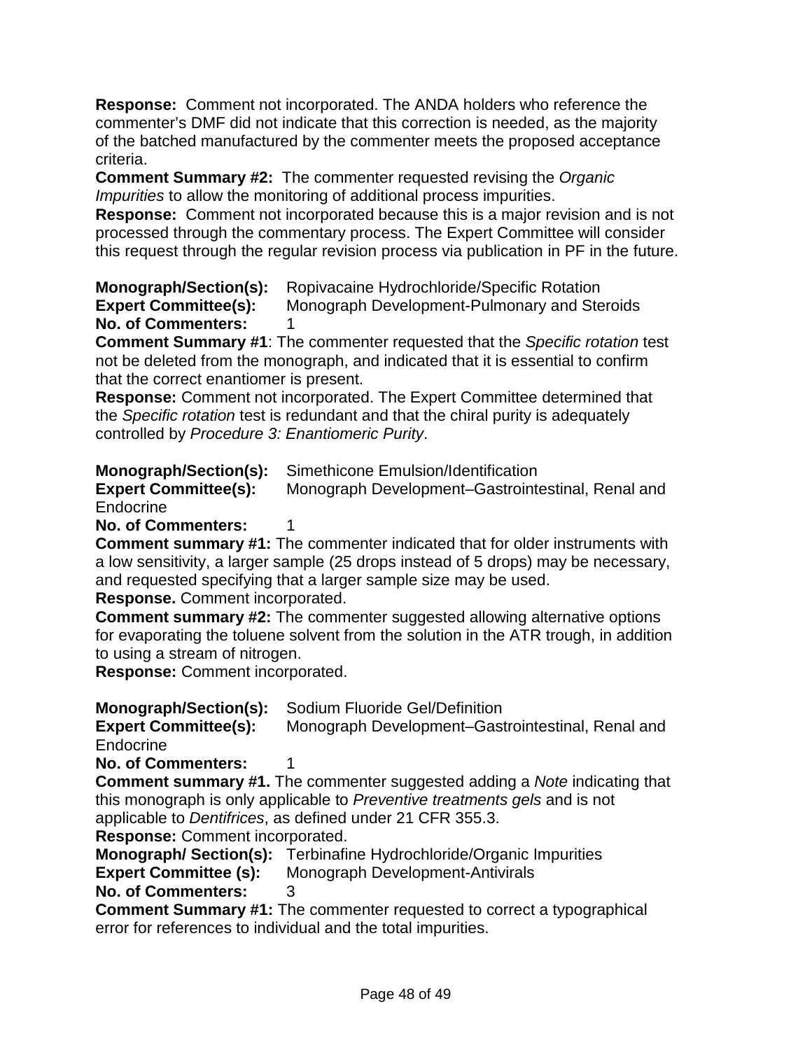**Response:** Comment not incorporated. The ANDA holders who reference the commenter's DMF did not indicate that this correction is needed, as the majority of the batched manufactured by the commenter meets the proposed acceptance criteria.

**Comment Summary #2:** The commenter requested revising the *Organic Impurities* to allow the monitoring of additional process impurities.

**Response:** Comment not incorporated because this is a major revision and is not processed through the commentary process. The Expert Committee will consider this request through the regular revision process via publication in PF in the future.

**Monograph/Section(s):** Ropivacaine Hydrochloride/Specific Rotation
**Expert Committee(s):** Monograph Development-Pulmonary and Steroids
**No. of Commenters:** 1

**Comment Summary #1**: The commenter requested that the *Specific rotation* test not be deleted from the monograph, and indicated that it is essential to confirm that the correct enantiomer is present.

**Response:** Comment not incorporated. The Expert Committee determined that the *Specific rotation* test is redundant and that the chiral purity is adequately controlled by *Procedure 3: Enantiomeric Purity*.

**Monograph/Section(s):** Simethicone Emulsion/Identification
**Expert Committee(s):** Monograph Development–Gastrointestinal, Renal and Endocrine
**No. of Commenters:** 1

**Comment summary #1:** The commenter indicated that for older instruments with a low sensitivity, a larger sample (25 drops instead of 5 drops) may be necessary, and requested specifying that a larger sample size may be used.

**Response.** Comment incorporated.

**Comment summary #2:** The commenter suggested allowing alternative options for evaporating the toluene solvent from the solution in the ATR trough, in addition to using a stream of nitrogen.

**Response:** Comment incorporated.

**Monograph/Section(s):** Sodium Fluoride Gel/Definition
**Expert Committee(s):** Monograph Development–Gastrointestinal, Renal and Endocrine
**No. of Commenters:** 1

**Comment summary #1.** The commenter suggested adding a *Note* indicating that this monograph is only applicable to *Preventive treatments gels* and is not applicable to *Dentifrices*, as defined under 21 CFR 355.3.

**Response:** Comment incorporated.

**Monograph/ Section(s):** Terbinafine Hydrochloride/Organic Impurities
**Expert Committee (s):** Monograph Development-Antivirals
**No. of Commenters:** 3

**Comment Summary #1:** The commenter requested to correct a typographical error for references to individual and the total impurities.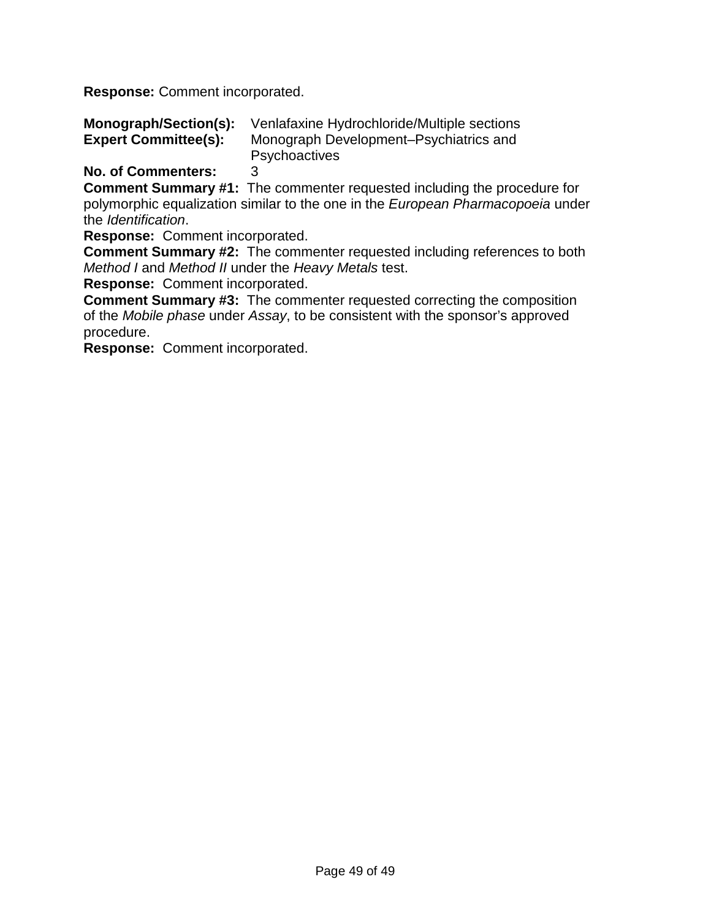**Response:** Comment incorporated.

**Monograph/Section(s):** Venlafaxine Hydrochloride/Multiple sections
**Expert Committee(s):** Monograph Development–Psychiatrics and Psychoactives
**No. of Commenters:** 3

**Comment Summary #1:** The commenter requested including the procedure for polymorphic equalization similar to the one in the *European Pharmacopoeia* under the *Identification*.

**Response:** Comment incorporated.

**Comment Summary #2:** The commenter requested including references to both *Method I* and *Method II* under the *Heavy Metals* test.

**Response:** Comment incorporated.

**Comment Summary #3:** The commenter requested correcting the composition of the *Mobile phase* under *Assay*, to be consistent with the sponsor's approved procedure.

**Response:** Comment incorporated.